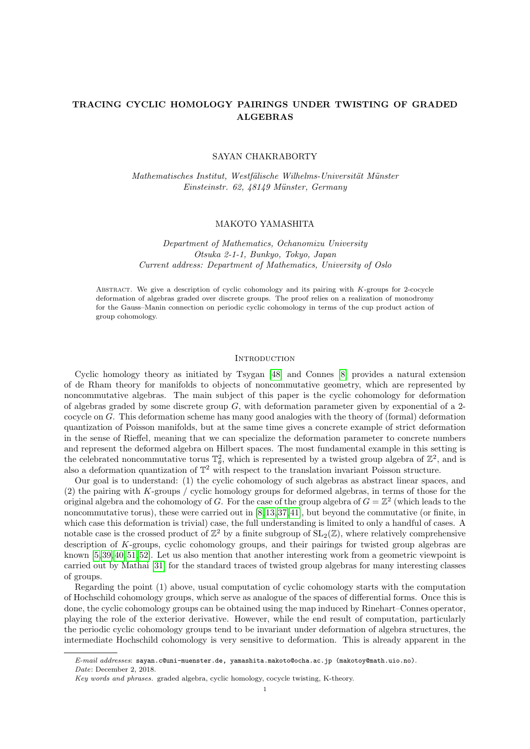# TRACING CYCLIC HOMOLOGY PAIRINGS UNDER TWISTING OF GRADED ALGEBRAS

SAYAN CHAKRABORTY

*Mathematisches Institut, Westfälische Wilhelms-Universität Münster*
*Einsteinstr. 62, 48149 Münster, Germany*

MAKOTO YAMASHITA

*Department of Mathematics, Ochanomizu University*
*Otsuka 2-1-1, Bunkyo, Tokyo, Japan*
*Current address: Department of Mathematics, University of Oslo*

Abstract. We give a description of cyclic cohomology and its pairing with $K$-groups for 2-cocycle deformation of algebras graded over discrete groups. The proof relies on a realization of monodromy for the Gauss–Manin connection on periodic cyclic cohomology in terms of the cup product action of group cohomology.

## Introduction

Cyclic homology theory as initiated by Tsygan [48] and Connes [8] provides a natural extension of de Rham theory for manifolds to objects of noncommutative geometry, which are represented by noncommutative algebras. The main subject of this paper is the cyclic cohomology for deformation of algebras graded by some discrete group $G$, with deformation parameter given by exponential of a 2-cocycle on $G$. This deformation scheme has many good analogies with the theory of (formal) deformation quantization of Poisson manifolds, but at the same time gives a concrete example of strict deformation in the sense of Rieffel, meaning that we can specialize the deformation parameter to concrete numbers and represent the deformed algebra on Hilbert spaces. The most fundamental example in this setting is the celebrated noncommutative torus $\mathbb{T}^2_\theta$, which is represented by a twisted group algebra of $\mathbb{Z}^2$, and is also a deformation quantization of $\mathbb{T}^2$ with respect to the translation invariant Poisson structure.

Our goal is to understand: (1) the cyclic cohomology of such algebras as abstract linear spaces, and (2) the pairing with $K$-groups / cyclic homology groups for deformed algebras, in terms of those for the original algebra and the cohomology of $G$. For the case of the group algebra of $G = \mathbb{Z}^2$ (which leads to the noncommutative torus), these were carried out in [8,13,37,41], but beyond the commutative (or finite, in which case this deformation is trivial) case, the full understanding is limited to only a handful of cases. A notable case is the crossed product of $\mathbb{Z}^2$ by a finite subgroup of $\mathrm{SL}_2(\mathbb{Z})$, where relatively comprehensive description of $K$-groups, cyclic cohomology groups, and their pairings for twisted group algebras are known [5,39,40,51,52]. Let us also mention that another interesting work from a geometric viewpoint is carried out by Mathai [31] for the standard traces of twisted group algebras for many interesting classes of groups.

Regarding the point (1) above, usual computation of cyclic cohomology starts with the computation of Hochschild cohomology groups, which serve as analogue of the spaces of differential forms. Once this is done, the cyclic cohomology groups can be obtained using the map induced by Rinehart–Connes operator, playing the role of the exterior derivative. However, while the end result of computation, particularly the periodic cyclic cohomology groups tend to be invariant under deformation of algebra structures, the intermediate Hochschild cohomology is very sensitive to deformation. This is already apparent in the

---

*E-mail addresses*: sayan.c@uni-muenster.de, yamashita.makoto@ocha.ac.jp (makotoy@math.uio.no).
*Date*: December 2, 2018.
*Key words and phrases.* graded algebra, cyclic homology, cocycle twisting, K-theory.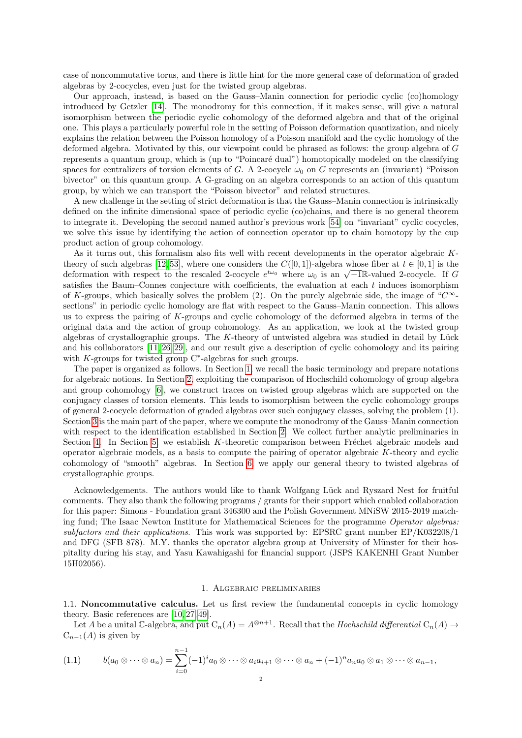case of noncommutative torus, and there is little hint for the more general case of deformation of graded algebras by 2-cocycles, even just for the twisted group algebras.

Our approach, instead, is based on the Gauss–Manin connection for periodic cyclic (co)homology introduced by Getzler [14]. The monodromy for this connection, if it makes sense, will give a natural isomorphism between the periodic cyclic cohomology of the deformed algebra and that of the original one. This plays a particularly powerful role in the setting of Poisson deformation quantization, and nicely explains the relation between the Poisson homology of a Poisson manifold and the cyclic homology of the deformed algebra. Motivated by this, our viewpoint could be phrased as follows: the group algebra of $G$ represents a quantum group, which is (up to "Poincaré dual") homotopically modeled on the classifying spaces for centralizers of torsion elements of $G$. A 2-cocycle $\omega_0$ on $G$ represents an (invariant) "Poisson bivector" on this quantum group. A G-grading on an algebra corresponds to an action of this quantum group, by which we can transport the "Poisson bivector" and related structures.

A new challenge in the setting of strict deformation is that the Gauss–Manin connection is intrinsically defined on the infinite dimensional space of periodic cyclic (co)chains, and there is no general theorem to integrate it. Developing the second named author's previous work [54] on "invariant" cyclic cocycles, we solve this issue by identifying the action of connection operator up to chain homotopy by the cup product action of group cohomology.

As it turns out, this formalism also fits well with recent developments in the operator algebraic $K$-theory of such algebras [12, 53], where one considers the $C([0,1])$-algebra whose fiber at $t \in [0,1]$ is the deformation with respect to the rescaled 2-cocycle $e^{t\omega_0}$ where $\omega_0$ is an $\sqrt{-1}\mathbb{R}$-valued 2-cocycle. If $G$ satisfies the Baum–Connes conjecture with coefficients, the evaluation at each $t$ induces isomorphism of $K$-groups, which basically solves the problem (2). On the purely algebraic side, the image of "$C^\infty$-sections" in periodic cyclic homology are flat with respect to the Gauss–Manin connection. This allows us to express the pairing of $K$-groups and cyclic cohomology of the deformed algebra in terms of the original data and the action of group cohomology. As an application, we look at the twisted group algebras of crystallographic groups. The $K$-theory of untwisted algebra was studied in detail by Lück and his collaborators [11, 26, 29], and our result give a description of cyclic cohomology and its pairing with $K$-groups for twisted group C$^*$-algebras for such groups.

The paper is organized as follows. In Section 1, we recall the basic terminology and prepare notations for algebraic notions. In Section 2, exploiting the comparison of Hochschild cohomology of group algebra and group cohomology [6], we construct traces on twisted group algebras which are supported on the conjugacy classes of torsion elements. This leads to isomorphism between the cyclic cohomology groups of general 2-cocycle deformation of graded algebras over such conjugacy classes, solving the problem (1). Section 3 is the main part of the paper, where we compute the monodromy of the Gauss–Manin connection with respect to the identification established in Section 2. We collect further analytic preliminaries in Section 4. In Section 5, we establish $K$-theoretic comparison between Fréchet algebraic models and operator algebraic models, as a basis to compute the pairing of operator algebraic $K$-theory and cyclic cohomology of "smooth" algebras. In Section 6, we apply our general theory to twisted algebras of crystallographic groups.

Acknowledgements. The authors would like to thank Wolfgang Lück and Ryszard Nest for fruitful comments. They also thank the following programs / grants for their support which enabled collaboration for this paper: Simons - Foundation grant 346300 and the Polish Government MNiSW 2015-2019 matching fund; The Isaac Newton Institute for Mathematical Sciences for the programme *Operator algebras: subfactors and their applications*. This work was supported by: EPSRC grant number EP/K032208/1 and DFG (SFB 878). M.Y. thanks the operator algebra group at University of Münster for their hospitality during his stay, and Yasu Kawahigashi for financial support (JSPS KAKENHI Grant Number 15H02056).

## 1. Algebraic preliminaries

**1.1. Noncommutative calculus.** Let us first review the fundamental concepts in cyclic homology theory. Basic references are [10, 27, 49].

Let $A$ be a unital $\mathbb{C}$-algebra, and put $\mathrm{C}_n(A) = A^{\otimes n+1}$. Recall that the *Hochschild differential* $\mathrm{C}_n(A) \to \mathrm{C}_{n-1}(A)$ is given by

$$b(a_0 \otimes \cdots \otimes a_n) = \sum_{i=0}^{n-1} (-1)^i a_0 \otimes \cdots \otimes a_i a_{i+1} \otimes \cdots \otimes a_n + (-1)^n a_n a_0 \otimes a_1 \otimes \cdots \otimes a_{n-1}, \tag{1.1}$$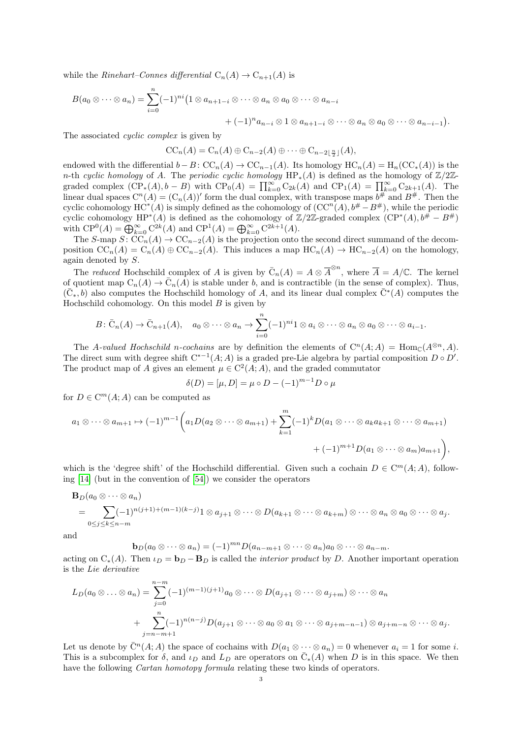while the *Rinehart–Connes differential* $\mathrm{C}_n(A) \to \mathrm{C}_{n+1}(A)$ is

$$
\begin{aligned}
B(a_0 \otimes \cdots \otimes a_n) = \sum_{i=0}^{n} (-1)^{ni} \big( & 1 \otimes a_{n+1-i} \otimes \cdots \otimes a_n \otimes a_0 \otimes \cdots \otimes a_{n-i} \\
& + (-1)^n a_{n-i} \otimes 1 \otimes a_{n+1-i} \otimes \cdots \otimes a_n \otimes a_0 \otimes \cdots \otimes a_{n-i-1} \big).
\end{aligned}
$$

The associated *cyclic complex* is given by

$$
\mathrm{CC}_n(A) = \mathrm{C}_n(A) \oplus \mathrm{C}_{n-2}(A) \oplus \cdots \oplus \mathrm{C}_{n-2\lfloor \frac{n}{2} \rfloor}(A),
$$

endowed with the differential $b - B \colon \mathrm{CC}_n(A) \to \mathrm{CC}_{n-1}(A)$. Its homology $\mathrm{HC}_n(A) = \mathrm{H}_n(\mathrm{CC}_*(A))$ is the $n$-th *cyclic homology* of $A$. The *periodic cyclic homology* $\mathrm{HP}_*(A)$ is defined as the homology of $\mathbb{Z}/2\mathbb{Z}$-graded complex $(\mathrm{CP}_*(A), b - B)$ with $\mathrm{CP}_0(A) = \prod_{k=0}^{\infty} \mathrm{C}_{2k}(A)$ and $\mathrm{CP}_1(A) = \prod_{k=0}^{\infty} \mathrm{C}_{2k+1}(A)$. The linear dual spaces $\mathrm{C}^n(A) = (\mathrm{C}_n(A))'$ form the dual complex, with transpose maps $b^\#$ and $B^\#$. Then the cyclic cohomology $\mathrm{HC}^*(A)$ is simply defined as the cohomology of $(\mathrm{CC}^n(A), b^\# - B^\#)$, while the periodic cyclic cohomology $\mathrm{HP}^*(A)$ is defined as the cohomology of $\mathbb{Z}/2\mathbb{Z}$-graded complex $(\mathrm{CP}^*(A), b^\# - B^\#)$ with $\mathrm{CP}^0(A) = \bigoplus_{k=0}^{\infty} \mathrm{C}^{2k}(A)$ and $\mathrm{CP}^1(A) = \bigoplus_{k=0}^{\infty} \mathrm{C}^{2k+1}(A)$.

The $S$-map $S \colon \mathrm{CC}_n(A) \to \mathrm{CC}_{n-2}(A)$ is the projection onto the second direct summand of the decomposition $\mathrm{CC}_n(A) = \mathrm{C}_n(A) \oplus \mathrm{CC}_{n-2}(A)$. This induces a map $\mathrm{HC}_n(A) \to \mathrm{HC}_{n-2}(A)$ on the homology, again denoted by $S$.

The *reduced* Hochschild complex of $A$ is given by $\bar{\mathrm{C}}_n(A) = A \otimes \overline{A}^{\otimes n}$, where $\overline{A} = A/\mathbb{C}$. The kernel of quotient map $\mathrm{C}_n(A) \to \bar{\mathrm{C}}_n(A)$ is stable under $b$, and is contractible (in the sense of complex). Thus, $(\bar{\mathrm{C}}_*, b)$ also computes the Hochschild homology of $A$, and its linear dual complex $\bar{\mathrm{C}}^*(A)$ computes the Hochschild cohomology. On this model $B$ is given by

$$
B \colon \bar{\mathrm{C}}_n(A) \to \bar{\mathrm{C}}_{n+1}(A), \quad a_0 \otimes \cdots \otimes a_n \to \sum_{i=0}^{n} (-1)^{ni} 1 \otimes a_i \otimes \cdots \otimes a_n \otimes a_0 \otimes \cdots \otimes a_{i-1}.
$$

The *$A$-valued Hochschild $n$-cochains* are by definition the elements of $\mathrm{C}^n(A; A) = \mathrm{Hom}_{\mathbb{C}}(A^{\otimes n}, A)$. The direct sum with degree shift $\mathrm{C}^{*-1}(A; A)$ is a graded pre-Lie algebra by partial composition $D \circ D'$. The product map of $A$ gives an element $\mu \in \mathrm{C}^2(A; A)$, and the graded commutator

$$
\delta(D) = [\mu, D] = \mu \circ D - (-1)^{m-1} D \circ \mu
$$

for $D \in \mathrm{C}^m(A; A)$ can be computed as

$$
\begin{aligned}
a_1 \otimes \cdots \otimes a_{m+1} \mapsto (-1)^{m-1} \bigg( & a_1 D(a_2 \otimes \cdots \otimes a_{m+1}) + \sum_{k=1}^{m} (-1)^k D(a_1 \otimes \cdots \otimes a_k a_{k+1} \otimes \cdots \otimes a_{m+1}) \\
& + (-1)^{m+1} D(a_1 \otimes \cdots \otimes a_m) a_{m+1} \bigg),
\end{aligned}
$$

which is the 'degree shift' of the Hochschild differential. Given such a cochain $D \in \mathrm{C}^m(A; A)$, following [14] (but in the convention of [54]) we consider the operators

$$
\begin{aligned}
& \mathbf{B}_D(a_0 \otimes \cdots \otimes a_n) \\
& = \sum_{0 \le j \le k \le n-m} (-1)^{n(j+1)+(m-1)(k-j)} 1 \otimes a_{j+1} \otimes \cdots \otimes D(a_{k+1} \otimes \cdots \otimes a_{k+m}) \otimes \cdots \otimes a_n \otimes a_0 \otimes \cdots \otimes a_j.
\end{aligned}
$$

and

$$
\mathbf{b}_D(a_0 \otimes \cdots \otimes a_n) = (-1)^{mn} D(a_{n-m+1} \otimes \cdots \otimes a_n) a_0 \otimes \cdots \otimes a_{n-m}.
$$

acting on $\mathrm{C}_*(A)$. Then $\iota_D = \mathbf{b}_D - \mathbf{B}_D$ is called the *interior product* by $D$. Another important operation is the *Lie derivative*

$$
\begin{aligned}
L_D(a_0 \otimes \ldots \otimes a_n) = & \sum_{j=0}^{n-m} (-1)^{(m-1)(j+1)} a_0 \otimes \cdots \otimes D(a_{j+1} \otimes \cdots \otimes a_{j+m}) \otimes \cdots \otimes a_n \\
& + \sum_{j=n-m+1}^{n} (-1)^{n(n-j)} D(a_{j+1} \otimes \cdots \otimes a_0 \otimes a_1 \otimes \cdots \otimes a_{j+m-n-1}) \otimes a_{j+m-n} \otimes \cdots \otimes a_j.
\end{aligned}
$$

Let us denote by $\bar{\mathrm{C}}^n(A; A)$ the space of cochains with $D(a_1 \otimes \cdots \otimes a_n) = 0$ whenever $a_i = 1$ for some $i$. This is a subcomplex for $\delta$, and $\iota_D$ and $L_D$ are operators on $\bar{\mathrm{C}}_*(A)$ when $D$ is in this space. We then have the following *Cartan homotopy formula* relating these two kinds of operators.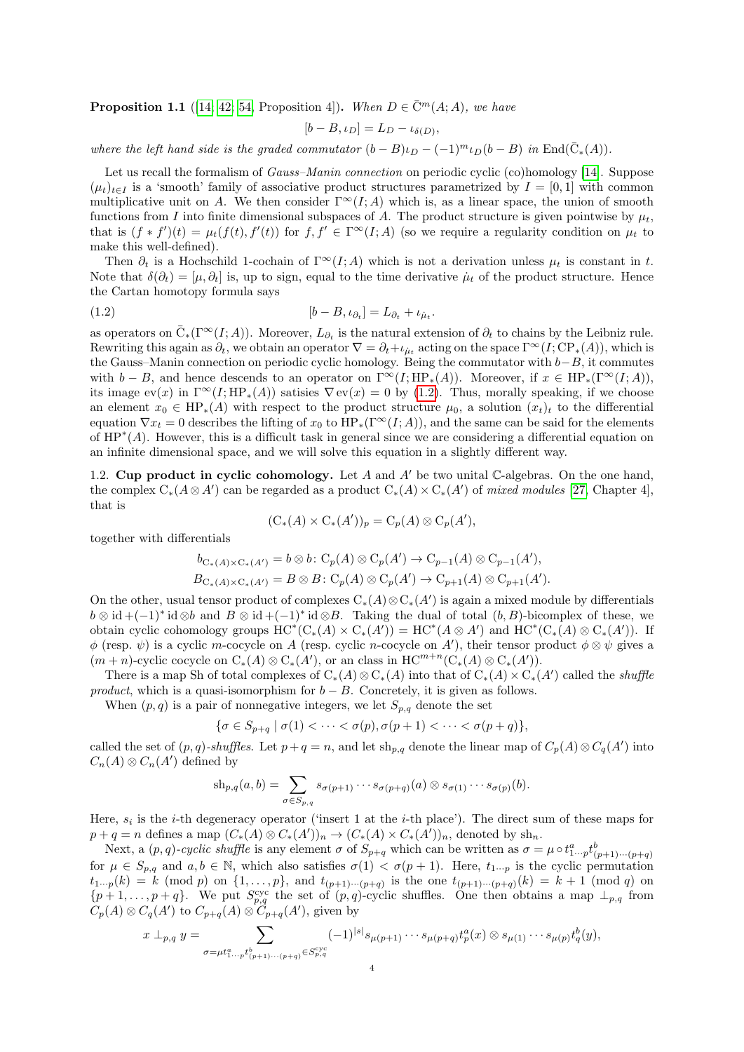**Proposition 1.1** ([14, 42; 54, Proposition 4]). *When $D \in \bar{\mathrm{C}}^m(A;A)$, we have*

$$[b - B, \iota_D] = L_D - \iota_{\delta(D)},$$

*where the left hand side is the graded commutator $(b-B)\iota_D - (-1)^m \iota_D (b - B)$ in $\mathrm{End}(\bar{\mathrm{C}}_*(A))$.*

Let us recall the formalism of *Gauss–Manin connection* on periodic cyclic (co)homology [14]. Suppose $(\mu_t)_{t \in I}$ is a 'smooth' family of associative product structures parametrized by $I = [0,1]$ with common multiplicative unit on $A$. We then consider $\Gamma^\infty(I;A)$ which is, as a linear space, the union of smooth functions from $I$ into finite dimensional subspaces of $A$. The product structure is given pointwise by $\mu_t$, that is $(f * f')(t) = \mu_t(f(t), f'(t))$ for $f, f' \in \Gamma^\infty(I;A)$ (so we require a regularity condition on $\mu_t$ to make this well-defined).

Then $\partial_t$ is a Hochschild 1-cochain of $\Gamma^\infty(I;A)$ which is not a derivation unless $\mu_t$ is constant in $t$. Note that $\delta(\partial_t) = [\mu, \partial_t]$ is, up to sign, equal to the time derivative $\dot{\mu}_t$ of the product structure. Hence the Cartan homotopy formula says

$$[b - B, \iota_{\partial_t}] = L_{\partial_t} + \iota_{\dot{\mu}_t}. \tag{1.2}$$

as operators on $\bar{\mathrm{C}}_*(\Gamma^\infty(I;A))$. Moreover, $L_{\partial_t}$ is the natural extension of $\partial_t$ to chains by the Leibniz rule. Rewriting this again as $\partial_t$, we obtain an operator $\nabla = \partial_t + \iota_{\dot{\mu}_t}$ acting on the space $\Gamma^\infty(I; \mathrm{CP}_*(A))$, which is the Gauss–Manin connection on periodic cyclic homology. Being the commutator with $b - B$, it commutes with $b - B$, and hence descends to an operator on $\Gamma^\infty(I; \mathrm{HP}_*(A))$. Moreover, if $x \in \mathrm{HP}_*(\Gamma^\infty(I;A))$, its image $\mathrm{ev}(x)$ in $\Gamma^\infty(I; \mathrm{HP}_*(A))$ satisies $\nabla \mathrm{ev}(x) = 0$ by (1.2). Thus, morally speaking, if we choose an element $x_0 \in \mathrm{HP}_*(A)$ with respect to the product structure $\mu_0$, a solution $(x_t)_t$ to the differential equation $\nabla x_t = 0$ describes the lifting of $x_0$ to $\mathrm{HP}_*(\Gamma^\infty(I;A))$, and the same can be said for the elements of $\mathrm{HP}^*(A)$. However, this is a difficult task in general since we are considering a differential equation on an infinite dimensional space, and we will solve this equation in a slightly different way.

1.2. **Cup product in cyclic cohomology.** Let $A$ and $A'$ be two unital $\mathbb{C}$-algebras. On the one hand, the complex $\mathrm{C}_*(A \otimes A')$ can be regarded as a product $\mathrm{C}_*(A) \times \mathrm{C}_*(A')$ of *mixed modules* [27, Chapter 4], that is

$$(\mathrm{C}_*(A) \times \mathrm{C}_*(A'))_p = \mathrm{C}_p(A) \otimes \mathrm{C}_p(A'),$$

together with differentials

$$b_{\mathrm{C}_*(A) \times \mathrm{C}_*(A')} = b \otimes b \colon \mathrm{C}_p(A) \otimes \mathrm{C}_p(A') \to \mathrm{C}_{p-1}(A) \otimes \mathrm{C}_{p-1}(A'),$$
$$B_{\mathrm{C}_*(A) \times \mathrm{C}_*(A')} = B \otimes B \colon \mathrm{C}_p(A) \otimes \mathrm{C}_p(A') \to \mathrm{C}_{p+1}(A) \otimes \mathrm{C}_{p+1}(A').$$

On the other, usual tensor product of complexes $\mathrm{C}_*(A) \otimes \mathrm{C}_*(A')$ is again a mixed module by differentials $b \otimes \mathrm{id} + (-1)^* \mathrm{id} \otimes b$ and $B \otimes \mathrm{id} + (-1)^* \mathrm{id} \otimes B$. Taking the dual of total $(b,B)$-bicomplex of these, we obtain cyclic cohomology groups $\mathrm{HC}^*(\mathrm{C}_*(A) \times \mathrm{C}_*(A')) = \mathrm{HC}^*(A \otimes A')$ and $\mathrm{HC}^*(\mathrm{C}_*(A) \otimes \mathrm{C}_*(A'))$. If $\phi$ (resp. $\psi$) is a cyclic $m$-cocycle on $A$ (resp. cyclic $n$-cocycle on $A'$), their tensor product $\phi \otimes \psi$ gives a $(m+n)$-cyclic cocycle on $\mathrm{C}_*(A) \otimes \mathrm{C}_*(A')$, or an class in $\mathrm{HC}^{m+n}(\mathrm{C}_*(A) \otimes \mathrm{C}_*(A'))$.

There is a map Sh of total complexes of $\mathrm{C}_*(A) \otimes \mathrm{C}_*(A)$ into that of $\mathrm{C}_*(A) \times \mathrm{C}_*(A')$ called the *shuffle product*, which is a quasi-isomorphism for $b - B$. Concretely, it is given as follows.

When $(p,q)$ is a pair of nonnegative integers, we let $S_{p,q}$ denote the set

$$\{\sigma \in S_{p+q} \mid \sigma(1) < \cdots < \sigma(p), \sigma(p+1) < \cdots < \sigma(p+q)\},$$

called the set of $(p,q)$-*shuffles*. Let $p + q = n$, and let $\mathrm{sh}_{p,q}$ denote the linear map of $C_p(A) \otimes C_q(A')$ into $C_n(A) \otimes C_n(A')$ defined by

$$\mathrm{sh}_{p,q}(a,b) = \sum_{\sigma \in S_{p,q}} s_{\sigma(p+1)} \cdots s_{\sigma(p+q)}(a) \otimes s_{\sigma(1)} \cdots s_{\sigma(p)}(b).$$

Here, $s_i$ is the $i$-th degeneracy operator ('insert 1 at the $i$-th place'). The direct sum of these maps for $p + q = n$ defines a map $(C_*(A) \otimes C_*(A'))_n \to (C_*(A) \times C_*(A'))_n$, denoted by $\mathrm{sh}_n$.

Next, a $(p,q)$-*cyclic shuffle* is any element $\sigma$ of $S_{p+q}$ which can be written as $\sigma = \mu \circ t^a_{1\cdots p} t^b_{(p+1)\cdots(p+q)}$ for $\mu \in S_{p,q}$ and $a, b \in \mathbb{N}$, which also satisfies $\sigma(1) < \sigma(p+1)$. Here, $t_{1\cdots p}$ is the cyclic permutation $t_{1\cdots p}(k) = k \pmod p$ on $\{1,\ldots,p\}$, and $t_{(p+1)\cdots(p+q)}$ is the one $t_{(p+1)\cdots(p+q)}(k) = k+1 \pmod q$ on $\{p+1,\ldots,p+q\}$. We put $S^{\mathrm{cyc}}_{p,q}$ the set of $(p,q)$-cyclic shuffles. One then obtains a map $\perp_{p,q}$ from $C_p(A) \otimes C_q(A')$ to $C_{p+q}(A) \otimes C_{p+q}(A')$, given by

$$x \perp_{p,q} y = \sum_{\sigma = \mu t^a_{1\cdots p} t^b_{(p+1)\cdots(p+q)} \in S^{\mathrm{cyc}}_{p,q}} (-1)^{|s|} s_{\mu(p+1)} \cdots s_{\mu(p+q)} t^a_p(x) \otimes s_{\mu(1)} \cdots s_{\mu(p)} t^b_q(y),$$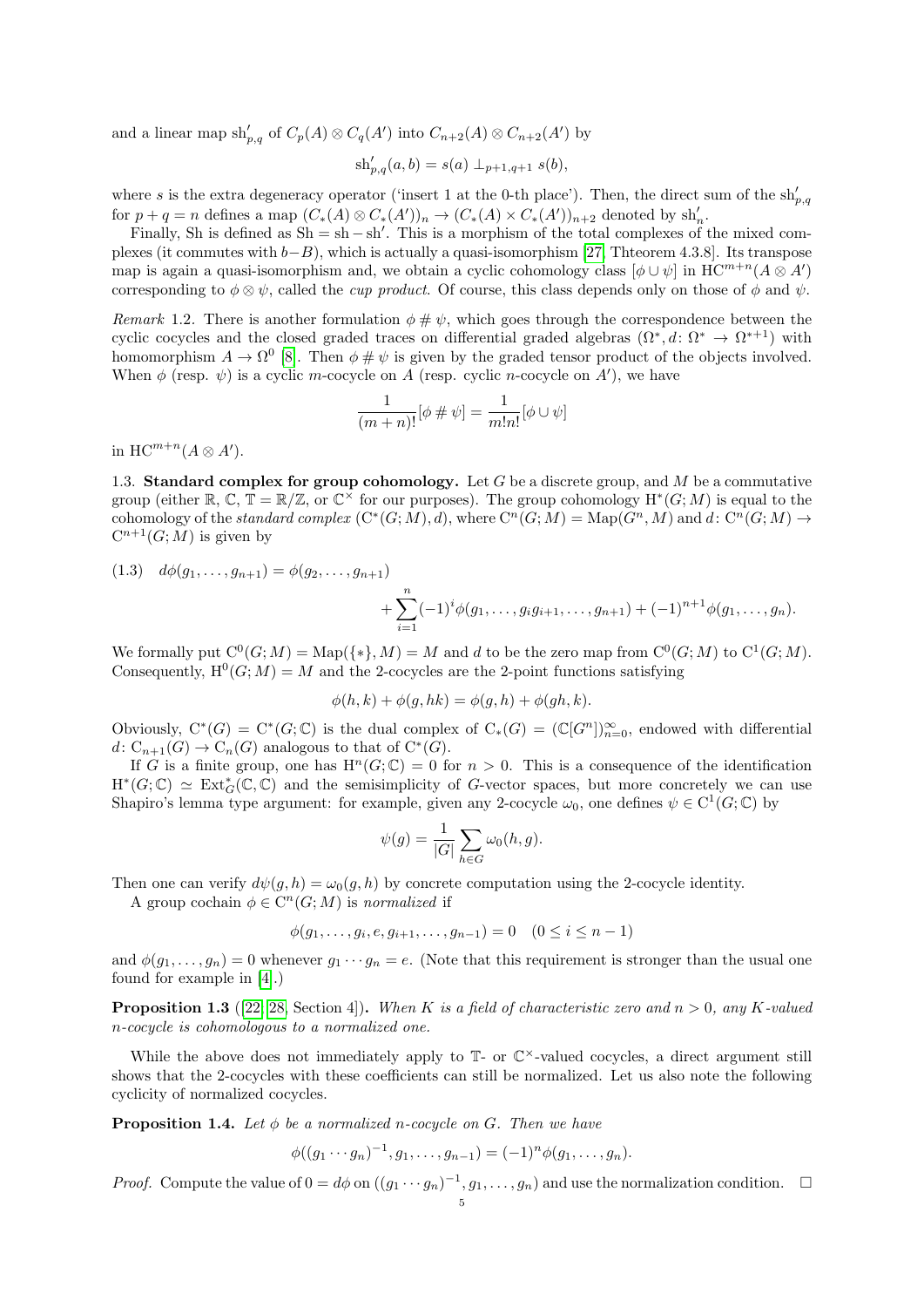and a linear map $\mathrm{sh}'_{p,q}$ of $C_p(A) \otimes C_q(A')$ into $C_{n+2}(A) \otimes C_{n+2}(A')$ by

$$\mathrm{sh}'_{p,q}(a,b) = s(a) \perp_{p+1,q+1} s(b),$$

where $s$ is the extra degeneracy operator ('insert 1 at the 0-th place'). Then, the direct sum of the $\mathrm{sh}'_{p,q}$ for $p+q=n$ defines a map $(C_*(A) \otimes C_*(A'))_n \to (C_*(A) \times C_*(A'))_{n+2}$ denoted by $\mathrm{sh}'_n$.

Finally, Sh is defined as $\mathrm{Sh} = \mathrm{sh} - \mathrm{sh}'$. This is a morphism of the total complexes of the mixed complexes (it commutes with $b-B$), which is actually a quasi-isomorphism [27, Thteorem 4.3.8]. Its transpose map is again a quasi-isomorphism and, we obtain a cyclic cohomology class $[\phi \cup \psi]$ in $\mathrm{HC}^{m+n}(A \otimes A')$ corresponding to $\phi \otimes \psi$, called the *cup product*. Of course, this class depends only on those of $\phi$ and $\psi$.

*Remark* 1.2. There is another formulation $\phi \# \psi$, which goes through the correspondence between the cyclic cocycles and the closed graded traces on differential graded algebras $(\Omega^*, d\colon \Omega^* \to \Omega^{*+1})$ with homomorphism $A \to \Omega^0$ [8]. Then $\phi \# \psi$ is given by the graded tensor product of the objects involved. When $\phi$ (resp. $\psi$) is a cyclic $m$-cocycle on $A$ (resp. cyclic $n$-cocycle on $A'$), we have

$$\frac{1}{(m+n)!}[\phi \# \psi] = \frac{1}{m!n!}[\phi \cup \psi]$$

in $\mathrm{HC}^{m+n}(A \otimes A')$.

1.3. **Standard complex for group cohomology.** Let $G$ be a discrete group, and $M$ be a commutative group (either $\mathbb{R}$, $\mathbb{C}$, $\mathbb{T} = \mathbb{R}/\mathbb{Z}$, or $\mathbb{C}^\times$ for our purposes). The group cohomology $\mathrm{H}^*(G; M)$ is equal to the cohomology of the *standard complex* $(\mathrm{C}^*(G;M), d)$, where $\mathrm{C}^n(G;M) = \mathrm{Map}(G^n, M)$ and $d\colon \mathrm{C}^n(G;M) \to \mathrm{C}^{n+1}(G;M)$ is given by

$$(1.3)\quad d\phi(g_1, \dots, g_{n+1}) = \phi(g_2, \dots, g_{n+1}) + \sum_{i=1}^{n} (-1)^i \phi(g_1, \dots, g_i g_{i+1}, \dots, g_{n+1}) + (-1)^{n+1} \phi(g_1, \dots, g_n).$$

We formally put $\mathrm{C}^0(G;M) = \mathrm{Map}(\{*\}, M) = M$ and $d$ to be the zero map from $\mathrm{C}^0(G;M)$ to $\mathrm{C}^1(G;M)$. Consequently, $\mathrm{H}^0(G;M) = M$ and the 2-cocycles are the 2-point functions satisfying

$$\phi(h,k) + \phi(g, hk) = \phi(g,h) + \phi(gh, k).$$

Obviously, $\mathrm{C}^*(G) = \mathrm{C}^*(G;\mathbb{C})$ is the dual complex of $\mathrm{C}_*(G) = (\mathbb{C}[G^n])_{n=0}^\infty$, endowed with differential $d\colon \mathrm{C}_{n+1}(G) \to \mathrm{C}_n(G)$ analogous to that of $\mathrm{C}^*(G)$.

If $G$ is a finite group, one has $\mathrm{H}^n(G;\mathbb{C}) = 0$ for $n > 0$. This is a consequence of the identification $\mathrm{H}^*(G;\mathbb{C}) \simeq \mathrm{Ext}^*_G(\mathbb{C}, \mathbb{C})$ and the semisimplicity of $G$-vector spaces, but more concretely we can use Shapiro's lemma type argument: for example, given any 2-cocycle $\omega_0$, one defines $\psi \in \mathrm{C}^1(G;\mathbb{C})$ by

$$\psi(g) = \frac{1}{|G|} \sum_{h \in G} \omega_0(h, g).$$

Then one can verify $d\psi(g,h) = \omega_0(g,h)$ by concrete computation using the 2-cocycle identity.

A group cochain $\phi \in \mathrm{C}^n(G;M)$ is *normalized* if

$$\phi(g_1, \dots, g_i, e, g_{i+1}, \dots, g_{n-1}) = 0 \quad (0 \le i \le n-1)$$

and $\phi(g_1, \dots, g_n) = 0$ whenever $g_1 \cdots g_n = e$. (Note that this requirement is stronger than the usual one found for example in [4].)

**Proposition 1.3** ([22, 28, Section 4]). *When $K$ is a field of characteristic zero and $n > 0$, any $K$-valued $n$-cocycle is cohomologous to a normalized one.*

While the above does not immediately apply to $\mathbb{T}$- or $\mathbb{C}^\times$-valued cocycles, a direct argument still shows that the 2-cocycles with these coefficients can still be normalized. Let us also note the following cyclicity of normalized cocycles.

**Proposition 1.4.** *Let $\phi$ be a normalized $n$-cocycle on $G$. Then we have*

$$\phi((g_1 \cdots g_n)^{-1}, g_1, \dots, g_{n-1}) = (-1)^n \phi(g_1, \dots, g_n).$$

*Proof.* Compute the value of $0 = d\phi$ on $((g_1 \cdots g_n)^{-1}, g_1, \dots, g_n)$ and use the normalization condition. $\square$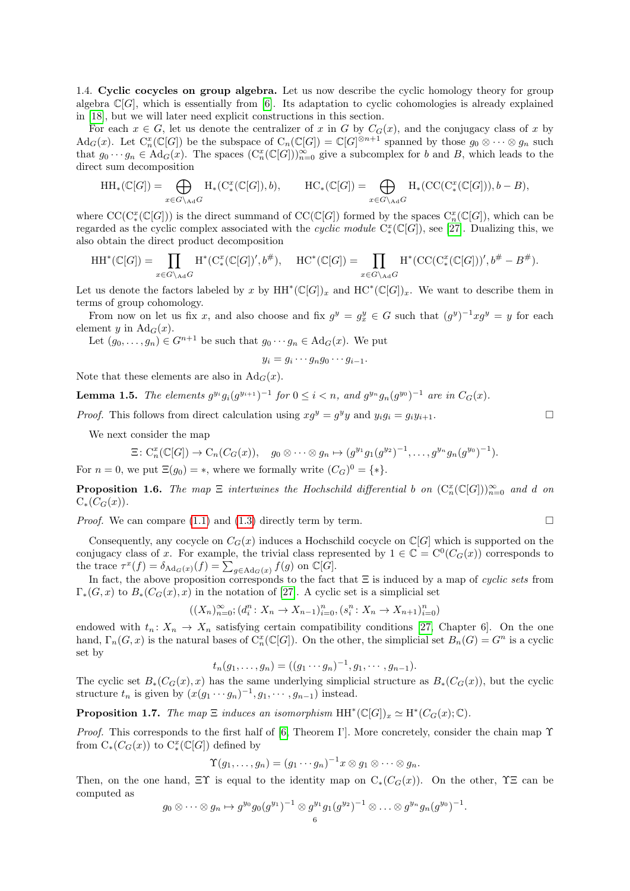1.4. **Cyclic cocycles on group algebra.** Let us now describe the cyclic homology theory for group algebra $\mathbb{C}[G]$, which is essentially from [6]. Its adaptation to cyclic cohomologies is already explained in [18], but we will later need explicit constructions in this section.

For each $x \in G$, let us denote the centralizer of $x$ in $G$ by $C_G(x)$, and the conjugacy class of $x$ by $\mathrm{Ad}_G(x)$. Let $\mathrm{C}^x_n(\mathbb{C}[G])$ be the subspace of $\mathrm{C}_n(\mathbb{C}[G]) = \mathbb{C}[G]^{\otimes n+1}$ spanned by those $g_0 \otimes \cdots \otimes g_n$ such that $g_0 \cdots g_n \in \mathrm{Ad}_G(x)$. The spaces $(\mathrm{C}^x_n(\mathbb{C}[G]))_{n=0}^\infty$ give a subcomplex for $b$ and $B$, which leads to the direct sum decomposition

$$\mathrm{HH}_*(\mathbb{C}[G]) = \bigoplus_{x \in G \setminus_{\mathrm{Ad}} G} \mathrm{H}_*(\mathrm{C}^x_*(\mathbb{C}[G]), b), \qquad \mathrm{HC}_*(\mathbb{C}[G]) = \bigoplus_{x \in G \setminus_{\mathrm{Ad}} G} \mathrm{H}_*(\mathrm{CC}(\mathrm{C}^x_*(\mathbb{C}[G])), b - B),$$

where $\mathrm{CC}(\mathrm{C}^x_*(\mathbb{C}[G]))$ is the direct summand of $\mathrm{CC}(\mathbb{C}[G])$ formed by the spaces $\mathrm{C}^x_n(\mathbb{C}[G])$, which can be regarded as the cyclic complex associated with the *cyclic module* $\mathrm{C}^x_*(\mathbb{C}[G])$, see [27]. Dualizing this, we also obtain the direct product decomposition

$$\mathrm{HH}^*(\mathbb{C}[G]) = \prod_{x \in G \setminus_{\mathrm{Ad}} G} \mathrm{H}^*(\mathrm{C}^x_*(\mathbb{C}[G])', b^\#), \quad \mathrm{HC}^*(\mathbb{C}[G]) = \prod_{x \in G \setminus_{\mathrm{Ad}} G} \mathrm{H}^*(\mathrm{CC}(\mathrm{C}^x_*(\mathbb{C}[G]))', b^\# - B^\#).$$

Let us denote the factors labeled by $x$ by $\mathrm{HH}^*(\mathbb{C}[G])_x$ and $\mathrm{HC}^*(\mathbb{C}[G])_x$. We want to describe them in terms of group cohomology.

From now on let us fix $x$, and also choose and fix $g^y = g^y_x \in G$ such that $(g^y)^{-1} x g^y = y$ for each element $y$ in $\mathrm{Ad}_G(x)$.

Let $(g_0, \ldots, g_n) \in G^{n+1}$ be such that $g_0 \cdots g_n \in \mathrm{Ad}_G(x)$. We put

$$y_i = g_i \cdots g_n g_0 \cdots g_{i-1}.$$

Note that these elements are also in $\mathrm{Ad}_G(x)$.

**Lemma 1.5.** *The elements $g^{y_i} g_i (g^{y_{i+1}})^{-1}$ for $0 \le i < n$, and $g^{y_n} g_n (g^{y_0})^{-1}$ are in $C_G(x)$.*

*Proof.* This follows from direct calculation using $x g^y = g^y y$ and $y_i g_i = g_i y_{i+1}$. $\square$

We next consider the map

$$\Xi \colon \mathrm{C}^x_n(\mathbb{C}[G]) \to \mathrm{C}_n(C_G(x)), \quad g_0 \otimes \cdots \otimes g_n \mapsto (g^{y_1} g_1 (g^{y_2})^{-1}, \ldots, g^{y_n} g_n (g^{y_0})^{-1}).$$

For $n = 0$, we put $\Xi(g_0) = *$, where we formally write $(C_G)^0 = \{*\}$.

**Proposition 1.6.** *The map $\Xi$ intertwines the Hochschild differential $b$ on $(\mathrm{C}^x_n(\mathbb{C}[G]))_{n=0}^\infty$ and $d$ on $\mathrm{C}_*(C_G(x))$.*

*Proof.* We can compare (1.1) and (1.3) directly term by term. $\square$

Consequently, any cocycle on $C_G(x)$ induces a Hochschild cocycle on $\mathbb{C}[G]$ which is supported on the conjugacy class of $x$. For example, the trivial class represented by $1 \in \mathbb{C} = \mathrm{C}^0(C_G(x))$ corresponds to the trace $\tau^x(f) = \delta_{\mathrm{Ad}_G(x)}(f) = \sum_{g \in \mathrm{Ad}_G(x)} f(g)$ on $\mathbb{C}[G]$.

In fact, the above proposition corresponds to the fact that $\Xi$ is induced by a map of *cyclic sets* from $\Gamma_*(G, x)$ to $B_*(C_G(x), x)$ in the notation of [27]. A cyclic set is a simplicial set

$$((X_n)_{n=0}^\infty; (d^n_i \colon X_n \to X_{n-1})_{i=0}^n, (s^n_i \colon X_n \to X_{n+1})_{i=0}^n)$$

endowed with $t_n \colon X_n \to X_n$ satisfying certain compatibility conditions [27, Chapter 6]. On the one hand, $\Gamma_n(G, x)$ is the natural bases of $\mathrm{C}^x_n(\mathbb{C}[G])$. On the other, the simplicial set $B_n(G) = G^n$ is a cyclic set by

$$t_n(g_1, \ldots, g_n) = ((g_1 \cdots g_n)^{-1}, g_1, \cdots, g_{n-1}).$$

The cyclic set $B_*(C_G(x), x)$ has the same underlying simplicial structure as $B_*(C_G(x))$, but the cyclic structure $t_n$ is given by $(x(g_1 \cdots g_n)^{-1}, g_1, \cdots, g_{n-1})$ instead.

**Proposition 1.7.** *The map $\Xi$ induces an isomorphism $\mathrm{HH}^*(\mathbb{C}[G])_x \simeq \mathrm{H}^*(C_G(x); \mathbb{C})$.*

*Proof.* This corresponds to the first half of [6, Theorem I']. More concretely, consider the chain map $\Upsilon$ from $\mathrm{C}_*(C_G(x))$ to $\mathrm{C}^x_*(\mathbb{C}[G])$ defined by

$$\Upsilon(g_1, \ldots, g_n) = (g_1 \cdots g_n)^{-1} x \otimes g_1 \otimes \cdots \otimes g_n.$$

Then, on the one hand, $\Xi\Upsilon$ is equal to the identity map on $\mathrm{C}_*(C_G(x))$. On the other, $\Upsilon\Xi$ can be computed as

$$g_0 \otimes \cdots \otimes g_n \mapsto g^{y_0} g_0 (g^{y_1})^{-1} \otimes g^{y_1} g_1 (g^{y_2})^{-1} \otimes \ldots \otimes g^{y_n} g_n (g^{y_0})^{-1}.$$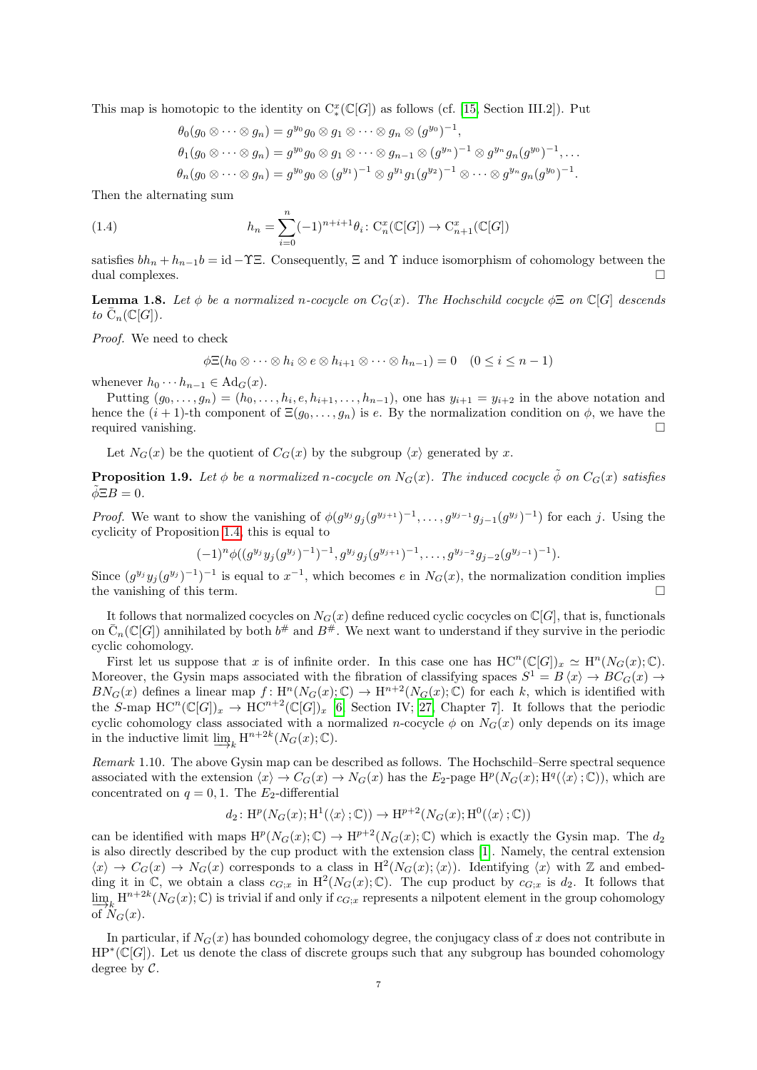This map is homotopic to the identity on $\mathrm{C}^x_*(\mathbb{C}[G])$ as follows (cf. [15, Section III.2]). Put

$$\theta_0(g_0 \otimes \cdots \otimes g_n) = g^{y_0} g_0 \otimes g_1 \otimes \cdots \otimes g_n \otimes (g^{y_0})^{-1},$$
$$\theta_1(g_0 \otimes \cdots \otimes g_n) = g^{y_0} g_0 \otimes g_1 \otimes \cdots \otimes g_{n-1} \otimes (g^{y_n})^{-1} \otimes g^{y_n} g_n (g^{y_0})^{-1}, \ldots$$
$$\theta_n(g_0 \otimes \cdots \otimes g_n) = g^{y_0} g_0 \otimes (g^{y_1})^{-1} \otimes g^{y_1} g_1 (g^{y_2})^{-1} \otimes \cdots \otimes g^{y_n} g_n (g^{y_0})^{-1}.$$

Then the alternating sum

$$h_n = \sum_{i=0}^{n} (-1)^{n+i+1} \theta_i \colon \mathrm{C}^x_n(\mathbb{C}[G]) \to \mathrm{C}^x_{n+1}(\mathbb{C}[G]) \tag{1.4}$$

satisfies $bh_n + h_{n-1}b = \mathrm{id} - \Upsilon\Xi$. Consequently, $\Xi$ and $\Upsilon$ induce isomorphism of cohomology between the dual complexes. $\square$

**Lemma 1.8.** *Let $\phi$ be a normalized $n$-cocycle on $C_G(x)$. The Hochschild cocycle $\phi\Xi$ on $\mathbb{C}[G]$ descends to $\bar{\mathrm{C}}_n(\mathbb{C}[G])$.*

*Proof.* We need to check

$$\phi\Xi(h_0 \otimes \cdots \otimes h_i \otimes e \otimes h_{i+1} \otimes \cdots \otimes h_{n-1}) = 0 \quad (0 \le i \le n-1)$$

whenever $h_0 \cdots h_{n-1} \in \mathrm{Ad}_G(x)$.

Putting $(g_0, \ldots, g_n) = (h_0, \ldots, h_i, e, h_{i+1}, \ldots, h_{n-1})$, one has $y_{i+1} = y_{i+2}$ in the above notation and hence the $(i+1)$-th component of $\Xi(g_0, \ldots, g_n)$ is $e$. By the normalization condition on $\phi$, we have the required vanishing. $\square$

Let $N_G(x)$ be the quotient of $C_G(x)$ by the subgroup $\langle x \rangle$ generated by $x$.

**Proposition 1.9.** *Let $\phi$ be a normalized $n$-cocycle on $N_G(x)$. The induced cocycle $\tilde{\phi}$ on $C_G(x)$ satisfies $\tilde{\phi}\Xi B = 0$.*

*Proof.* We want to show the vanishing of $\phi(g^{y_j} g_j (g^{y_{j+1}})^{-1}, \ldots, g^{y_{j-1}} g_{j-1} (g^{y_j})^{-1})$ for each $j$. Using the cyclicity of Proposition 1.4, this is equal to

$$(-1)^n \phi((g^{y_j} y_j (g^{y_j})^{-1})^{-1}, g^{y_j} g_j (g^{y_{j+1}})^{-1}, \ldots, g^{y_{j-2}} g_{j-2} (g^{y_{j-1}})^{-1}).$$

Since $(g^{y_j} y_j (g^{y_j})^{-1})^{-1}$ is equal to $x^{-1}$, which becomes $e$ in $N_G(x)$, the normalization condition implies the vanishing of this term. $\square$

It follows that normalized cocycles on $N_G(x)$ define reduced cyclic cocycles on $\mathbb{C}[G]$, that is, functionals on $\bar{\mathrm{C}}_n(\mathbb{C}[G])$ annihilated by both $b^\#$ and $B^\#$. We next want to understand if they survive in the periodic cyclic cohomology.

First let us suppose that $x$ is of infinite order. In this case one has $\mathrm{HC}^n(\mathbb{C}[G])_x \simeq \mathrm{H}^n(N_G(x); \mathbb{C})$. Moreover, the Gysin maps associated with the fibration of classifying spaces $S^1 = B\langle x \rangle \to BC_G(x) \to BN_G(x)$ defines a linear map $f \colon \mathrm{H}^n(N_G(x); \mathbb{C}) \to \mathrm{H}^{n+2}(N_G(x); \mathbb{C})$ for each $k$, which is identified with the $S$-map $\mathrm{HC}^n(\mathbb{C}[G])_x \to \mathrm{HC}^{n+2}(\mathbb{C}[G])_x$ [6, Section IV; 27, Chapter 7]. It follows that the periodic cyclic cohomology class associated with a normalized $n$-cocycle $\phi$ on $N_G(x)$ only depends on its image in the inductive limit $\varinjlim_k \mathrm{H}^{n+2k}(N_G(x); \mathbb{C})$.

*Remark* 1.10. The above Gysin map can be described as follows. The Hochschild–Serre spectral sequence associated with the extension $\langle x \rangle \to C_G(x) \to N_G(x)$ has the $E_2$-page $\mathrm{H}^p(N_G(x); \mathrm{H}^q(\langle x \rangle; \mathbb{C}))$, which are concentrated on $q = 0, 1$. The $E_2$-differential

$$d_2 \colon \mathrm{H}^p(N_G(x); \mathrm{H}^1(\langle x \rangle; \mathbb{C})) \to \mathrm{H}^{p+2}(N_G(x); \mathrm{H}^0(\langle x \rangle; \mathbb{C}))$$

can be identified with maps $\mathrm{H}^p(N_G(x); \mathbb{C}) \to \mathrm{H}^{p+2}(N_G(x); \mathbb{C})$ which is exactly the Gysin map. The $d_2$ is also directly described by the cup product with the extension class [1]. Namely, the central extension $\langle x \rangle \to C_G(x) \to N_G(x)$ corresponds to a class in $\mathrm{H}^2(N_G(x); \langle x \rangle)$. Identifying $\langle x \rangle$ with $\mathbb{Z}$ and embedding it in $\mathbb{C}$, we obtain a class $c_{G;x}$ in $\mathrm{H}^2(N_G(x); \mathbb{C})$. The cup product by $c_{G;x}$ is $d_2$. It follows that $\varinjlim_k \mathrm{H}^{n+2k}(N_G(x); \mathbb{C})$ is trivial if and only if $c_{G;x}$ represents a nilpotent element in the group cohomology of $N_G(x)$.

In particular, if $N_G(x)$ has bounded cohomology degree, the conjugacy class of $x$ does not contribute in $\mathrm{HP}^*(\mathbb{C}[G])$. Let us denote the class of discrete groups such that any subgroup has bounded cohomology degree by $\mathcal{C}$.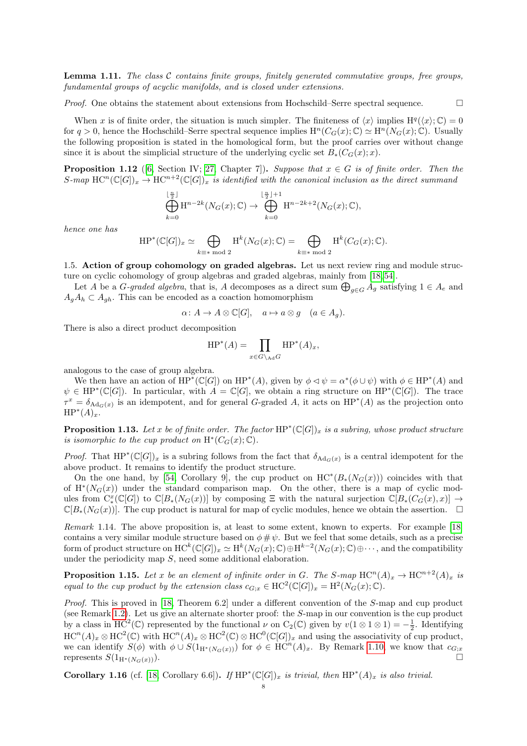**Lemma 1.11.** *The class $\mathcal{C}$ contains finite groups, finitely generated commutative groups, free groups, fundamental groups of acyclic manifolds, and is closed under extensions.*

*Proof.* One obtains the statement about extensions from Hochschild–Serre spectral sequence. $\square$

When $x$ is of finite order, the situation is much simpler. The finiteness of $\langle x \rangle$ implies $\mathrm{H}^q(\langle x \rangle; \mathbb{C}) = 0$ for $q > 0$, hence the Hochschild–Serre spectral sequence implies $\mathrm{H}^n(C_G(x); \mathbb{C}) \simeq \mathrm{H}^n(N_G(x); \mathbb{C})$. Usually the following proposition is stated in the homological form, but the proof carries over without change since it is about the simplicial structure of the underlying cyclic set $B_*(C_G(x); x)$.

**Proposition 1.12** ([6, Section IV; 27, Chapter 7])**.** *Suppose that $x \in G$ is of finite order. Then the $S$-map $\mathrm{HC}^n(\mathbb{C}[G])_x \to \mathrm{HC}^{n+2}(\mathbb{C}[G])_x$ is identified with the canonical inclusion as the direct summand*

$$\bigoplus_{k=0}^{\lfloor \frac{n}{2} \rfloor} \mathrm{H}^{n-2k}(N_G(x); \mathbb{C}) \to \bigoplus_{k=0}^{\lfloor \frac{n}{2} \rfloor + 1} \mathrm{H}^{n-2k+2}(N_G(x); \mathbb{C}),$$

*hence one has*

$$\mathrm{HP}^*(\mathbb{C}[G])_x \simeq \bigoplus_{k \equiv * \bmod 2} \mathrm{H}^k(N_G(x); \mathbb{C}) = \bigoplus_{k \equiv * \bmod 2} \mathrm{H}^k(C_G(x); \mathbb{C}).$$

1.5. **Action of group cohomology on graded algebras.** Let us next review ring and module structure on cyclic cohomology of group algebras and graded algebras, mainly from [18, 54].

Let $A$ be a $G$-*graded algebra*, that is, $A$ decomposes as a direct sum $\bigoplus_{g \in G} A_g$ satisfying $1 \in A_e$ and $A_g A_h \subset A_{gh}$. This can be encoded as a coaction homomorphism

$$\alpha \colon A \to A \otimes \mathbb{C}[G], \quad a \mapsto a \otimes g \quad (a \in A_g).$$

There is also a direct product decomposition

$$\mathrm{HP}^*(A) = \prod_{x \in G \backslash_{\mathrm{Ad}} G} \mathrm{HP}^*(A)_x,$$

analogous to the case of group algebra.

We then have an action of $\mathrm{HP}^*(\mathbb{C}[G])$ on $\mathrm{HP}^*(A)$, given by $\phi \triangleleft \psi = \alpha^*(\phi \cup \psi)$ with $\phi \in \mathrm{HP}^*(A)$ and $\psi \in \mathrm{HP}^*(\mathbb{C}[G])$. In particular, with $A = \mathbb{C}[G]$, we obtain a ring structure on $\mathrm{HP}^*(\mathbb{C}[G])$. The trace $\tau^x = \delta_{\mathrm{Ad}_G(x)}$ is an idempotent, and for general $G$-graded $A$, it acts on $\mathrm{HP}^*(A)$ as the projection onto $\mathrm{HP}^*(A)_x$.

**Proposition 1.13.** *Let $x$ be of finite order. The factor $\mathrm{HP}^*(\mathbb{C}[G])_x$ is a subring, whose product structure is isomorphic to the cup product on $\mathrm{H}^*(C_G(x); \mathbb{C})$.*

*Proof.* That $\mathrm{HP}^*(\mathbb{C}[G])_x$ is a subring follows from the fact that $\delta_{\mathrm{Ad}_G(x)}$ is a central idempotent for the above product. It remains to identify the product structure.

On the one hand, by [54, Corollary 9], the cup product on $\mathrm{HC}^*(B_*(N_G(x)))$ coincides with that of $\mathrm{H}^*(N_G(x))$ under the standard comparison map. On the other, there is a map of cyclic modules from $\mathrm{C}^x_*(\mathbb{C}[G])$ to $\mathbb{C}[B_*(N_G(x))]$ by composing $\Xi$ with the natural surjection $\mathbb{C}[B_*(C_G(x), x)] \to \mathbb{C}[B_*(N_G(x))]$. The cup product is natural for map of cyclic modules, hence we obtain the assertion. $\square$

*Remark* 1.14. The above proposition is, at least to some extent, known to experts. For example [18] contains a very similar module structure based on $\phi \# \psi$. But we feel that some details, such as a precise form of product structure on $\mathrm{HC}^k(\mathbb{C}[G])_x \simeq \mathrm{H}^k(N_G(x); \mathbb{C}) \oplus \mathrm{H}^{k-2}(N_G(x); \mathbb{C}) \oplus \cdots$, and the compatibility under the periodicity map $S$, need some additional elaboration.

**Proposition 1.15.** *Let $x$ be an element of infinite order in $G$. The $S$-map $\mathrm{HC}^n(A)_x \to \mathrm{HC}^{n+2}(A)_x$ is equal to the cup product by the extension class $c_{G;x} \in \mathrm{HC}^2(\mathbb{C}[G])_x = \mathrm{H}^2(N_G(x); \mathbb{C})$.*

*Proof.* This is proved in [18, Theorem 6.2] under a different convention of the $S$-map and cup product (see Remark 1.2). Let us give an alternate shorter proof: the $S$-map in our convention is the cup product by a class in $\mathrm{HC}^2(\mathbb{C})$ represented by the functional $\nu$ on $\mathrm{C}_2(\mathbb{C})$ given by $v(1 \otimes 1 \otimes 1) = -\frac{1}{2}$. Identifying $\mathrm{HC}^n(A)_x \otimes \mathrm{HC}^2(\mathbb{C})$ with $\mathrm{HC}^n(A)_x \otimes \mathrm{HC}^2(\mathbb{C}) \otimes \mathrm{HC}^0(\mathbb{C}[G])_x$ and using the associativity of cup product, we can identify $S(\phi)$ with $\phi \cup S(1_{\mathrm{H}^*(N_G(x))})$ for $\phi \in \mathrm{HC}^n(A)_x$. By Remark 1.10, we know that $c_{G;x}$ represents $S(1_{\mathrm{H}^*(N_G(x))})$. $\square$

**Corollary 1.16** (cf. [18, Corollary 6.6])**.** *If $\mathrm{HP}^*(\mathbb{C}[G])_x$ is trivial, then $\mathrm{HP}^*(A)_x$ is also trivial.*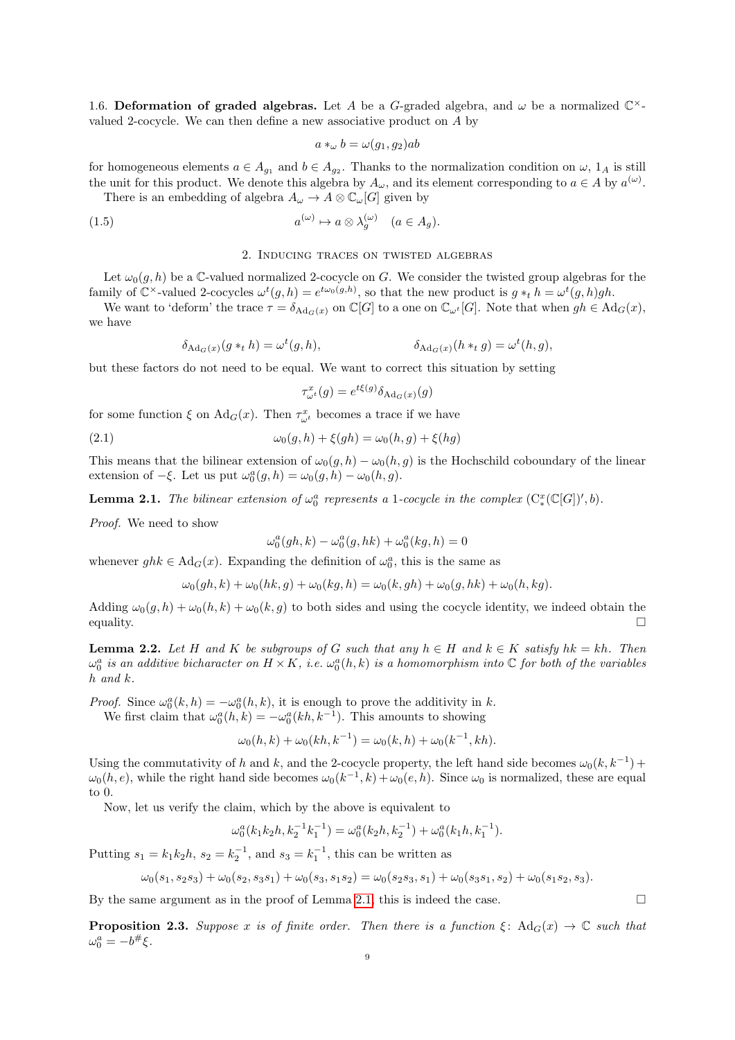1.6. **Deformation of graded algebras.** Let $A$ be a $G$-graded algebra, and $\omega$ be a normalized $\mathbb{C}^\times$-valued 2-cocycle. We can then define a new associative product on $A$ by

$$a *_\omega b = \omega(g_1, g_2)ab$$

for homogeneous elements $a \in A_{g_1}$ and $b \in A_{g_2}$. Thanks to the normalization condition on $\omega$, $1_A$ is still the unit for this product. We denote this algebra by $A_\omega$, and its element corresponding to $a \in A$ by $a^{(\omega)}$.

There is an embedding of algebra $A_\omega \to A \otimes \mathbb{C}_\omega[G]$ given by

$$a^{(\omega)} \mapsto a \otimes \lambda_g^{(\omega)} \quad (a \in A_g). \tag{1.5}$$

## 2. Inducing traces on twisted algebras

Let $\omega_0(g,h)$ be a $\mathbb{C}$-valued normalized 2-cocycle on $G$. We consider the twisted group algebras for the family of $\mathbb{C}^\times$-valued 2-cocycles $\omega^t(g,h) = e^{t\omega_0(g,h)}$, so that the new product is $g *_t h = \omega^t(g,h)gh$.

We want to 'deform' the trace $\tau = \delta_{\mathrm{Ad}_G(x)}$ on $\mathbb{C}[G]$ to a one on $\mathbb{C}_{\omega^t}[G]$. Note that when $gh \in \mathrm{Ad}_G(x)$, we have

$$\delta_{\mathrm{Ad}_G(x)}(g *_t h) = \omega^t(g,h), \qquad \delta_{\mathrm{Ad}_G(x)}(h *_t g) = \omega^t(h,g),$$

but these factors do not need to be equal. We want to correct this situation by setting

$$\tau^x_{\omega^t}(g) = e^{t\xi(g)}\delta_{\mathrm{Ad}_G(x)}(g)$$

for some function $\xi$ on $\mathrm{Ad}_G(x)$. Then $\tau^x_{\omega^t}$ becomes a trace if we have

$$\omega_0(g,h) + \xi(gh) = \omega_0(h,g) + \xi(hg) \tag{2.1}$$

This means that the bilinear extension of $\omega_0(g,h) - \omega_0(h,g)$ is the Hochschild coboundary of the linear extension of $-\xi$. Let us put $\omega_0^a(g,h) = \omega_0(g,h) - \omega_0(h,g)$.

**Lemma 2.1.** *The bilinear extension of $\omega_0^a$ represents a 1-cocycle in the complex $(\mathrm{C}^x_*(\mathbb{C}[G])', b)$.*

*Proof.* We need to show

$$\omega_0^a(gh,k) - \omega_0^a(g,hk) + \omega_0^a(kg,h) = 0$$

whenever $ghk \in \mathrm{Ad}_G(x)$. Expanding the definition of $\omega_0^a$, this is the same as

$$\omega_0(gh,k) + \omega_0(hk,g) + \omega_0(kg,h) = \omega_0(k,gh) + \omega_0(g,hk) + \omega_0(h,kg).$$

Adding $\omega_0(g,h) + \omega_0(h,k) + \omega_0(k,g)$ to both sides and using the cocycle identity, we indeed obtain the equality. $\square$

**Lemma 2.2.** *Let $H$ and $K$ be subgroups of $G$ such that any $h \in H$ and $k \in K$ satisfy $hk = kh$. Then $\omega_0^a$ is an additive bicharacter on $H \times K$, i.e. $\omega_0^a(h,k)$ is a homomorphism into $\mathbb{C}$ for both of the variables $h$ and $k$.*

*Proof.* Since $\omega_0^a(k,h) = -\omega_0^a(h,k)$, it is enough to prove the additivity in $k$.

We first claim that $\omega_0^a(h,k) = -\omega_0^a(kh,k^{-1})$. This amounts to showing

$$\omega_0(h,k) + \omega_0(kh,k^{-1}) = \omega_0(k,h) + \omega_0(k^{-1},kh).$$

Using the commutativity of $h$ and $k$, and the 2-cocycle property, the left hand side becomes $\omega_0(k,k^{-1}) + \omega_0(h,e)$, while the right hand side becomes $\omega_0(k^{-1},k) + \omega_0(e,h)$. Since $\omega_0$ is normalized, these are equal to 0.

Now, let us verify the claim, which by the above is equivalent to

$$\omega_0^a(k_1k_2h, k_2^{-1}k_1^{-1}) = \omega_0^a(k_2h, k_2^{-1}) + \omega_0^a(k_1h, k_1^{-1}).$$

Putting $s_1 = k_1k_2h$, $s_2 = k_2^{-1}$, and $s_3 = k_1^{-1}$, this can be written as

$$\omega_0(s_1, s_2s_3) + \omega_0(s_2, s_3s_1) + \omega_0(s_3, s_1s_2) = \omega_0(s_2s_3, s_1) + \omega_0(s_3s_1, s_2) + \omega_0(s_1s_2, s_3).$$

By the same argument as in the proof of Lemma 2.1, this is indeed the case. $\square$

**Proposition 2.3.** *Suppose $x$ is of finite order. Then there is a function $\xi\colon \mathrm{Ad}_G(x) \to \mathbb{C}$ such that $\omega_0^a = -b^\#\xi$.*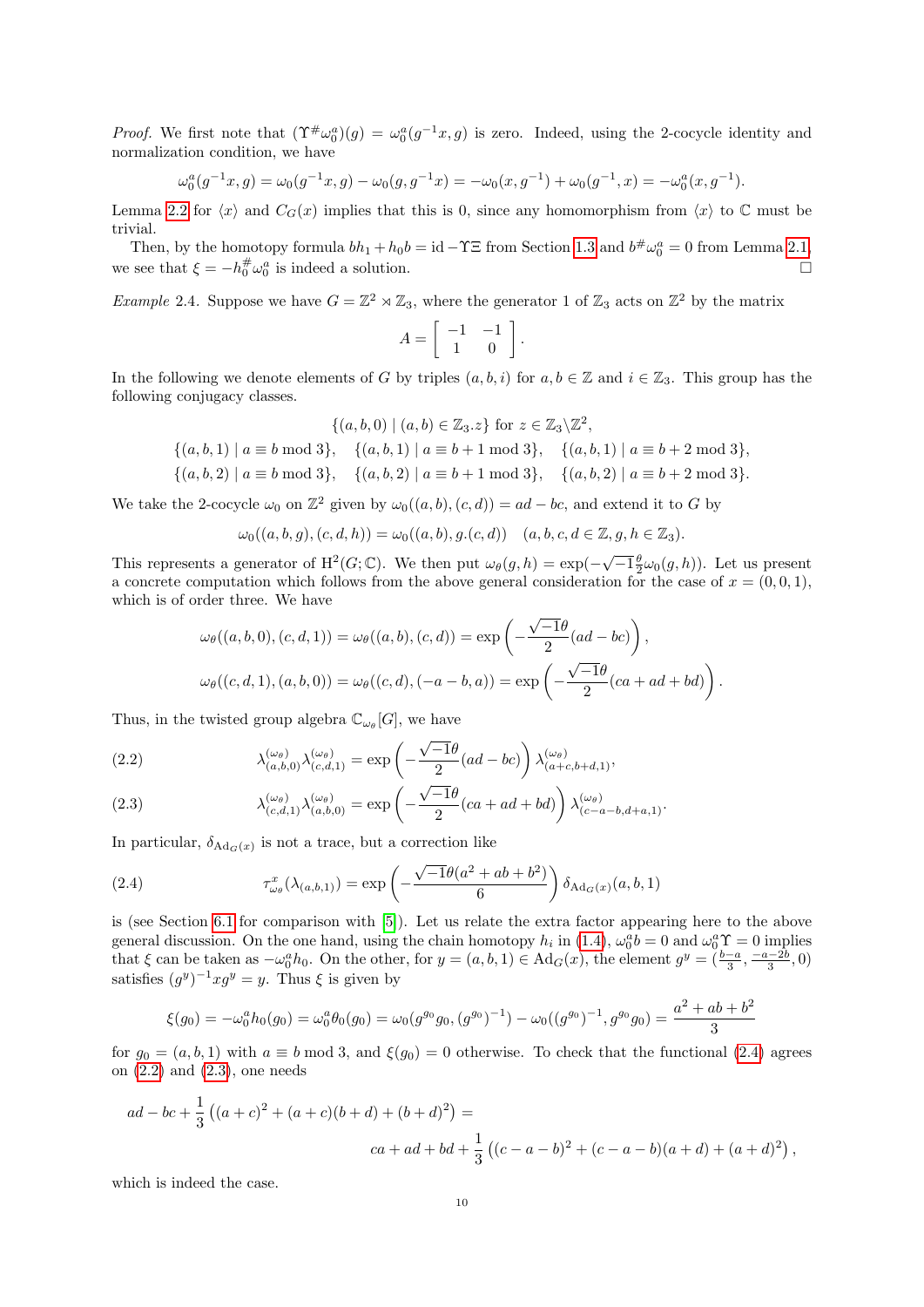*Proof.* We first note that $(\Upsilon^{\#}\omega_0^a)(g) = \omega_0^a(g^{-1}x, g)$ is zero. Indeed, using the 2-cocycle identity and normalization condition, we have

$$\omega_0^a(g^{-1}x, g) = \omega_0(g^{-1}x, g) - \omega_0(g, g^{-1}x) = -\omega_0(x, g^{-1}) + \omega_0(g^{-1}, x) = -\omega_0^a(x, g^{-1}).$$

Lemma 2.2 for $\langle x \rangle$ and $C_G(x)$ implies that this is 0, since any homomorphism from $\langle x \rangle$ to $\mathbb{C}$ must be trivial.

Then, by the homotopy formula $bh_1 + h_0 b = \mathrm{id} - \Upsilon\Xi$ from Section 1.3 and $b^{\#}\omega_0^a = 0$ from Lemma 2.1, we see that $\xi = -h_0^{\#}\omega_0^a$ is indeed a solution. $\square$

*Example* 2.4. Suppose we have $G = \mathbb{Z}^2 \rtimes \mathbb{Z}_3$, where the generator 1 of $\mathbb{Z}_3$ acts on $\mathbb{Z}^2$ by the matrix

$$A = \begin{bmatrix} -1 & -1 \\ 1 & 0 \end{bmatrix}.$$

In the following we denote elements of $G$ by triples $(a, b, i)$ for $a, b \in \mathbb{Z}$ and $i \in \mathbb{Z}_3$. This group has the following conjugacy classes.

$$\{(a, b, 0) \mid (a, b) \in \mathbb{Z}_3.z\} \text{ for } z \in \mathbb{Z}_3 \backslash \mathbb{Z}^2,$$

$$\{(a, b, 1) \mid a \equiv b \bmod 3\}, \quad \{(a, b, 1) \mid a \equiv b + 1 \bmod 3\}, \quad \{(a, b, 1) \mid a \equiv b + 2 \bmod 3\},$$

$$\{(a, b, 2) \mid a \equiv b \bmod 3\}, \quad \{(a, b, 2) \mid a \equiv b + 1 \bmod 3\}, \quad \{(a, b, 2) \mid a \equiv b + 2 \bmod 3\}.$$

We take the 2-cocycle $\omega_0$ on $\mathbb{Z}^2$ given by $\omega_0((a, b), (c, d)) = ad - bc$, and extend it to $G$ by

$$\omega_0((a, b, g), (c, d, h)) = \omega_0((a, b), g.(c, d)) \quad (a, b, c, d \in \mathbb{Z}, g, h \in \mathbb{Z}_3).$$

This represents a generator of $\mathrm{H}^2(G; \mathbb{C})$. We then put $\omega_\theta(g, h) = \exp(-\sqrt{-1}\frac{\theta}{2}\omega_0(g, h))$. Let us present a concrete computation which follows from the above general consideration for the case of $x = (0, 0, 1)$, which is of order three. We have

$$\omega_\theta((a, b, 0), (c, d, 1)) = \omega_\theta((a, b), (c, d)) = \exp\left(-\frac{\sqrt{-1}\theta}{2}(ad - bc)\right),$$

$$\omega_\theta((c, d, 1), (a, b, 0)) = \omega_\theta((c, d), (-a - b, a)) = \exp\left(-\frac{\sqrt{-1}\theta}{2}(ca + ad + bd)\right).$$

Thus, in the twisted group algebra $\mathbb{C}_{\omega_\theta}[G]$, we have

$$\lambda^{(\omega_\theta)}_{(a,b,0)}\lambda^{(\omega_\theta)}_{(c,d,1)} = \exp\left(-\frac{\sqrt{-1}\theta}{2}(ad - bc)\right)\lambda^{(\omega_\theta)}_{(a+c,b+d,1)}, \tag{2.2}$$

$$\lambda^{(\omega_\theta)}_{(c,d,1)}\lambda^{(\omega_\theta)}_{(a,b,0)} = \exp\left(-\frac{\sqrt{-1}\theta}{2}(ca + ad + bd)\right)\lambda^{(\omega_\theta)}_{(c-a-b,d+a,1)}. \tag{2.3}$$

In particular, $\delta_{\mathrm{Ad}_G(x)}$ is not a trace, but a correction like

$$\tau^x_{\omega_\theta}(\lambda_{(a,b,1)}) = \exp\left(-\frac{\sqrt{-1}\theta(a^2 + ab + b^2)}{6}\right)\delta_{\mathrm{Ad}_G(x)}(a, b, 1) \tag{2.4}$$

is (see Section 6.1 for comparison with [5]). Let us relate the extra factor appearing here to the above general discussion. On the one hand, using the chain homotopy $h_i$ in (1.4), $\omega_0^a b = 0$ and $\omega_0^a \Upsilon = 0$ implies that $\xi$ can be taken as $-\omega_0^a h_0$. On the other, for $y = (a, b, 1) \in \mathrm{Ad}_G(x)$, the element $g^y = (\frac{b-a}{3}, \frac{-a-2b}{3}, 0)$ satisfies $(g^y)^{-1} x g^y = y$. Thus $\xi$ is given by

$$\xi(g_0) = -\omega_0^a h_0(g_0) = \omega_0^a \theta_0(g_0) = \omega_0(g^{g_0} g_0, (g^{g_0})^{-1}) - \omega_0((g^{g_0})^{-1}, g^{g_0} g_0) = \frac{a^2 + ab + b^2}{3}$$

for $g_0 = (a, b, 1)$ with $a \equiv b \bmod 3$, and $\xi(g_0) = 0$ otherwise. To check that the functional (2.4) agrees on (2.2) and (2.3), one needs

$$ad - bc + \frac{1}{3}\left((a + c)^2 + (a + c)(b + d) + (b + d)^2\right) =$$
$$ca + ad + bd + \frac{1}{3}\left((c - a - b)^2 + (c - a - b)(a + d) + (a + d)^2\right),$$

which is indeed the case.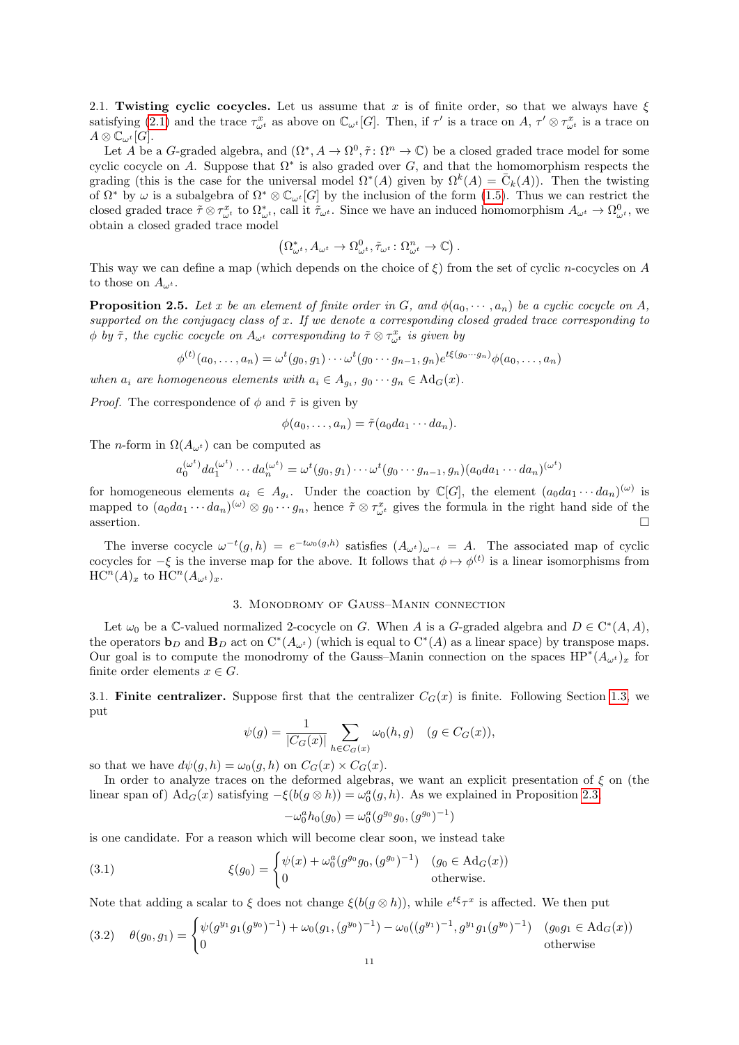**2.1. Twisting cyclic cocycles.** Let us assume that $x$ is of finite order, so that we always have $\xi$ satisfying (2.1) and the trace $\tau^x_{\omega^t}$ as above on $\mathbb{C}_{\omega^t}[G]$. Then, if $\tau'$ is a trace on $A$, $\tau' \otimes \tau^x_{\omega^t}$ is a trace on $A \otimes \mathbb{C}_{\omega^t}[G]$.

Let $A$ be a $G$-graded algebra, and $(\Omega^*, A \to \Omega^0, \tilde{\tau}\colon \Omega^n \to \mathbb{C})$ be a closed graded trace model for some cyclic cocycle on $A$. Suppose that $\Omega^*$ is also graded over $G$, and that the homomorphism respects the grading (this is the case for the universal model $\Omega^*(A)$ given by $\Omega^k(A) = \bar{\mathrm{C}}_k(A)$). Then the twisting of $\Omega^*$ by $\omega$ is a subalgebra of $\Omega^* \otimes \mathbb{C}_{\omega^t}[G]$ by the inclusion of the form (1.5). Thus we can restrict the closed graded trace $\tilde{\tau} \otimes \tau^x_{\omega^t}$ to $\Omega^*_{\omega^t}$, call it $\tilde{\tau}_{\omega^t}$. Since we have an induced homomorphism $A_{\omega^t} \to \Omega^0_{\omega^t}$, we obtain a closed graded trace model

$$\left(\Omega^*_{\omega^t}, A_{\omega^t} \to \Omega^0_{\omega^t}, \tilde{\tau}_{\omega^t}\colon \Omega^n_{\omega^t} \to \mathbb{C}\right).$$

This way we can define a map (which depends on the choice of $\xi$) from the set of cyclic $n$-cocycles on $A$ to those on $A_{\omega^t}$.

**Proposition 2.5.** *Let $x$ be an element of finite order in $G$, and $\phi(a_0, \cdots, a_n)$ be a cyclic cocycle on $A$, supported on the conjugacy class of $x$. If we denote a corresponding closed graded trace corresponding to $\phi$ by $\tilde{\tau}$, the cyclic cocycle on $A_{\omega^t}$ corresponding to $\tilde{\tau} \otimes \tau^x_{\omega^t}$ is given by*

$$\phi^{(t)}(a_0, \ldots, a_n) = \omega^t(g_0, g_1) \cdots \omega^t(g_0 \cdots g_{n-1}, g_n) e^{t\xi(g_0 \cdots g_n)} \phi(a_0, \ldots, a_n)$$

*when $a_i$ are homogeneous elements with $a_i \in A_{g_i}$, $g_0 \cdots g_n \in \mathrm{Ad}_G(x)$.*

*Proof.* The correspondence of $\phi$ and $\tilde{\tau}$ is given by

$$\phi(a_0, \ldots, a_n) = \tilde{\tau}(a_0 da_1 \cdots da_n).$$

The $n$-form in $\Omega(A_{\omega^t})$ can be computed as

$$a_0^{(\omega^t)} da_1^{(\omega^t)} \cdots da_n^{(\omega^t)} = \omega^t(g_0, g_1) \cdots \omega^t(g_0 \cdots g_{n-1}, g_n) (a_0 da_1 \cdots da_n)^{(\omega^t)}$$

for homogeneous elements $a_i \in A_{g_i}$. Under the coaction by $\mathbb{C}[G]$, the element $(a_0 da_1 \cdots da_n)^{(\omega)}$ is mapped to $(a_0 da_1 \cdots da_n)^{(\omega)} \otimes g_0 \cdots g_n$, hence $\tilde{\tau} \otimes \tau^x_{\omega^t}$ gives the formula in the right hand side of the assertion. □

The inverse cocycle $\omega^{-t}(g, h) = e^{-t\omega_0(g,h)}$ satisfies $(A_{\omega^t})_{\omega^{-t}} = A$. The associated map of cyclic cocycles for $-\xi$ is the inverse map for the above. It follows that $\phi \mapsto \phi^{(t)}$ is a linear isomorphisms from $\mathrm{HC}^n(A)_x$ to $\mathrm{HC}^n(A_{\omega^t})_x$.

## 3. Monodromy of Gauss–Manin connection

Let $\omega_0$ be a $\mathbb{C}$-valued normalized 2-cocycle on $G$. When $A$ is a $G$-graded algebra and $D \in \mathrm{C}^*(A, A)$, the operators $\mathbf{b}_D$ and $\mathbf{B}_D$ act on $\mathrm{C}^*(A_{\omega^t})$ (which is equal to $\mathrm{C}^*(A)$ as a linear space) by transpose maps. Our goal is to compute the monodromy of the Gauss–Manin connection on the spaces $\mathrm{HP}^*(A_{\omega^t})_x$ for finite order elements $x \in G$.

**3.1. Finite centralizer.** Suppose first that the centralizer $C_G(x)$ is finite. Following Section 1.3, we put

$$\psi(g) = \frac{1}{|C_G(x)|} \sum_{h \in C_G(x)} \omega_0(h, g) \quad (g \in C_G(x)),$$

so that we have $d\psi(g, h) = \omega_0(g, h)$ on $C_G(x) \times C_G(x)$.

In order to analyze traces on the deformed algebras, we want an explicit presentation of $\xi$ on (the linear span of) $\mathrm{Ad}_G(x)$ satisfying $-\xi(b(g \otimes h)) = \omega_0^a(g, h)$. As we explained in Proposition 2.3

$$-\omega_0^a h_0(g_0) = \omega_0^a(g^{g_0} g_0, (g^{g_0})^{-1})$$

is one candidate. For a reason which will become clear soon, we instead take

$$\xi(g_0) = \begin{cases} \psi(x) + \omega_0^a(g^{g_0} g_0, (g^{g_0})^{-1}) & (g_0 \in \mathrm{Ad}_G(x)) \\ 0 & \text{otherwise.} \end{cases} \tag{3.1}$$

Note that adding a scalar to $\xi$ does not change $\xi(b(g \otimes h))$, while $e^{t\xi}\tau^x$ is affected. We then put

$$\theta(g_0, g_1) = \begin{cases} \psi(g^{y_1} g_1 (g^{y_0})^{-1}) + \omega_0(g_1, (g^{y_0})^{-1}) - \omega_0((g^{y_1})^{-1}, g^{y_1} g_1 (g^{y_0})^{-1}) & (g_0 g_1 \in \mathrm{Ad}_G(x)) \\ 0 & \text{otherwise} \end{cases} \tag{3.2}$$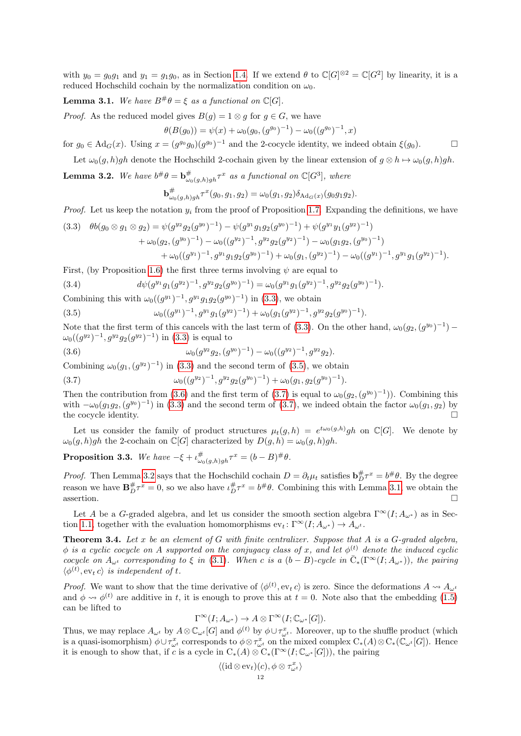with $y_0 = g_0 g_1$ and $y_1 = g_1 g_0$, as in Section 1.4. If we extend $\theta$ to $\mathbb{C}[G]^{\otimes 2} = \mathbb{C}[G^2]$ by linearity, it is a reduced Hochschild cochain by the normalization condition on $\omega_0$.

**Lemma 3.1.** *We have $B^\# \theta = \xi$ as a functional on $\mathbb{C}[G]$.*

*Proof.* As the reduced model gives $B(g) = 1 \otimes g$ for $g \in G$, we have

$$\theta(B(g_0)) = \psi(x) + \omega_0(g_0, (g^{g_0})^{-1}) - \omega_0((g^{g_0})^{-1}, x)$$

for $g_0 \in \mathrm{Ad}_G(x)$. Using $x = (g^{g_0} g_0)(g^{g_0})^{-1}$ and the 2-cocycle identity, we indeed obtain $\xi(g_0)$. $\square$

Let $\omega_0(g,h)gh$ denote the Hochschild 2-cochain given by the linear extension of $g \otimes h \mapsto \omega_0(g,h)gh$.

**Lemma 3.2.** *We have $b^\# \theta = \mathbf{b}^\#_{\omega_0(g,h)gh} \tau^x$ as a functional on $\mathbb{C}[G^3]$, where*

$$\mathbf{b}^\#_{\omega_0(g,h)gh} \tau^x(g_0, g_1, g_2) = \omega_0(g_1, g_2) \delta_{\mathrm{Ad}_G(x)}(g_0 g_1 g_2).$$

*Proof.* Let us keep the notation $y_i$ from the proof of Proposition 1.7. Expanding the definitions, we have

$$
\begin{aligned}
(3.3)\quad \theta b(g_0 \otimes g_1 \otimes g_2) &= \psi(g^{y_2} g_2 (g^{y_0})^{-1}) - \psi(g^{y_1} g_1 g_2 (g^{y_0})^{-1}) + \psi(g^{y_1} y_1 (g^{y_2})^{-1}) \\
&\quad + \omega_0(g_2, (g^{y_0})^{-1}) - \omega_0((g^{y_2})^{-1}, g^{y_2} g_2 (g^{y_2})^{-1}) - \omega_0(g_1 g_2, (g^{y_0})^{-1}) \\
&\quad + \omega_0((g^{y_1})^{-1}, g^{y_1} g_1 g_2 (g^{y_0})^{-1}) + \omega_0(g_1, (g^{y_2})^{-1}) - \omega_0((g^{y_1})^{-1}, g^{y_1} g_1 (g^{y_2})^{-1}).
\end{aligned}
$$

First, (by Proposition 1.6) the first three terms involving $\psi$ are equal to

$$(3.4)\qquad d\psi(g^{y_1} g_1 (g^{y_2})^{-1}, g^{y_2} g_2 (g^{y_0})^{-1}) = \omega_0(g^{y_1} g_1 (g^{y_2})^{-1}, g^{y_2} g_2 (g^{y_0})^{-1}).$$

Combining this with $\omega_0((g^{y_1})^{-1}, g^{y_1} g_1 g_2 (g^{y_0})^{-1})$ in (3.3), we obtain

$$(3.5)\qquad \omega_0((g^{y_1})^{-1}, g^{y_1} g_1 (g^{y_2})^{-1}) + \omega_0(g_1 (g^{y_2})^{-1}, g^{y_2} g_2 (g^{y_0})^{-1}).$$

Note that the first term of this cancels with the last term of (3.3). On the other hand, $\omega_0(g_2, (g^{y_0})^{-1}) - \omega_0((g^{y_2})^{-1}, g^{y_2} g_2 (g^{y_2})^{-1})$ in (3.3) is equal to

$$(3.6)\qquad \omega_0(g^{y_2} g_2, (g^{y_0})^{-1}) - \omega_0((g^{y_2})^{-1}, g^{y_2} g_2).$$

Combining $\omega_0(g_1, (g^{y_2})^{-1})$ in (3.3) and the second term of (3.5), we obtain

$$(3.7)\qquad \omega_0((g^{y_2})^{-1}, g^{y_2} g_2 (g^{y_0})^{-1}) + \omega_0(g_1, g_2 (g^{y_0})^{-1}).$$

Then the contribution from (3.6) and the first term of (3.7) is equal to $\omega_0(g_2, (g^{y_0})^{-1}))$. Combining this with $-\omega_0(g_1 g_2, (g^{y_0})^{-1})$ in (3.3) and the second term of (3.7), we indeed obtain the factor $\omega_0(g_1, g_2)$ by the cocycle identity. $\square$

Let us consider the family of product structures $\mu_t(g,h) = e^{t\omega_0(g,h)} gh$ on $\mathbb{C}[G]$. We denote by $\omega_0(g,h)gh$ the 2-cochain on $\mathbb{C}[G]$ characterized by $D(g,h) = \omega_0(g,h)gh$.

**Proposition 3.3.** *We have $-\xi + \iota^\#_{\omega_0(g,h)gh} \tau^x = (b - B)^\# \theta$.*

*Proof.* Then Lemma 3.2 says that the Hochschild cochain $D = \partial_t \mu_t$ satisfies $\mathbf{b}^\#_D \tau^x = b^\# \theta$. By the degree reason we have $\mathbf{B}^\#_D \tau^x = 0$, so we also have $\iota^\#_D \tau^x = b^\# \theta$. Combining this with Lemma 3.1, we obtain the assertion. $\square$

Let $A$ be a $G$-graded algebra, and let us consider the smooth section algebra $\Gamma^\infty(I; A_{\omega^*})$ as in Section 1.1, together with the evaluation homomorphisms $\mathrm{ev}_t \colon \Gamma^\infty(I; A_{\omega^*}) \to A_{\omega^t}$.

**Theorem 3.4.** *Let $x$ be an element of $G$ with finite centralizer. Suppose that $A$ is a $G$-graded algebra, $\phi$ is a cyclic cocycle on $A$ supported on the conjugacy class of $x$, and let $\phi^{(t)}$ denote the induced cyclic cocycle on $A_{\omega^t}$ corresponding to $\xi$ in (3.1). When $c$ is a $(b-B)$-cycle in $\bar{\mathrm{C}}_*(\Gamma^\infty(I; A_{\omega^*}))$, the pairing $\langle \phi^{(t)}, \mathrm{ev}_t c \rangle$ is independent of $t$.*

*Proof.* We want to show that the time derivative of $\langle \phi^{(t)}, \mathrm{ev}_t c \rangle$ is zero. Since the deformations $A \rightsquigarrow A_{\omega^t}$ and $\phi \rightsquigarrow \phi^{(t)}$ are additive in $t$, it is enough to prove this at $t = 0$. Note also that the embedding (1.5) can be lifted to

$$\Gamma^\infty(I; A_{\omega^*}) \to A \otimes \Gamma^\infty(I; \mathbb{C}_{\omega^*}[G]).$$

Thus, we may replace $A_{\omega^t}$ by $A \otimes \mathbb{C}_{\omega^t}[G]$ and $\phi^{(t)}$ by $\phi \cup \tau^x_{\omega^t}$. Moreover, up to the shuffle product (which is a quasi-isomorphism) $\phi \cup \tau^x_{\omega^t}$ corresponds to $\phi \otimes \tau^x_{\omega^t}$ on the mixed complex $\mathrm{C}_*(A) \otimes \mathrm{C}_*(\mathbb{C}_{\omega^t}[G])$. Hence it is enough to show that, if $c$ is a cycle in $\mathrm{C}_*(A) \otimes \mathrm{C}_*(\Gamma^\infty(I; \mathbb{C}_{\omega^*}[G]))$, the pairing

$$\langle (\mathrm{id} \otimes \mathrm{ev}_t)(c), \phi \otimes \tau^x_{\omega^t} \rangle$$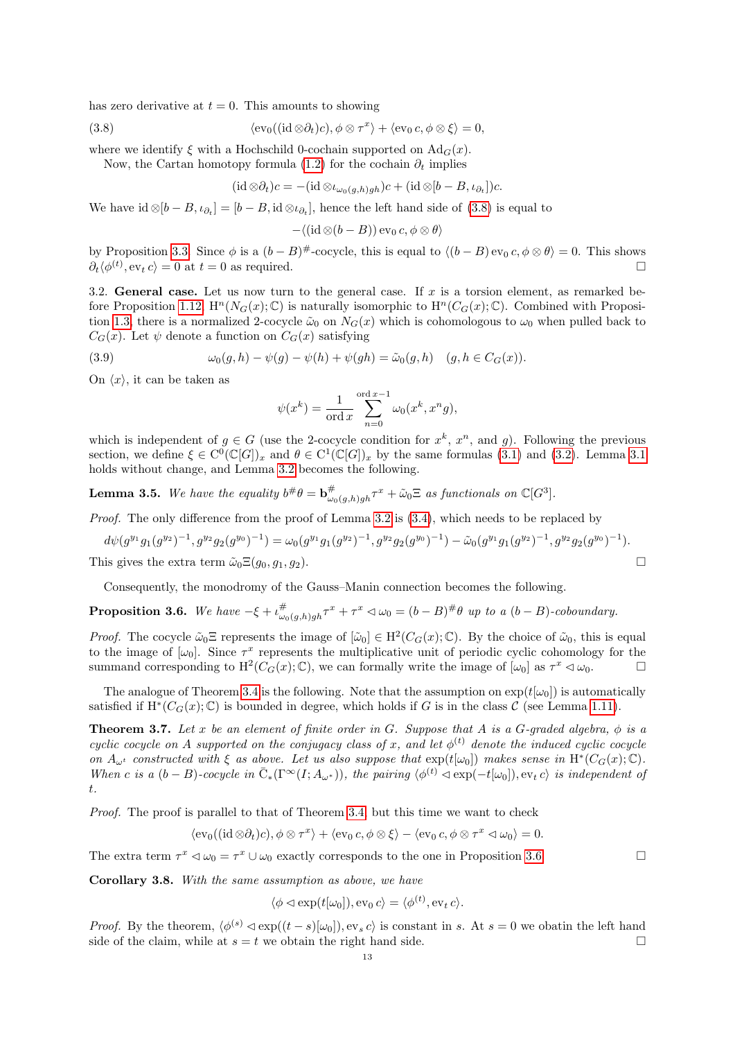has zero derivative at $t = 0$. This amounts to showing

$$\langle \mathrm{ev}_0((\mathrm{id} \otimes \partial_t)c), \phi \otimes \tau^x \rangle + \langle \mathrm{ev}_0\, c, \phi \otimes \xi \rangle = 0, \tag{3.8}$$

where we identify $\xi$ with a Hochschild 0-cochain supported on $\mathrm{Ad}_G(x)$.

Now, the Cartan homotopy formula (1.2) for the cochain $\partial_t$ implies

$$(\mathrm{id} \otimes \partial_t)c = -(\mathrm{id} \otimes \iota_{\omega_0(g,h)gh})c + (\mathrm{id} \otimes [b - B, \iota_{\partial_t}])c.$$

We have $\mathrm{id} \otimes [b - B, \iota_{\partial_t}] = [b - B, \mathrm{id} \otimes \iota_{\partial_t}]$, hence the left hand side of (3.8) is equal to

$$-\langle (\mathrm{id} \otimes (b - B)) \,\mathrm{ev}_0\, c, \phi \otimes \theta \rangle$$

by Proposition 3.3. Since $\phi$ is a $(b - B)^{\#}$-cocycle, this is equal to $\langle (b - B)\,\mathrm{ev}_0\, c, \phi \otimes \theta \rangle = 0$. This shows $\partial_t \langle \phi^{(t)}, \mathrm{ev}_t\, c \rangle = 0$ at $t = 0$ as required. □

**3.2. General case.** Let us now turn to the general case. If $x$ is a torsion element, as remarked before Proposition 1.12, $\mathrm{H}^n(N_G(x); \mathbb{C})$ is naturally isomorphic to $\mathrm{H}^n(C_G(x); \mathbb{C})$. Combined with Proposition 1.3, there is a normalized 2-cocycle $\tilde{\omega}_0$ on $N_G(x)$ which is cohomologous to $\omega_0$ when pulled back to $C_G(x)$. Let $\psi$ denote a function on $C_G(x)$ satisfying

$$\omega_0(g, h) - \psi(g) - \psi(h) + \psi(gh) = \tilde{\omega}_0(g, h) \quad (g, h \in C_G(x)). \tag{3.9}$$

On $\langle x \rangle$, it can be taken as

$$\psi(x^k) = \frac{1}{\operatorname{ord} x} \sum_{n=0}^{\operatorname{ord} x - 1} \omega_0(x^k, x^n g),$$

which is independent of $g \in G$ (use the 2-cocycle condition for $x^k$, $x^n$, and $g$). Following the previous section, we define $\xi \in \mathrm{C}^0(\mathbb{C}[G])_x$ and $\theta \in \mathrm{C}^1(\mathbb{C}[G])_x$ by the same formulas (3.1) and (3.2). Lemma 3.1 holds without change, and Lemma 3.2 becomes the following.

**Lemma 3.5.** *We have the equality $b^{\#}\theta = \mathbf{b}^{\#}_{\omega_0(g,h)gh} \tau^x + \tilde{\omega}_0 \Xi$ as functionals on $\mathbb{C}[G^3]$.*

*Proof.* The only difference from the proof of Lemma 3.2 is (3.4), which needs to be replaced by

$$d\psi(g^{y_1} g_1 (g^{y_2})^{-1}, g^{y_2} g_2 (g^{y_0})^{-1}) = \omega_0(g^{y_1} g_1 (g^{y_2})^{-1}, g^{y_2} g_2 (g^{y_0})^{-1}) - \tilde{\omega}_0(g^{y_1} g_1 (g^{y_2})^{-1}, g^{y_2} g_2 (g^{y_0})^{-1}).$$

This gives the extra term $\tilde{\omega}_0 \Xi(g_0, g_1, g_2)$. □

Consequently, the monodromy of the Gauss–Manin connection becomes the following.

**Proposition 3.6.** *We have $-\xi + \iota^{\#}_{\omega_0(g,h)gh} \tau^x + \tau^x \triangleleft \omega_0 = (b - B)^{\#}\theta$ up to a $(b - B)$-coboundary.*

*Proof.* The cocycle $\tilde{\omega}_0 \Xi$ represents the image of $[\tilde{\omega}_0] \in \mathrm{H}^2(C_G(x); \mathbb{C})$. By the choice of $\tilde{\omega}_0$, this is equal to the image of $[\omega_0]$. Since $\tau^x$ represents the multiplicative unit of periodic cyclic cohomology for the summand corresponding to $\mathrm{H}^2(C_G(x); \mathbb{C})$, we can formally write the image of $[\omega_0]$ as $\tau^x \triangleleft \omega_0$. □

The analogue of Theorem 3.4 is the following. Note that the assumption on $\exp(t[\omega_0])$ is automatically satisfied if $\mathrm{H}^*(C_G(x); \mathbb{C})$ is bounded in degree, which holds if $G$ is in the class $\mathcal{C}$ (see Lemma 1.11).

**Theorem 3.7.** *Let $x$ be an element of finite order in $G$. Suppose that $A$ is a $G$-graded algebra, $\phi$ is a cyclic cocycle on $A$ supported on the conjugacy class of $x$, and let $\phi^{(t)}$ denote the induced cyclic cocycle on $A_{\omega^t}$ constructed with $\xi$ as above. Let us also suppose that $\exp(t[\omega_0])$ makes sense in $\mathrm{H}^*(C_G(x); \mathbb{C})$. When $c$ is a $(b - B)$-cocycle in $\bar{\mathrm{C}}_*(\Gamma^\infty(I; A_{\omega^*}))$, the pairing $\langle \phi^{(t)} \triangleleft \exp(-t[\omega_0]), \mathrm{ev}_t\, c \rangle$ is independent of $t$.*

*Proof.* The proof is parallel to that of Theorem 3.4, but this time we want to check

$$\langle \mathrm{ev}_0((\mathrm{id} \otimes \partial_t)c), \phi \otimes \tau^x \rangle + \langle \mathrm{ev}_0\, c, \phi \otimes \xi \rangle - \langle \mathrm{ev}_0\, c, \phi \otimes \tau^x \triangleleft \omega_0 \rangle = 0.$$

The extra term $\tau^x \triangleleft \omega_0 = \tau^x \cup \omega_0$ exactly corresponds to the one in Proposition 3.6. □

**Corollary 3.8.** *With the same assumption as above, we have*

$$\langle \phi \triangleleft \exp(t[\omega_0]), \mathrm{ev}_0\, c \rangle = \langle \phi^{(t)}, \mathrm{ev}_t\, c \rangle.$$

*Proof.* By the theorem, $\langle \phi^{(s)} \triangleleft \exp((t - s)[\omega_0]), \mathrm{ev}_s\, c \rangle$ is constant in $s$. At $s = 0$ we obatin the left hand side of the claim, while at $s = t$ we obtain the right hand side. □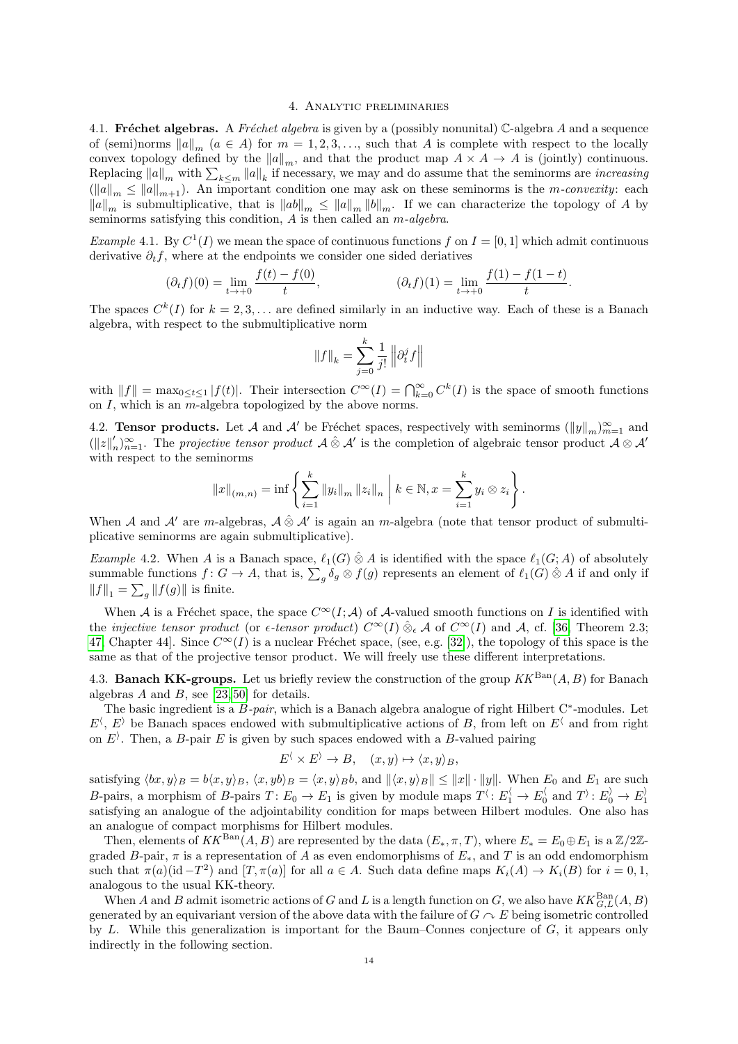## 4. Analytic preliminaries

**4.1. Fréchet algebras.** A *Fréchet algebra* is given by a (possibly nonunital) $\mathbb{C}$-algebra $A$ and a sequence of (semi)norms $\|a\|_m$ ($a \in A$) for $m = 1, 2, 3, \ldots$, such that $A$ is complete with respect to the locally convex topology defined by the $\|a\|_m$, and that the product map $A \times A \to A$ is (jointly) continuous. Replacing $\|a\|_m$ with $\sum_{k \le m} \|a\|_k$ if necessary, we may and do assume that the seminorms are *increasing* ($\|a\|_m \le \|a\|_{m+1}$). An important condition one may ask on these seminorms is the *m-convexity*: each $\|a\|_m$ is submultiplicative, that is $\|ab\|_m \le \|a\|_m \|b\|_m$. If we can characterize the topology of $A$ by seminorms satisfying this condition, $A$ is then called an *m-algebra*.

*Example* 4.1. By $C^1(I)$ we mean the space of continuous functions $f$ on $I = [0, 1]$ which admit continuous derivative $\partial_t f$, where at the endpoints we consider one sided deriatives

$$(\partial_t f)(0) = \lim_{t \to +0} \frac{f(t) - f(0)}{t}, \qquad (\partial_t f)(1) = \lim_{t \to +0} \frac{f(1) - f(1-t)}{t}.$$

The spaces $C^k(I)$ for $k = 2, 3, \ldots$ are defined similarly in an inductive way. Each of these is a Banach algebra, with respect to the submultiplicative norm

$$\|f\|_k = \sum_{j=0}^{k} \frac{1}{j!} \left\| \partial_t^j f \right\|$$

with $\|f\| = \max_{0 \le t \le 1} |f(t)|$. Their intersection $C^\infty(I) = \bigcap_{k=0}^\infty C^k(I)$ is the space of smooth functions on $I$, which is an $m$-algebra topologized by the above norms.

**4.2. Tensor products.** Let $\mathcal{A}$ and $\mathcal{A}'$ be Fréchet spaces, respectively with seminorms $(\|y\|_m)_{m=1}^\infty$ and $(\|z\|'_n)_{n=1}^\infty$. The *projective tensor product* $\mathcal{A} \mathbin{\hat{\otimes}} \mathcal{A}'$ is the completion of algebraic tensor product $\mathcal{A} \otimes \mathcal{A}'$ with respect to the seminorms

$$\|x\|_{(m,n)} = \inf \left\{ \sum_{i=1}^{k} \|y_i\|_m \|z_i\|_n \;\middle|\; k \in \mathbb{N}, x = \sum_{i=1}^{k} y_i \otimes z_i \right\}.$$

When $\mathcal{A}$ and $\mathcal{A}'$ are $m$-algebras, $\mathcal{A} \mathbin{\hat{\otimes}} \mathcal{A}'$ is again an $m$-algebra (note that tensor product of submultiplicative seminorms are again submultiplicative).

*Example* 4.2. When $A$ is a Banach space, $\ell_1(G) \mathbin{\hat{\otimes}} A$ is identified with the space $\ell_1(G; A)$ of absolutely summable functions $f\colon G \to A$, that is, $\sum_g \delta_g \otimes f(g)$ represents an element of $\ell_1(G) \mathbin{\hat{\otimes}} A$ if and only if $\|f\|_1 = \sum_g \|f(g)\|$ is finite.

When $\mathcal{A}$ is a Fréchet space, the space $C^\infty(I; \mathcal{A})$ of $\mathcal{A}$-valued smooth functions on $I$ is identified with the *injective tensor product* (or *$\epsilon$-tensor product*) $C^\infty(I) \mathbin{\hat{\otimes}_\epsilon} \mathcal{A}$ of $C^\infty(I)$ and $\mathcal{A}$, cf. [36, Theorem 2.3; 47, Chapter 44]. Since $C^\infty(I)$ is a nuclear Fréchet space, (see, e.g. [32]), the topology of this space is the same as that of the projective tensor product. We will freely use these different interpretations.

**4.3. Banach KK-groups.** Let us briefly review the construction of the group $KK^{\mathrm{Ban}}(A, B)$ for Banach algebras $A$ and $B$, see [23,50] for details.

The basic ingredient is a *B-pair*, which is a Banach algebra analogue of right Hilbert C\*-modules. Let $E^{\langle}$, $E^{\rangle}$ be Banach spaces endowed with submultiplicative actions of $B$, from left on $E^{\langle}$ and from right on $E^{\rangle}$. Then, a $B$-pair $E$ is given by such spaces endowed with a $B$-valued pairing

$$E^{\langle} \times E^{\rangle} \to B, \quad (x, y) \mapsto \langle x, y \rangle_B,$$

satisfying $\langle bx, y \rangle_B = b \langle x, y \rangle_B$, $\langle x, yb \rangle_B = \langle x, y \rangle_B b$, and $\|\langle x, y \rangle_B\| \le \|x\| \cdot \|y\|$. When $E_0$ and $E_1$ are such $B$-pairs, a morphism of $B$-pairs $T\colon E_0 \to E_1$ is given by module maps $T^{\langle}\colon E_1^{\langle} \to E_0^{\langle}$ and $T^{\rangle}\colon E_0^{\rangle} \to E_1^{\rangle}$ satisfying an analogue of the adjointability condition for maps between Hilbert modules. One also has an analogue of compact morphisms for Hilbert modules.

Then, elements of $KK^{\mathrm{Ban}}(A, B)$ are represented by the data $(E_*, \pi, T)$, where $E_* = E_0 \oplus E_1$ is a $\mathbb{Z}/2\mathbb{Z}$-graded $B$-pair, $\pi$ is a representation of $A$ as even endomorphisms of $E_*$, and $T$ is an odd endomorphism such that $\pi(a)(\mathrm{id} - T^2)$ and $[T, \pi(a)]$ for all $a \in A$. Such data define maps $K_i(A) \to K_i(B)$ for $i = 0, 1$, analogous to the usual KK-theory.

When $A$ and $B$ admit isometric actions of $G$ and $L$ is a length function on $G$, we also have $KK^{\mathrm{Ban}}_{G,L}(A, B)$ generated by an equivariant version of the above data with the failure of $G \curvearrowright E$ being isometric controlled by $L$. While this generalization is important for the Baum–Connes conjecture of $G$, it appears only indirectly in the following section.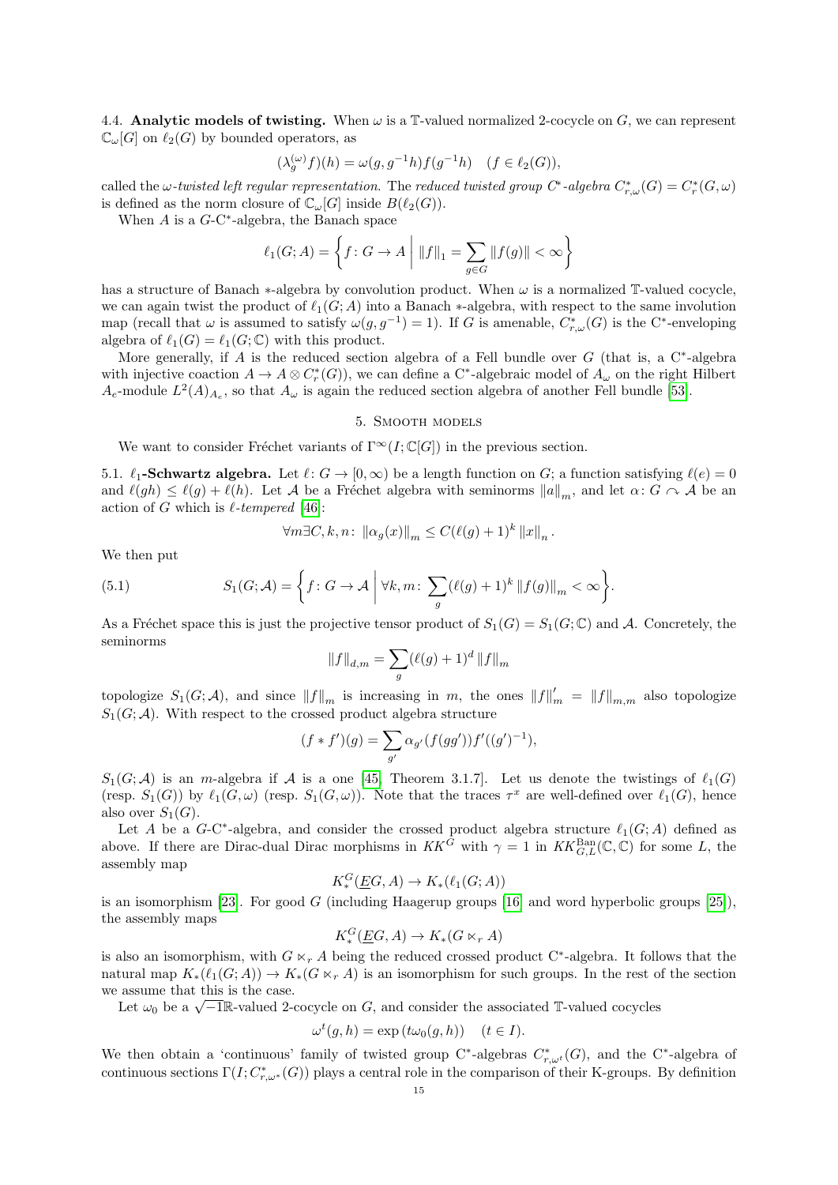4.4. **Analytic models of twisting.** When $\omega$ is a $\mathbb{T}$-valued normalized 2-cocycle on $G$, we can represent $\mathbb{C}_\omega[G]$ on $\ell_2(G)$ by bounded operators, as

$$(\lambda_g^{(\omega)} f)(h) = \omega(g, g^{-1}h) f(g^{-1}h) \quad (f \in \ell_2(G)),$$

called the *$\omega$-twisted left regular representation*. The *reduced twisted group C*-algebra* $C^*_{r,\omega}(G) = C^*_r(G, \omega)$ is defined as the norm closure of $\mathbb{C}_\omega[G]$ inside $B(\ell_2(G))$.

When $A$ is a $G$-C*-algebra, the Banach space

$$\ell_1(G; A) = \left\{ f \colon G \to A \,\middle|\, \|f\|_1 = \sum_{g \in G} \|f(g)\| < \infty \right\}$$

has a structure of Banach $*$-algebra by convolution product. When $\omega$ is a normalized $\mathbb{T}$-valued cocycle, we can again twist the product of $\ell_1(G; A)$ into a Banach $*$-algebra, with respect to the same involution map (recall that $\omega$ is assumed to satisfy $\omega(g, g^{-1}) = 1$). If $G$ is amenable, $C^*_{r,\omega}(G)$ is the C*-enveloping algebra of $\ell_1(G) = \ell_1(G; \mathbb{C})$ with this product.

More generally, if $A$ is the reduced section algebra of a Fell bundle over $G$ (that is, a C*-algebra with injective coaction $A \to A \otimes C^*_r(G)$), we can define a C*-algebraic model of $A_\omega$ on the right Hilbert $A_e$-module $L^2(A)_{A_e}$, so that $A_\omega$ is again the reduced section algebra of another Fell bundle [53].

## 5. Smooth models

We want to consider Fréchet variants of $\Gamma^\infty(I; \mathbb{C}[G])$ in the previous section.

5.1. **$\ell_1$-Schwartz algebra.** Let $\ell \colon G \to [0, \infty)$ be a length function on $G$; a function satisfying $\ell(e) = 0$ and $\ell(gh) \leq \ell(g) + \ell(h)$. Let $\mathcal{A}$ be a Fréchet algebra with seminorms $\|a\|_m$, and let $\alpha \colon G \curvearrowright \mathcal{A}$ be an action of $G$ which is *$\ell$-tempered* [46]:

$$\forall m \exists C, k, n \colon \|\alpha_g(x)\|_m \leq C(\ell(g) + 1)^k \|x\|_n .$$

We then put

$$S_1(G; \mathcal{A}) = \left\{ f \colon G \to \mathcal{A} \,\middle|\, \forall k, m \colon \sum_g (\ell(g) + 1)^k \|f(g)\|_m < \infty \right\}. \tag{5.1}$$

As a Fréchet space this is just the projective tensor product of $S_1(G) = S_1(G; \mathbb{C})$ and $\mathcal{A}$. Concretely, the seminorms

$$\|f\|_{d,m} = \sum_g (\ell(g) + 1)^d \|f\|_m$$

topologize $S_1(G; \mathcal{A})$, and since $\|f\|_m$ is increasing in $m$, the ones $\|f\|'_m = \|f\|_{m,m}$ also topologize $S_1(G; \mathcal{A})$. With respect to the crossed product algebra structure

$$(f * f')(g) = \sum_{g'} \alpha_{g'}(f(gg')) f'((g')^{-1}),$$

$S_1(G; \mathcal{A})$ is an $m$-algebra if $\mathcal{A}$ is a one [45, Theorem 3.1.7]. Let us denote the twistings of $\ell_1(G)$ (resp. $S_1(G)$) by $\ell_1(G, \omega)$ (resp. $S_1(G, \omega)$). Note that the traces $\tau^x$ are well-defined over $\ell_1(G)$, hence also over $S_1(G)$.

Let $A$ be a $G$-C*-algebra, and consider the crossed product algebra structure $\ell_1(G; A)$ defined as above. If there are Dirac-dual Dirac morphisms in $KK^G$ with $\gamma = 1$ in $KK^{\mathrm{Ban}}_{G,L}(\mathbb{C}, \mathbb{C})$ for some $L$, the assembly map

$$K^G_*(\underline{E}G, A) \to K_*(\ell_1(G; A))$$

is an isomorphism [23]. For good $G$ (including Haagerup groups [16] and word hyperbolic groups [25]), the assembly maps

$$K^G_*(\underline{E}G, A) \to K_*(G \ltimes_r A)$$

is also an isomorphism, with $G \ltimes_r A$ being the reduced crossed product C*-algebra. It follows that the natural map $K_*(\ell_1(G; A)) \to K_*(G \ltimes_r A)$ is an isomorphism for such groups. In the rest of the section we assume that this is the case.

Let $\omega_0$ be a $\sqrt{-1}\mathbb{R}$-valued 2-cocycle on $G$, and consider the associated $\mathbb{T}$-valued cocycles

$$\omega^t(g, h) = \exp(t\omega_0(g, h)) \quad (t \in I).$$

We then obtain a 'continuous' family of twisted group C*-algebras $C^*_{r,\omega^t}(G)$, and the C*-algebra of continuous sections $\Gamma(I; C^*_{r,\omega^*}(G))$ plays a central role in the comparison of their K-groups. By definition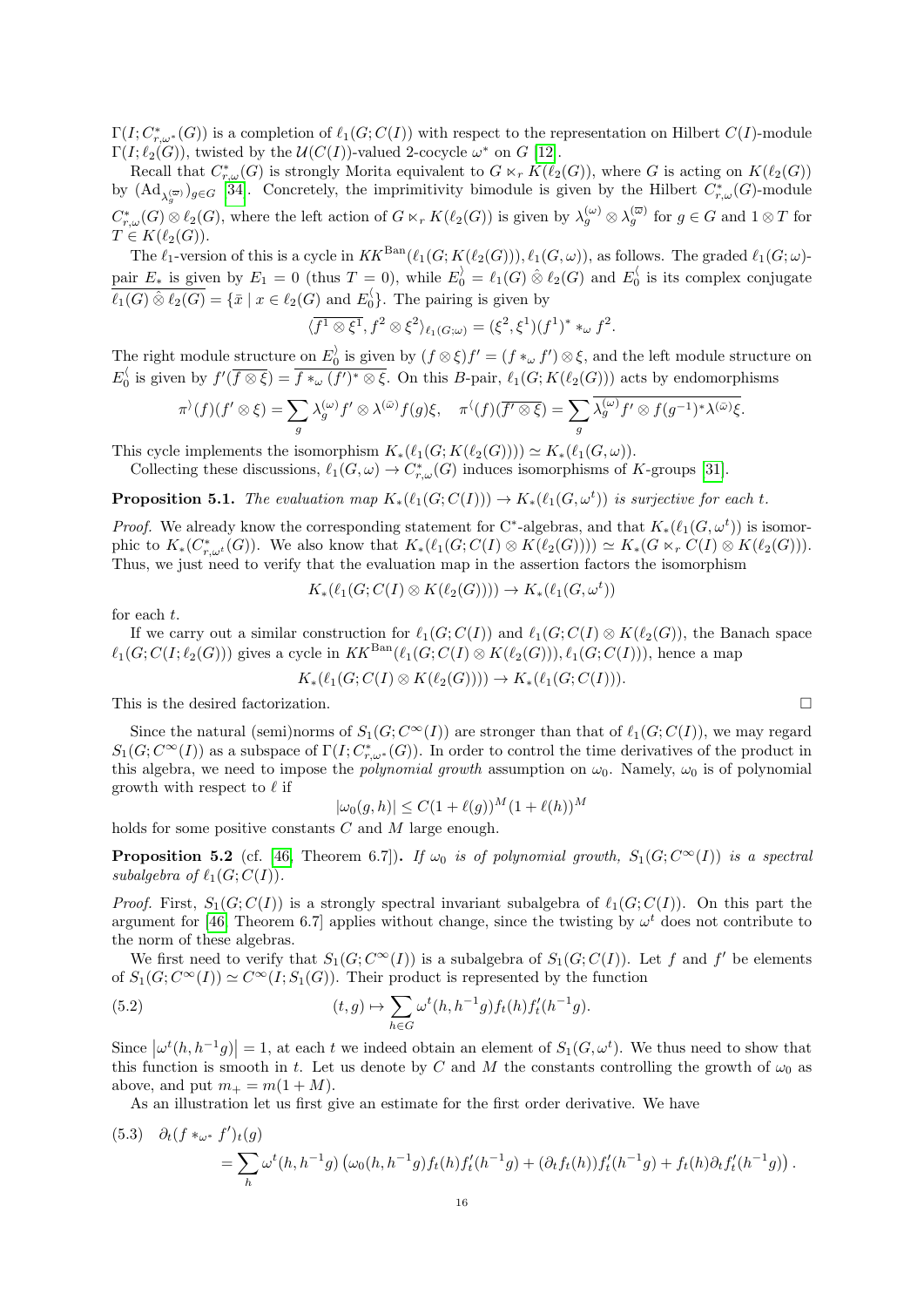$\Gamma(I; C^*_{r,\omega^*}(G))$ is a completion of $\ell_1(G; C(I))$ with respect to the representation on Hilbert $C(I)$-module $\Gamma(I; \ell_2(G))$, twisted by the $\mathcal{U}(C(I))$-valued 2-cocycle $\omega^*$ on $G$ [12].

Recall that $C^*_{r,\omega}(G)$ is strongly Morita equivalent to $G \ltimes_r K(\ell_2(G))$, where $G$ is acting on $K(\ell_2(G))$ by $(\mathrm{Ad}_{\lambda^{(\varpi)}_g})_{g \in G}$ [34]. Concretely, the imprimitivity bimodule is given by the Hilbert $C^*_{r,\omega}(G)$-module $C^*_{r,\omega}(G) \otimes \ell_2(G)$, where the left action of $G \ltimes_r K(\ell_2(G))$ is given by $\lambda^{(\omega)}_g \otimes \lambda^{(\varpi)}_g$ for $g \in G$ and $1 \otimes T$ for $T \in K(\ell_2(G))$.

The $\ell_1$-version of this is a cycle in $KK^{\mathrm{Ban}}(\ell_1(G; K(\ell_2(G))), \ell_1(G, \omega))$, as follows. The graded $\ell_1(G; \omega)$-pair $E_*$ is given by $E_1 = 0$ (thus $T = 0$), while $E^{\rangle}_0 = \ell_1(G) \mathbin{\hat{\otimes}} \ell_2(G)$ and $E^{\langle}_0$ is its complex conjugate $\overline{\ell_1(G) \mathbin{\hat{\otimes}} \ell_2(G)} = \{\bar{x} \mid x \in \ell_2(G) \text{ and } E^{\langle}_0\}$. The pairing is given by

$$\langle \overline{f^1 \otimes \xi^1}, f^2 \otimes \xi^2 \rangle_{\ell_1(G;\omega)} = (\xi^2, \xi^1)(f^1)^* *_\omega f^2.$$

The right module structure on $E^{\rangle}_0$ is given by $(f \otimes \xi)f' = (f *_\omega f') \otimes \xi$, and the left module structure on $E^{\langle}_0$ is given by $f'(\overline{f \otimes \xi}) = \overline{f *_\omega (f')^* \otimes \xi}$. On this $B$-pair, $\ell_1(G; K(\ell_2(G)))$ acts by endomorphisms

$$\pi^{\rangle}(f)(f' \otimes \xi) = \sum_g \lambda^{(\omega)}_g f' \otimes \lambda^{(\bar{\omega})} f(g)\xi, \quad \pi^{\langle}(f)(\overline{f' \otimes \xi}) = \sum_g \overline{\lambda^{(\omega)}_g f' \otimes f(g^{-1})^* \lambda^{(\bar{\omega})}\xi}.$$

This cycle implements the isomorphism $K_*(\ell_1(G; K(\ell_2(G)))) \simeq K_*(\ell_1(G, \omega))$.

Collecting these discussions, $\ell_1(G, \omega) \to C^*_{r,\omega}(G)$ induces isomorphisms of $K$-groups [31].

**Proposition 5.1.** *The evaluation map $K_*(\ell_1(G; C(I))) \to K_*(\ell_1(G, \omega^t))$ is surjective for each $t$.*

*Proof.* We already know the corresponding statement for C*-algebras, and that $K_*(\ell_1(G, \omega^t))$ is isomorphic to $K_*(C^*_{r,\omega^t}(G))$. We also know that $K_*(\ell_1(G; C(I) \otimes K(\ell_2(G)))) \simeq K_*(G \ltimes_r C(I) \otimes K(\ell_2(G)))$. Thus, we just need to verify that the evaluation map in the assertion factors the isomorphism

$$K_*(\ell_1(G; C(I) \otimes K(\ell_2(G)))) \to K_*(\ell_1(G, \omega^t))$$

for each $t$.

If we carry out a similar construction for $\ell_1(G; C(I))$ and $\ell_1(G; C(I) \otimes K(\ell_2(G))$, the Banach space $\ell_1(G; C(I; \ell_2(G)))$ gives a cycle in $KK^{\mathrm{Ban}}(\ell_1(G; C(I) \otimes K(\ell_2(G))), \ell_1(G; C(I)))$, hence a map

$$K_*(\ell_1(G; C(I) \otimes K(\ell_2(G)))) \to K_*(\ell_1(G; C(I))).$$

This is the desired factorization. □

Since the natural (semi)norms of $S_1(G; C^\infty(I))$ are stronger than that of $\ell_1(G; C(I))$, we may regard $S_1(G; C^\infty(I))$ as a subspace of $\Gamma(I; C^*_{r,\omega^*}(G))$. In order to control the time derivatives of the product in this algebra, we need to impose the *polynomial growth* assumption on $\omega_0$. Namely, $\omega_0$ is of polynomial growth with respect to $\ell$ if

$$|\omega_0(g, h)| \le C(1 + \ell(g))^M (1 + \ell(h))^M$$

holds for some positive constants $C$ and $M$ large enough.

**Proposition 5.2** (cf. [46, Theorem 6.7])**.** *If $\omega_0$ is of polynomial growth, $S_1(G; C^\infty(I))$ is a spectral subalgebra of $\ell_1(G; C(I))$.*

*Proof.* First, $S_1(G; C(I))$ is a strongly spectral invariant subalgebra of $\ell_1(G; C(I))$. On this part the argument for [46, Theorem 6.7] applies without change, since the twisting by $\omega^t$ does not contribute to the norm of these algebras.

We first need to verify that $S_1(G; C^\infty(I))$ is a subalgebra of $S_1(G; C(I))$. Let $f$ and $f'$ be elements of $S_1(G; C^\infty(I)) \simeq C^\infty(I; S_1(G))$. Their product is represented by the function

$$(t, g) \mapsto \sum_{h \in G} \omega^t(h, h^{-1}g) f_t(h) f'_t(h^{-1}g). \tag{5.2}$$

Since $\left|\omega^t(h, h^{-1}g)\right| = 1$, at each $t$ we indeed obtain an element of $S_1(G, \omega^t)$. We thus need to show that this function is smooth in $t$. Let us denote by $C$ and $M$ the constants controlling the growth of $\omega_0$ as above, and put $m_+ = m(1 + M)$.

As an illustration let us first give an estimate for the first order derivative. We have

$$\partial_t (f *_{\omega^*} f')_t(g) = \sum_h \omega^t(h, h^{-1}g) \left( \omega_0(h, h^{-1}g) f_t(h) f'_t(h^{-1}g) + (\partial_t f_t(h)) f'_t(h^{-1}g) + f_t(h) \partial_t f'_t(h^{-1}g) \right). \tag{5.3}$$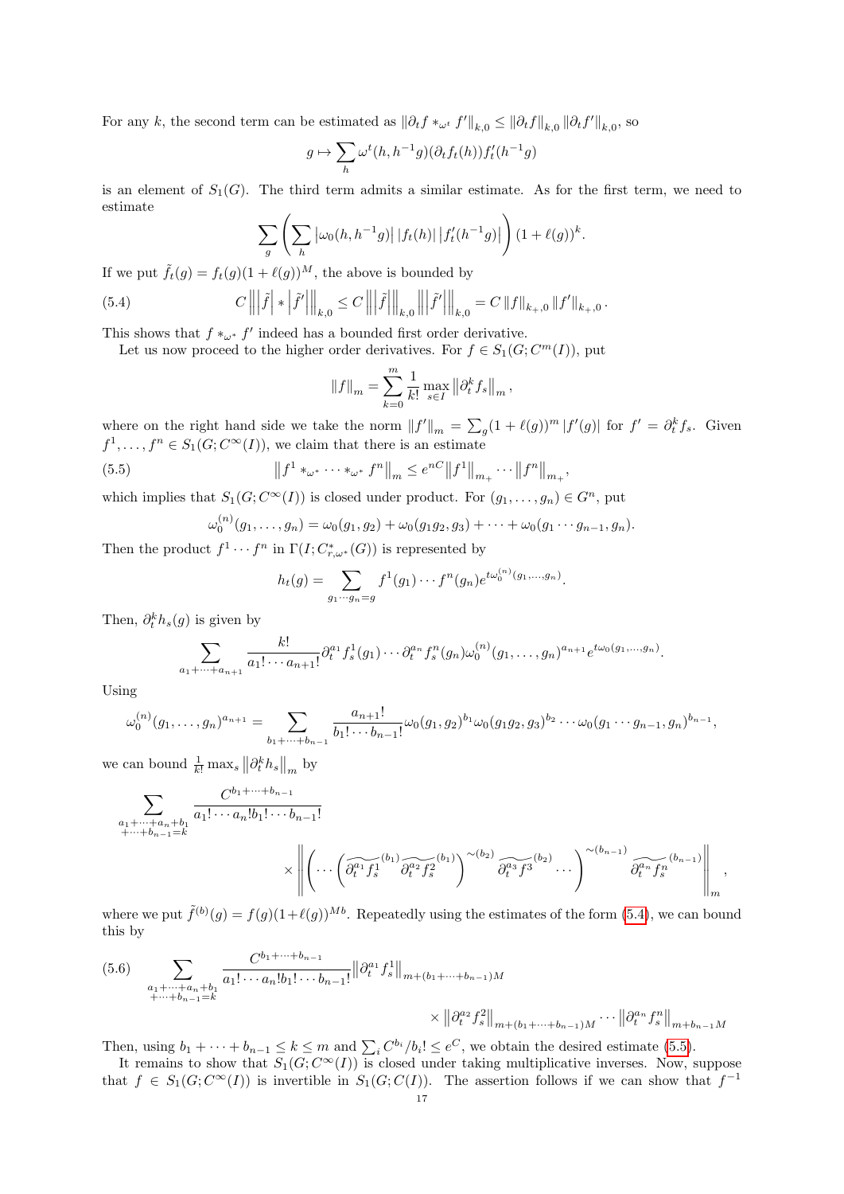For any $k$, the second term can be estimated as $\|\partial_t f *_{\omega^t} f'\|_{k,0} \le \|\partial_t f\|_{k,0} \|\partial_t f'\|_{k,0}$, so

$$g \mapsto \sum_h \omega^t(h, h^{-1}g)(\partial_t f_t(h)) f'_t(h^{-1}g)$$

is an element of $S_1(G)$. The third term admits a similar estimate. As for the first term, we need to estimate

$$\sum_g \left( \sum_h \left|\omega_0(h, h^{-1}g)\right| |f_t(h)| \left|f'_t(h^{-1}g)\right| \right) (1+\ell(g))^k.$$

If we put $\tilde{f}_t(g) = f_t(g)(1+\ell(g))^M$, the above is bounded by

$$C \left\| \left|\tilde{f}\right| * \left|\tilde{f}'\right| \right\|_{k,0} \le C \left\| \left|\tilde{f}\right| \right\|_{k,0} \left\| \left|\tilde{f}'\right| \right\|_{k,0} = C \|f\|_{k_+,0} \|f'\|_{k_+,0}. \tag{5.4}$$

This shows that $f *_{\omega^*} f'$ indeed has a bounded first order derivative.

Let us now proceed to the higher order derivatives. For $f \in S_1(G; C^m(I))$, put

$$\|f\|_m = \sum_{k=0}^m \frac{1}{k!} \max_{s \in I} \left\|\partial_t^k f_s\right\|_m,$$

where on the right hand side we take the norm $\|f'\|_m = \sum_g (1+\ell(g))^m |f'(g)|$ for $f' = \partial_t^k f_s$. Given $f^1, \ldots, f^n \in S_1(G; C^\infty(I))$, we claim that there is an estimate

$$\left\|f^1 *_{\omega^*} \cdots *_{\omega^*} f^n\right\|_m \le e^{nC} \left\|f^1\right\|_{m_+} \cdots \left\|f^n\right\|_{m_+}, \tag{5.5}$$

which implies that $S_1(G; C^\infty(I))$ is closed under product. For $(g_1, \ldots, g_n) \in G^n$, put

$$\omega_0^{(n)}(g_1, \ldots, g_n) = \omega_0(g_1, g_2) + \omega_0(g_1 g_2, g_3) + \cdots + \omega_0(g_1 \cdots g_{n-1}, g_n).$$

Then the product $f^1 \cdots f^n$ in $\Gamma(I; C^*_{r,\omega^*}(G))$ is represented by

$$h_t(g) = \sum_{g_1 \cdots g_n = g} f^1(g_1) \cdots f^n(g_n) e^{t\omega_0^{(n)}(g_1, \ldots, g_n)}.$$

Then, $\partial_t^k h_s(g)$ is given by

$$\sum_{a_1 + \cdots + a_{n+1}} \frac{k!}{a_1! \cdots a_{n+1}!} \partial_t^{a_1} f_s^1(g_1) \cdots \partial_t^{a_n} f_s^n(g_n) \omega_0^{(n)}(g_1, \ldots, g_n)^{a_{n+1}} e^{t\omega_0(g_1, \ldots, g_n)}.$$

Using

$$\omega_0^{(n)}(g_1, \ldots, g_n)^{a_{n+1}} = \sum_{b_1 + \cdots + b_{n-1}} \frac{a_{n+1}!}{b_1! \cdots b_{n-1}!} \omega_0(g_1, g_2)^{b_1} \omega_0(g_1 g_2, g_3)^{b_2} \cdots \omega_0(g_1 \cdots g_{n-1}, g_n)^{b_{n-1}},$$

we can bound $\frac{1}{k!} \max_s \left\|\partial_t^k h_s\right\|_m$ by

$$\sum_{\substack{a_1 + \cdots + a_n + b_1 \\ + \cdots + b_{n-1} = k}} \frac{C^{b_1 + \cdots + b_{n-1}}}{a_1! \cdots a_n! b_1! \cdots b_{n-1}!} \times \left\| \left( \cdots \left( \widetilde{\partial_t^{a_1} f_s^1}^{(b_1)} \widetilde{\partial_t^{a_2} f_s^2}^{(b_1)} \right)^{\sim(b_2)} \widetilde{\partial_t^{a_3} f^3}^{(b_2)} \cdots \right)^{\sim(b_{n-1})} \widetilde{\partial_t^{a_n} f_s^n}^{(b_{n-1})} \right\|_m,$$

where we put $\tilde{f}^{(b)}(g) = f(g)(1+\ell(g))^{Mb}$. Repeatedly using the estimates of the form (5.4), we can bound this by

$$\sum_{\substack{a_1 + \cdots + a_n + b_1 \\ + \cdots + b_{n-1} = k}} \frac{C^{b_1 + \cdots + b_{n-1}}}{a_1! \cdots a_n! b_1! \cdots b_{n-1}!} \left\|\partial_t^{a_1} f_s^1\right\|_{m + (b_1 + \cdots + b_{n-1})M} \times \left\|\partial_t^{a_2} f_s^2\right\|_{m + (b_1 + \cdots + b_{n-1})M} \cdots \left\|\partial_t^{a_n} f_s^n\right\|_{m + b_{n-1}M} \tag{5.6}$$

Then, using $b_1 + \cdots + b_{n-1} \le k \le m$ and $\sum_i C^{b_i}/b_i! \le e^C$, we obtain the desired estimate (5.5).

It remains to show that $S_1(G; C^\infty(I))$ is closed under taking multiplicative inverses. Now, suppose that $f \in S_1(G; C^\infty(I))$ is invertible in $S_1(G; C(I))$. The assertion follows if we can show that $f^{-1}$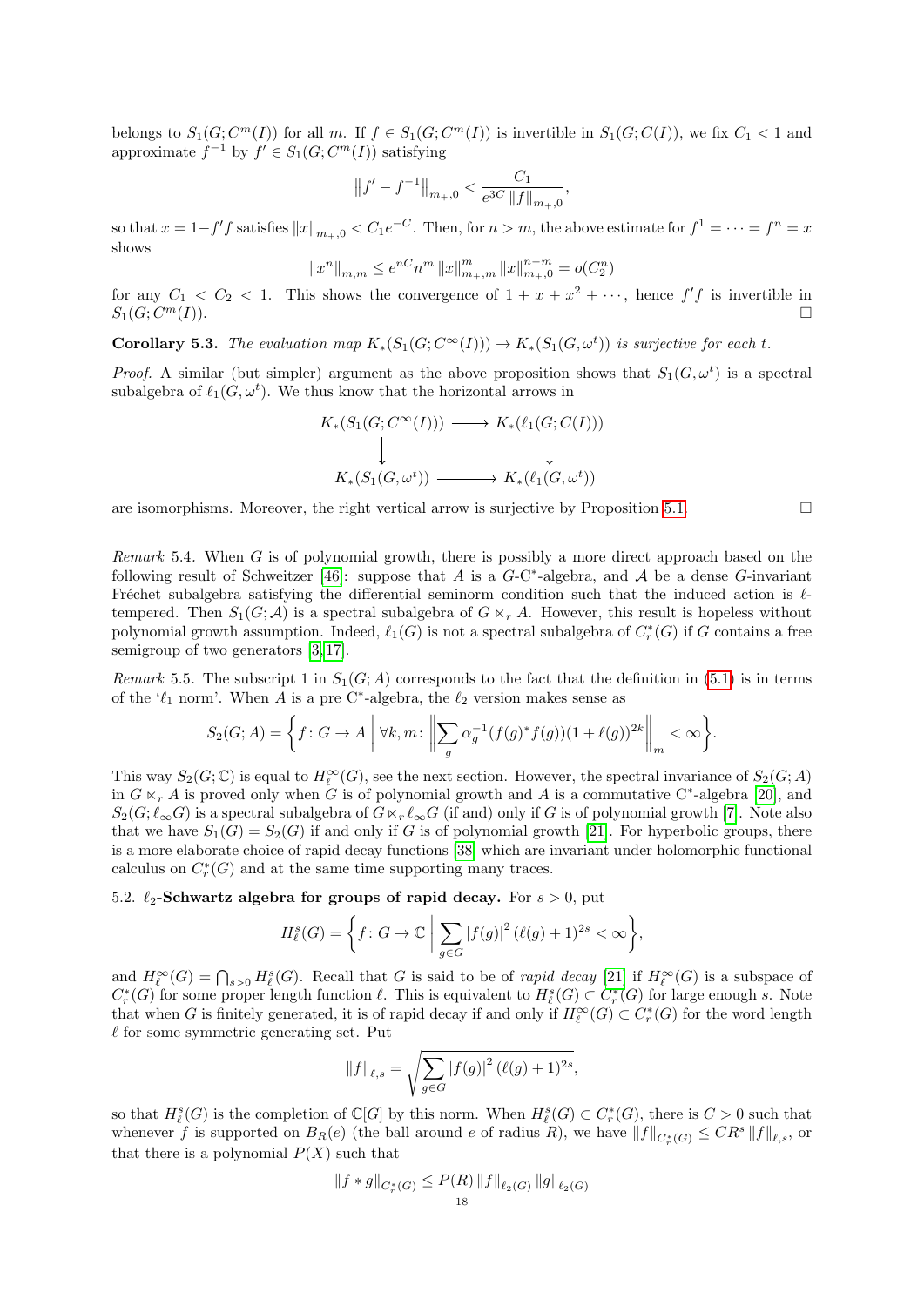belongs to $S_1(G; C^m(I))$ for all $m$. If $f \in S_1(G; C^m(I))$ is invertible in $S_1(G; C(I))$, we fix $C_1 < 1$ and approximate $f^{-1}$ by $f' \in S_1(G; C^m(I))$ satisfying

$$\left\| f' - f^{-1} \right\|_{m_+,0} < \frac{C_1}{e^{3C} \left\| f \right\|_{m_+,0}},$$

so that $x = 1 - f'f$ satisfies $\left\| x \right\|_{m_+,0} < C_1 e^{-C}$. Then, for $n > m$, the above estimate for $f^1 = \cdots = f^n = x$ shows

$$\left\| x^n \right\|_{m,m} \leq e^{nC} n^m \left\| x \right\|_{m_+,m}^m \left\| x \right\|_{m_+,0}^{n-m} = o(C_2^n)$$

for any $C_1 < C_2 < 1$. This shows the convergence of $1 + x + x^2 + \cdots$, hence $f'f$ is invertible in $S_1(G; C^m(I))$. $\square$

**Corollary 5.3.** *The evaluation map $K_*(S_1(G; C^\infty(I))) \to K_*(S_1(G, \omega^t))$ is surjective for each $t$.*

*Proof.* A similar (but simpler) argument as the above proposition shows that $S_1(G, \omega^t)$ is a spectral subalgebra of $\ell_1(G, \omega^t)$. We thus know that the horizontal arrows in

$$\begin{array}{ccc} K_*(S_1(G; C^\infty(I))) & \longrightarrow & K_*(\ell_1(G; C(I))) \\ \downarrow & & \downarrow \\ K_*(S_1(G, \omega^t)) & \longrightarrow & K_*(\ell_1(G, \omega^t)) \end{array}$$

are isomorphisms. Moreover, the right vertical arrow is surjective by Proposition 5.1. $\square$

*Remark* 5.4. When $G$ is of polynomial growth, there is possibly a more direct approach based on the following result of Schweitzer [46]: suppose that $A$ is a $G$-C*-algebra, and $\mathcal{A}$ be a dense $G$-invariant Fréchet subalgebra satisfying the differential seminorm condition such that the induced action is $\ell$-tempered. Then $S_1(G; \mathcal{A})$ is a spectral subalgebra of $G \ltimes_r A$. However, this result is hopeless without polynomial growth assumption. Indeed, $\ell_1(G)$ is not a spectral subalgebra of $C^*_r(G)$ if $G$ contains a free semigroup of two generators [3, 17].

*Remark* 5.5. The subscript 1 in $S_1(G; A)$ corresponds to the fact that the definition in (5.1) is in terms of the '$\ell_1$ norm'. When $A$ is a pre C*-algebra, the $\ell_2$ version makes sense as

$$S_2(G; A) = \left\{ f \colon G \to A \;\middle|\; \forall k, m \colon \left\| \sum_g \alpha_g^{-1}(f(g)^* f(g))(1 + \ell(g))^{2k} \right\|_m < \infty \right\}.$$

This way $S_2(G; \mathbb{C})$ is equal to $H^\infty_\ell(G)$, see the next section. However, the spectral invariance of $S_2(G; A)$ in $G \ltimes_r A$ is proved only when $G$ is of polynomial growth and $A$ is a commutative C*-algebra [20], and $S_2(G; \ell_\infty G)$ is a spectral subalgebra of $G \ltimes_r \ell_\infty G$ (if and) only if $G$ is of polynomial growth [7]. Note also that we have $S_1(G) = S_2(G)$ if and only if $G$ is of polynomial growth [21]. For hyperbolic groups, there is a more elaborate choice of rapid decay functions [38] which are invariant under holomorphic functional calculus on $C^*_r(G)$ and at the same time supporting many traces.

5.2. **$\ell_2$-Schwartz algebra for groups of rapid decay.** For $s > 0$, put

$$H^s_\ell(G) = \left\{ f \colon G \to \mathbb{C} \;\middle|\; \sum_{g \in G} \left| f(g) \right|^2 (\ell(g) + 1)^{2s} < \infty \right\},$$

and $H^\infty_\ell(G) = \bigcap_{s>0} H^s_\ell(G)$. Recall that $G$ is said to be of *rapid decay* [21] if $H^\infty_\ell(G)$ is a subspace of $C^*_r(G)$ for some proper length function $\ell$. This is equivalent to $H^s_\ell(G) \subset C^*_r(G)$ for large enough $s$. Note that when $G$ is finitely generated, it is of rapid decay if and only if $H^\infty_\ell(G) \subset C^*_r(G)$ for the word length $\ell$ for some symmetric generating set. Put

$$\left\| f \right\|_{\ell,s} = \sqrt{\sum_{g \in G} \left| f(g) \right|^2 (\ell(g) + 1)^{2s}},$$

so that $H^s_\ell(G)$ is the completion of $\mathbb{C}[G]$ by this norm. When $H^s_\ell(G) \subset C^*_r(G)$, there is $C > 0$ such that whenever $f$ is supported on $B_R(e)$ (the ball around $e$ of radius $R$), we have $\left\| f \right\|_{C^*_r(G)} \leq C R^s \left\| f \right\|_{\ell,s}$, or that there is a polynomial $P(X)$ such that

$$\left\| f * g \right\|_{C^*_r(G)} \leq P(R) \left\| f \right\|_{\ell_2(G)} \left\| g \right\|_{\ell_2(G)}$$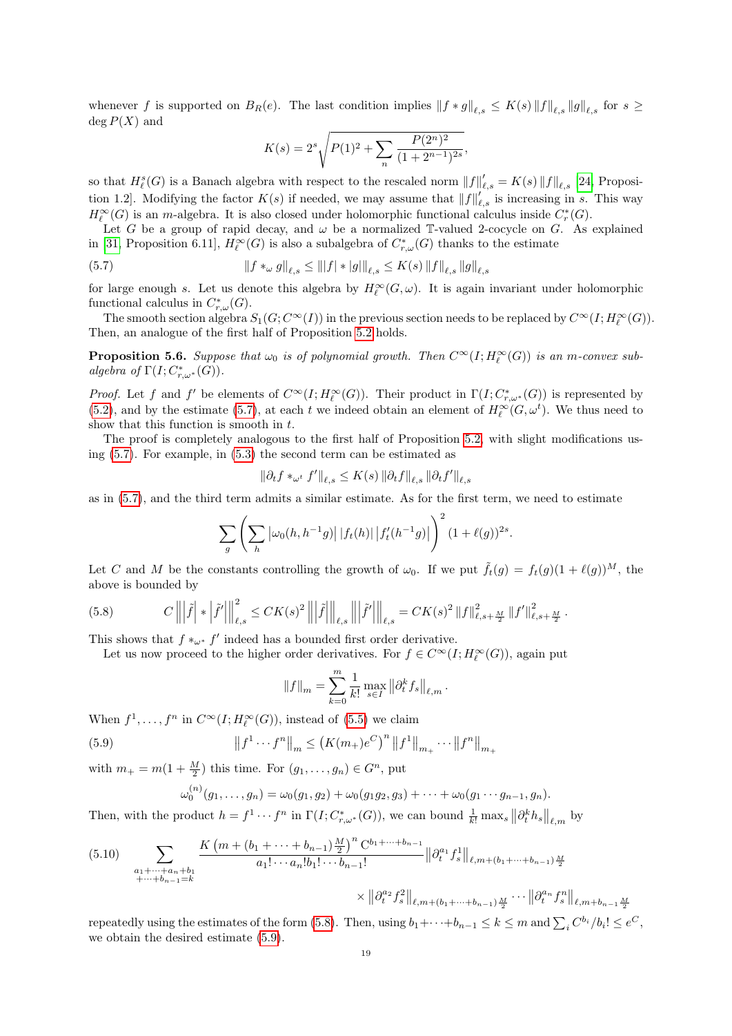whenever $f$ is supported on $B_R(e)$. The last condition implies $\|f * g\|_{\ell,s} \leq K(s) \|f\|_{\ell,s} \|g\|_{\ell,s}$ for $s \geq \deg P(X)$ and

$$K(s) = 2^s \sqrt{P(1)^2 + \sum_n \frac{P(2^n)^2}{(1+2^{n-1})^{2s}}},$$

so that $H^s_\ell(G)$ is a Banach algebra with respect to the rescaled norm $\|f\|'_{\ell,s} = K(s) \|f\|_{\ell,s}$ [24, Proposition 1.2]. Modifying the factor $K(s)$ if needed, we may assume that $\|f\|'_{\ell,s}$ is increasing in $s$. This way $H^\infty_\ell(G)$ is an $m$-algebra. It is also closed under holomorphic functional calculus inside $C^*_r(G)$.

Let $G$ be a group of rapid decay, and $\omega$ be a normalized $\mathbb{T}$-valued 2-cocycle on $G$. As explained in [31, Proposition 6.11], $H^\infty_\ell(G)$ is also a subalgebra of $C^*_{r,\omega}(G)$ thanks to the estimate

$$\|f *_\omega g\|_{\ell,s} \leq \| |f| * |g| \|_{\ell,s} \leq K(s) \|f\|_{\ell,s} \|g\|_{\ell,s} \tag{5.7}$$

for large enough $s$. Let us denote this algebra by $H^\infty_\ell(G, \omega)$. It is again invariant under holomorphic functional calculus in $C^*_{r,\omega}(G)$.

The smooth section algebra $S_1(G; C^\infty(I))$ in the previous section needs to be replaced by $C^\infty(I; H^\infty_\ell(G))$. Then, an analogue of the first half of Proposition 5.2 holds.

**Proposition 5.6.** *Suppose that $\omega_0$ is of polynomial growth. Then $C^\infty(I; H^\infty_\ell(G))$ is an $m$-convex subalgebra of $\Gamma(I; C^*_{r,\omega^*}(G))$.*

*Proof.* Let $f$ and $f'$ be elements of $C^\infty(I; H^\infty_\ell(G))$. Their product in $\Gamma(I; C^*_{r,\omega^*}(G))$ is represented by (5.2), and by the estimate (5.7), at each $t$ we indeed obtain an element of $H^\infty_\ell(G, \omega^t)$. We thus need to show that this function is smooth in $t$.

The proof is completely analogous to the first half of Proposition 5.2, with slight modifications using (5.7). For example, in (5.3) the second term can be estimated as

$$\|\partial_t f *_{\omega^t} f'\|_{\ell,s} \leq K(s) \|\partial_t f\|_{\ell,s} \|\partial_t f'\|_{\ell,s}$$

as in (5.7), and the third term admits a similar estimate. As for the first term, we need to estimate

$$\sum_g \left( \sum_h \left|\omega_0(h, h^{-1}g)\right| |f_t(h)| \left|f'_t(h^{-1}g)\right| \right)^2 (1 + \ell(g))^{2s}.$$

Let $C$ and $M$ be the constants controlling the growth of $\omega_0$. If we put $\tilde{f}_t(g) = f_t(g)(1+\ell(g))^M$, the above is bounded by

$$C \left\| \left|\tilde{f}\right| * \left|\tilde{f}'\right| \right\|^2_{\ell,s} \leq C K(s)^2 \left\| \left|\tilde{f}\right| \right\|_{\ell,s} \left\| \left|\tilde{f}'\right| \right\|_{\ell,s} = C K(s)^2 \|f\|^2_{\ell, s+\frac{M}{2}} \|f'\|^2_{\ell,s+\frac{M}{2}}. \tag{5.8}$$

This shows that $f *_{\omega^*} f'$ indeed has a bounded first order derivative.

Let us now proceed to the higher order derivatives. For $f \in C^\infty(I; H^\infty_\ell(G))$, again put

$$\|f\|_m = \sum_{k=0}^m \frac{1}{k!} \max_{s \in I} \left\|\partial^k_t f_s\right\|_{\ell,m}.$$

When $f^1, \ldots, f^n$ in $C^\infty(I; H^\infty_\ell(G))$, instead of (5.5) we claim

$$\left\|f^1 \cdots f^n\right\|_m \leq \left(K(m_+) e^C\right)^n \left\|f^1\right\|_{m_+} \cdots \left\|f^n\right\|_{m_+} \tag{5.9}$$

with $m_+ = m(1 + \frac{M}{2})$ this time. For $(g_1, \ldots, g_n) \in G^n$, put

$$\omega_0^{(n)}(g_1, \ldots, g_n) = \omega_0(g_1, g_2) + \omega_0(g_1 g_2, g_3) + \cdots + \omega_0(g_1 \cdots g_{n-1}, g_n).$$

Then, with the product $h = f^1 \cdots f^n$ in $\Gamma(I; C^*_{r,\omega^*}(G))$, we can bound $\frac{1}{k!} \max_s \left\|\partial^k_t h_s\right\|_{\ell,m}$ by

$$\sum_{\substack{a_1 + \cdots + a_n + b_1 \\ + \cdots + b_{n-1} = k}} \frac{K\left(m + (b_1 + \cdots + b_{n-1})\frac{M}{2}\right)^n \mathrm{C}^{b_1 + \cdots + b_{n-1}}}{a_1! \cdots a_n! b_1! \cdots b_{n-1}!} \left\|\partial^{a_1}_t f^1_s\right\|_{\ell, m + (b_1 + \cdots + b_{n-1})\frac{M}{2}} \tag{5.10}$$
$$\times \left\|\partial^{a_2}_t f^2_s\right\|_{\ell, m + (b_1 + \cdots + b_{n-1})\frac{M}{2}} \cdots \left\|\partial^{a_n}_t f^n_s\right\|_{\ell, m + b_{n-1}\frac{M}{2}}$$

repeatedly using the estimates of the form (5.8). Then, using $b_1 + \cdots + b_{n-1} \leq k \leq m$ and $\sum_i C^{b_i}/b_i! \leq e^C$, we obtain the desired estimate (5.9).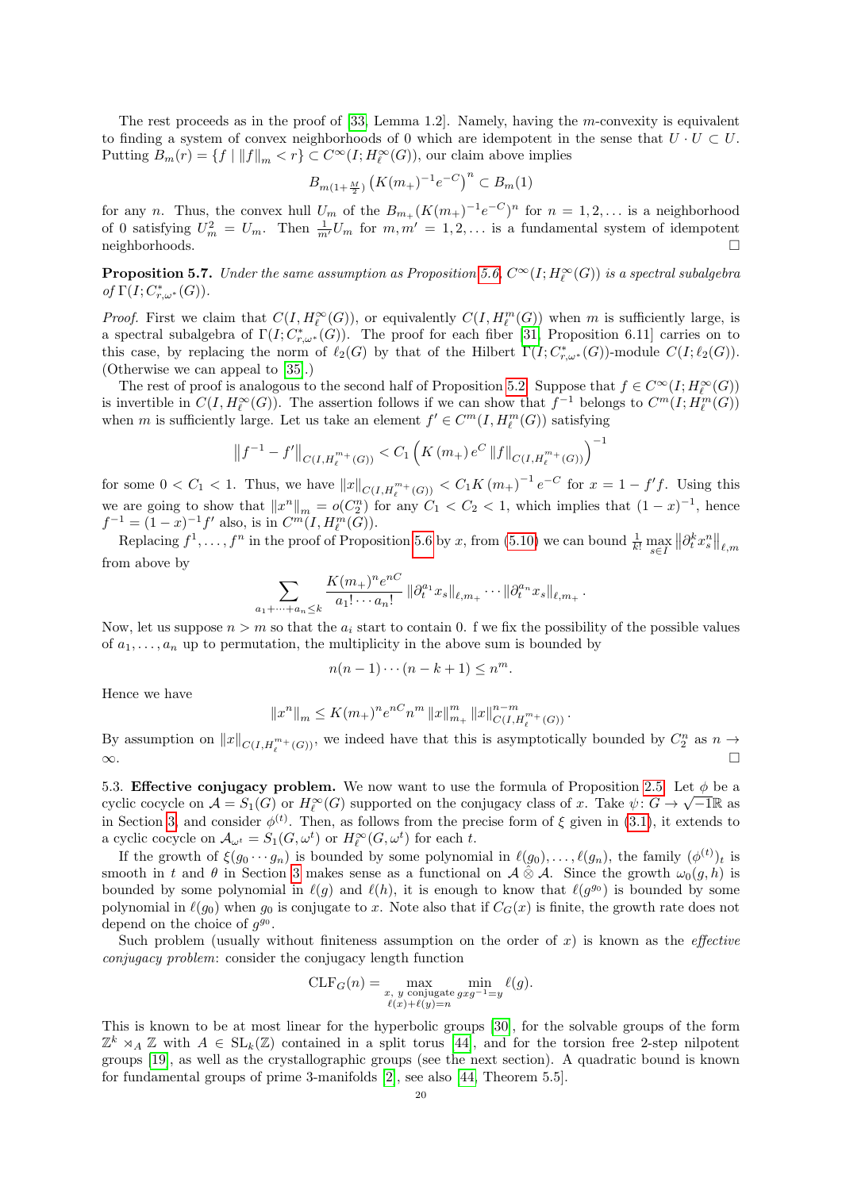The rest proceeds as in the proof of [33, Lemma 1.2]. Namely, having the $m$-convexity is equivalent to finding a system of convex neighborhoods of 0 which are idempotent in the sense that $U \cdot U \subset U$. Putting $B_m(r) = \{f \mid \|f\|_m < r\} \subset C^\infty(I; H^\infty_\ell(G))$, our claim above implies

$$B_{m(1+\frac{M}{2})}\left(K(m_+)^{-1}e^{-C}\right)^n \subset B_m(1)$$

for any $n$. Thus, the convex hull $U_m$ of the $B_{m_+}(K(m_+)^{-1}e^{-C})^n$ for $n = 1, 2, \ldots$ is a neighborhood of 0 satisfying $U_m^2 = U_m$. Then $\frac{1}{m'}U_m$ for $m, m' = 1, 2, \ldots$ is a fundamental system of idempotent neighborhoods. $\square$

**Proposition 5.7.** *Under the same assumption as Proposition 5.6, $C^\infty(I; H^\infty_\ell(G))$ is a spectral subalgebra of $\Gamma(I; C^*_{r,\omega^*}(G))$.*

*Proof.* First we claim that $C(I, H^\infty_\ell(G))$, or equivalently $C(I, H^m_\ell(G))$ when $m$ is sufficiently large, is a spectral subalgebra of $\Gamma(I; C^*_{r,\omega^*}(G))$. The proof for each fiber [31, Proposition 6.11] carries on to this case, by replacing the norm of $\ell_2(G)$ by that of the Hilbert $\Gamma(I; C^*_{r,\omega^*}(G))$-module $C(I; \ell_2(G))$. (Otherwise we can appeal to [35].)

The rest of proof is analogous to the second half of Proposition 5.2. Suppose that $f \in C^\infty(I; H^\infty_\ell(G))$ is invertible in $C(I, H^\infty_\ell(G))$. The assertion follows if we can show that $f^{-1}$ belongs to $C^m(I; H^m_\ell(G))$ when $m$ is sufficiently large. Let us take an element $f' \in C^m(I, H^m_\ell(G))$ satisfying

$$\left\|f^{-1} - f'\right\|_{C(I,H^{m_+}_\ell(G))} < C_1\left(K(m_+)e^C \|f\|_{C(I,H^{m_+}_\ell(G))}\right)^{-1}$$

for some $0 < C_1 < 1$. Thus, we have $\|x\|_{C(I,H^{m_+}_\ell(G))} < C_1 K(m_+)^{-1}e^{-C}$ for $x = 1 - f'f$. Using this we are going to show that $\|x^n\|_m = o(C_2^n)$ for any $C_1 < C_2 < 1$, which implies that $(1-x)^{-1}$, hence $f^{-1} = (1-x)^{-1}f'$ also, is in $C^m(I, H^m_\ell(G))$.

Replacing $f^1, \ldots, f^n$ in the proof of Proposition 5.6 by $x$, from (5.10) we can bound $\frac{1}{k!}\max_{s\in I}\left\|\partial_t^k x_s^n\right\|_{\ell,m}$ from above by

$$\sum_{a_1+\cdots+a_n\le k} \frac{K(m_+)^n e^{nC}}{a_1!\cdots a_n!}\left\|\partial_t^{a_1}x_s\right\|_{\ell,m_+}\cdots\left\|\partial_t^{a_n}x_s\right\|_{\ell,m_+}.$$

Now, let us suppose $n > m$ so that the $a_i$ start to contain 0. f we fix the possibility of the possible values of $a_1, \ldots, a_n$ up to permutation, the multiplicity in the above sum is bounded by

$$n(n-1)\cdots(n-k+1) \le n^m.$$

Hence we have

$$\|x^n\|_m \le K(m_+)^n e^{nC} n^m \|x\|^m_{m_+} \|x\|^{n-m}_{C(I,H^{m_+}_\ell(G))}.$$

By assumption on $\|x\|_{C(I,H^{m_+}_\ell(G))}$, we indeed have that this is asymptotically bounded by $C_2^n$ as $n \to \infty$. $\square$

5.3. **Effective conjugacy problem.** We now want to use the formula of Proposition 2.5. Let $\phi$ be a cyclic cocycle on $\mathcal{A} = S_1(G)$ or $H^\infty_\ell(G)$ supported on the conjugacy class of $x$. Take $\psi\colon G \to \sqrt{-1}\mathbb{R}$ as in Section 3, and consider $\phi^{(t)}$. Then, as follows from the precise form of $\xi$ given in (3.1), it extends to a cyclic cocycle on $\mathcal{A}_{\omega^t} = S_1(G, \omega^t)$ or $H^\infty_\ell(G, \omega^t)$ for each $t$.

If the growth of $\xi(g_0 \cdots g_n)$ is bounded by some polynomial in $\ell(g_0), \ldots, \ell(g_n)$, the family $(\phi^{(t)})_t$ is smooth in $t$ and $\theta$ in Section 3 makes sense as a functional on $\mathcal{A} \hat{\otimes} \mathcal{A}$. Since the growth $\omega_0(g, h)$ is bounded by some polynomial in $\ell(g)$ and $\ell(h)$, it is enough to know that $\ell(g^{g_0})$ is bounded by some polynomial in $\ell(g_0)$ when $g_0$ is conjugate to $x$. Note also that if $C_G(x)$ is finite, the growth rate does not depend on the choice of $g^{g_0}$.

Such problem (usually without finiteness assumption on the order of $x$) is known as the *effective conjugacy problem*: consider the conjugacy length function

$$\mathrm{CLF}_G(n) = \max_{\substack{x,\, y \text{ conjugate} \\ \ell(x)+\ell(y)=n}} \min_{gxg^{-1}=y} \ell(g).$$

This is known to be at most linear for the hyperbolic groups [30], for the solvable groups of the form $\mathbb{Z}^k \rtimes_A \mathbb{Z}$ with $A \in \mathrm{SL}_k(\mathbb{Z})$ contained in a split torus [44], and for the torsion free 2-step nilpotent groups [19], as well as the crystallographic groups (see the next section). A quadratic bound is known for fundamental groups of prime 3-manifolds [2], see also [44, Theorem 5.5].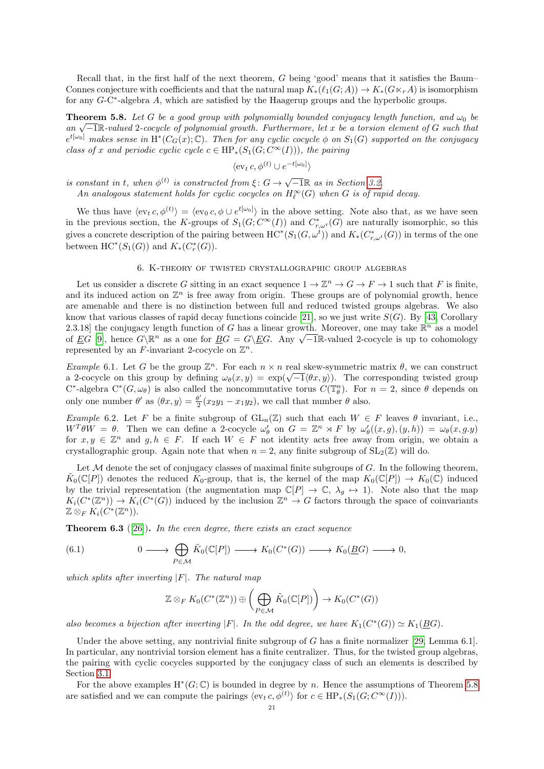Recall that, in the first half of the next theorem, $G$ being 'good' means that it satisfies the Baum–Connes conjecture with coefficients and that the natural map $K_*(\ell_1(G; A)) \to K_*(G \ltimes_r A)$ is isomorphism for any $G$-C*-algebra $A$, which are satisfied by the Haagerup groups and the hyperbolic groups.

**Theorem 5.8.** *Let $G$ be a good group with polynomially bounded conjugacy length function, and $\omega_0$ be an $\sqrt{-1}\mathbb{R}$-valued 2-cocycle of polynomial growth. Furthermore, let $x$ be a torsion element of $G$ such that $e^{t[\omega_0]}$ makes sense in $\mathrm{H}^*(C_G(x); \mathbb{C})$. Then for any cyclic cocycle $\phi$ on $S_1(G)$ supported on the conjugacy class of $x$ and periodic cyclic cycle $c \in \mathrm{HP}_*(S_1(G; C^\infty(I)))$, the pairing*

$$\langle \mathrm{ev}_t\, c, \phi^{(t)} \cup e^{-t[\omega_0]} \rangle$$

*is constant in $t$, when $\phi^{(t)}$ is constructed from $\xi \colon G \to \sqrt{-1}\mathbb{R}$ as in Section 3.2.*

*An analogous statement holds for cyclic cocycles on $H^\infty_\ell(G)$ when $G$ is of rapid decay.*

We thus have $\langle \mathrm{ev}_t\, c, \phi^{(t)} \rangle = \langle \mathrm{ev}_0\, c, \phi \cup e^{t[\omega_0]} \rangle$ in the above setting. Note also that, as we have seen in the previous section, the $K$-groups of $S_1(G; C^\infty(I))$ and $C^*_{r,\omega^t}(G)$ are naturally isomorphic, so this gives a concrete description of the pairing between $\mathrm{HC}^*(S_1(G, \omega^t))$ and $K_*(C^*_{r,\omega^t}(G))$ in terms of the one between $\mathrm{HC}^*(S_1(G))$ and $K_*(C^*_r(G))$.

## 6. K-theory of twisted crystallographic group algebras

Let us consider a discrete $G$ sitting in an exact sequence $1 \to \mathbb{Z}^n \to G \to F \to 1$ such that $F$ is finite, and its induced action on $\mathbb{Z}^n$ is free away from origin. These groups are of polynomial growth, hence are amenable and there is no distinction between full and reduced twisted groups algebras. We also know that various classes of rapid decay functions coincide [21], so we just write $S(G)$. By [43, Corollary 2.3.18] the conjugacy length function of $G$ has a linear growth. Moreover, one may take $\mathbb{R}^n$ as a model of $\underline{E}G$ [9], hence $G\backslash\mathbb{R}^n$ as a one for $\underline{B}G = G\backslash\underline{E}G$. Any $\sqrt{-1}\mathbb{R}$-valued 2-cocycle is up to cohomology represented by an $F$-invariant 2-cocycle on $\mathbb{Z}^n$.

*Example* 6.1. Let $G$ be the group $\mathbb{Z}^n$. For each $n \times n$ real skew-symmetric matrix $\theta$, we can construct a 2-cocycle on this group by defining $\omega_\theta(x, y) = \exp(\sqrt{-1}\langle \theta x, y \rangle)$. The corresponding twisted group C*-algebra $\mathrm{C}^*(G, \omega_\theta)$ is also called the noncommutative torus $C(\mathbb{T}^n_\theta)$. For $n = 2$, since $\theta$ depends on only one number $\theta'$ as $\langle \theta x, y \rangle = \frac{\theta'}{2}(x_2 y_1 - x_1 y_2)$, we call that number $\theta$ also.

*Example* 6.2. Let $F$ be a finite subgroup of $\mathrm{GL}_n(\mathbb{Z})$ such that each $W \in F$ leaves $\theta$ invariant, i.e., $W^T \theta W = \theta$. Then we can define a 2-cocycle $\omega'_\theta$ on $G = \mathbb{Z}^n \rtimes F$ by $\omega'_\theta((x, g), (y, h)) = \omega_\theta(x, g.y)$ for $x, y \in \mathbb{Z}^n$ and $g, h \in F$. If each $W \in F$ not identity acts free away from origin, we obtain a crystallographic group. Again note that when $n = 2$, any finite subgroup of $\mathrm{SL}_2(\mathbb{Z})$ will do.

Let $\mathcal{M}$ denote the set of conjugacy classes of maximal finite subgroups of $G$. In the following theorem, $\tilde{K}_0(\mathbb{C}[P])$ denotes the reduced $K_0$-group, that is, the kernel of the map $K_0(\mathbb{C}[P]) \to K_0(\mathbb{C})$ induced by the trivial representation (the augmentation map $\mathbb{C}[P] \to \mathbb{C}$, $\lambda_g \mapsto 1$). Note also that the map $K_i(C^*(\mathbb{Z}^n)) \to K_i(C^*(G))$ induced by the inclusion $\mathbb{Z}^n \to G$ factors through the space of coinvariants $\mathbb{Z} \otimes_F K_i(C^*(\mathbb{Z}^n))$.

**Theorem 6.3** ([26])**.** *In the even degree, there exists an exact sequence*

$$0 \longrightarrow \bigoplus_{P \in \mathcal{M}} \tilde{K}_0(\mathbb{C}[P]) \longrightarrow K_0(C^*(G)) \longrightarrow K_0(\underline{B}G) \longrightarrow 0, \tag{6.1}$$

*which splits after inverting $|F|$. The natural map*

$$\mathbb{Z} \otimes_F K_0(C^*(\mathbb{Z}^n)) \oplus \Big( \bigoplus_{P \in \mathcal{M}} \tilde{K}_0(\mathbb{C}[P]) \Big) \to K_0(C^*(G))$$

*also becomes a bijection after inverting $|F|$. In the odd degree, we have $K_1(C^*(G)) \simeq K_1(\underline{B}G)$.*

Under the above setting, any nontrivial finite subgroup of $G$ has a finite normalizer [29, Lemma 6.1]. In particular, any nontrivial torsion element has a finite centralizer. Thus, for the twisted group algebras, the pairing with cyclic cocycles supported by the conjugacy class of such an elements is described by Section 3.1.

For the above examples $\mathrm{H}^*(G; \mathbb{C})$ is bounded in degree by $n$. Hence the assumptions of Theorem 5.8 are satisfied and we can compute the pairings $\langle \mathrm{ev}_t\, c, \phi^{(t)} \rangle$ for $c \in \mathrm{HP}_*(S_1(G; C^\infty(I)))$.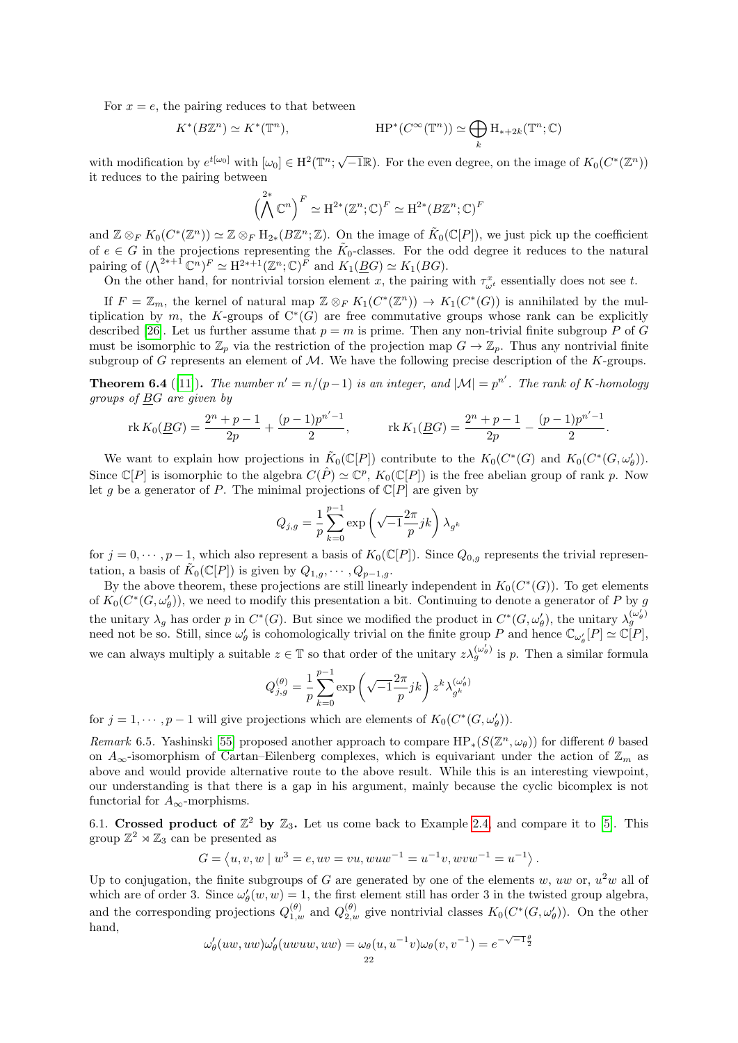For $x = e$, the pairing reduces to that between

$$K^*(B\mathbb{Z}^n) \simeq K^*(\mathbb{T}^n), \qquad\qquad \mathrm{HP}^*(C^\infty(\mathbb{T}^n)) \simeq \bigoplus_k \mathrm{H}_{*+2k}(\mathbb{T}^n;\mathbb{C})$$

with modification by $e^{t[\omega_0]}$ with $[\omega_0] \in \mathrm{H}^2(\mathbb{T}^n; \sqrt{-1}\mathbb{R})$. For the even degree, on the image of $K_0(C^*(\mathbb{Z}^n))$ it reduces to the pairing between

$$\Big(\bigwedge^{2*} \mathbb{C}^n\Big)^F \simeq \mathrm{H}^{2*}(\mathbb{Z}^n;\mathbb{C})^F \simeq \mathrm{H}^{2*}(B\mathbb{Z}^n;\mathbb{C})^F$$

and $\mathbb{Z} \otimes_F K_0(C^*(\mathbb{Z}^n)) \simeq \mathbb{Z} \otimes_F \mathrm{H}_{2*}(B\mathbb{Z}^n;\mathbb{Z})$. On the image of $\tilde{K}_0(\mathbb{C}[P])$, we just pick up the coefficient of $e \in G$ in the projections representing the $\tilde{K}_0$-classes. For the odd degree it reduces to the natural pairing of $(\bigwedge^{2*+1} \mathbb{C}^n)^F \simeq \mathrm{H}^{2*+1}(\mathbb{Z}^n;\mathbb{C})^F$ and $K_1(\underline{B}G) \simeq K_1(BG)$.

On the other hand, for nontrivial torsion element $x$, the pairing with $\tau^x_{\omega^t}$ essentially does not see $t$.

If $F = \mathbb{Z}_m$, the kernel of natural map $\mathbb{Z} \otimes_F K_1(C^*(\mathbb{Z}^n)) \to K_1(C^*(G))$ is annihilated by the multiplication by $m$, the $K$-groups of $\mathrm{C}^*(G)$ are free commutative groups whose rank can be explicitly described [26]. Let us further assume that $p = m$ is prime. Then any non-trivial finite subgroup $P$ of $G$ must be isomorphic to $\mathbb{Z}_p$ via the restriction of the projection map $G \to \mathbb{Z}_p$. Thus any nontrivial finite subgroup of $G$ represents an element of $\mathcal{M}$. We have the following precise description of the $K$-groups.

**Theorem 6.4** ([11])**.** *The number $n' = n/(p-1)$ is an integer, and $|\mathcal{M}| = p^{n'}$. The rank of $K$-homology groups of $\underline{B}G$ are given by*

$$\operatorname{rk} K_0(\underline{B}G) = \frac{2^n + p - 1}{2p} + \frac{(p-1)p^{n'-1}}{2}, \qquad\qquad \operatorname{rk} K_1(\underline{B}G) = \frac{2^n + p - 1}{2p} - \frac{(p-1)p^{n'-1}}{2}.$$

We want to explain how projections in $\tilde{K}_0(\mathbb{C}[P])$ contribute to the $K_0(C^*(G)$ and $K_0(C^*(G, \omega'_\theta))$. Since $\mathbb{C}[P]$ is isomorphic to the algebra $C(\hat{P}) \simeq \mathbb{C}^p$, $K_0(\mathbb{C}[P])$ is the free abelian group of rank $p$. Now let $g$ be a generator of $P$. The minimal projections of $\mathbb{C}[P]$ are given by

$$Q_{j,g} = \frac{1}{p}\sum_{k=0}^{p-1} \exp\left(\sqrt{-1}\frac{2\pi}{p} jk\right) \lambda_{g^k}$$

for $j = 0, \cdots, p-1$, which also represent a basis of $K_0(\mathbb{C}[P])$. Since $Q_{0,g}$ represents the trivial representation, a basis of $\tilde{K}_0(\mathbb{C}[P])$ is given by $Q_{1,g}, \cdots, Q_{p-1,g}$.

By the above theorem, these projections are still linearly independent in $K_0(C^*(G))$. To get elements of $K_0(C^*(G, \omega'_\theta))$, we need to modify this presentation a bit. Continuing to denote a generator of $P$ by $g$ the unitary $\lambda_g$ has order $p$ in $C^*(G)$. But since we modified the product in $C^*(G, \omega'_\theta)$, the unitary $\lambda_g^{(\omega'_\theta)}$ need not be so. Still, since $\omega'_\theta$ is cohomologically trivial on the finite group $P$ and hence $\mathbb{C}_{\omega'_\theta}[P] \simeq \mathbb{C}[P]$, we can always multiply a suitable $z \in \mathbb{T}$ so that order of the unitary $z\lambda_g^{(\omega'_\theta)}$ is $p$. Then a similar formula

$$Q^{(\theta)}_{j,g} = \frac{1}{p}\sum_{k=0}^{p-1} \exp\left(\sqrt{-1}\frac{2\pi}{p} jk\right) z^k \lambda^{(\omega'_\theta)}_{g^k}$$

for $j = 1, \cdots, p-1$ will give projections which are elements of $K_0(C^*(G, \omega'_\theta))$.

*Remark* 6.5. Yashinski [55] proposed another approach to compare $\mathrm{HP}_*(S(\mathbb{Z}^n, \omega_\theta))$ for different $\theta$ based on $A_\infty$-isomorphism of Cartan–Eilenberg complexes, which is equivariant under the action of $\mathbb{Z}_m$ as above and would provide alternative route to the above result. While this is an interesting viewpoint, our understanding is that there is a gap in his argument, mainly because the cyclic bicomplex is not functorial for $A_\infty$-morphisms.

6.1. **Crossed product of $\mathbb{Z}^2$ by $\mathbb{Z}_3$.** Let us come back to Example 2.4 and compare it to [5]. This group $\mathbb{Z}^2 \rtimes \mathbb{Z}_3$ can be presented as

$$G = \left\langle u, v, w \mid w^3 = e, uv = vu, wuw^{-1} = u^{-1}v, wvw^{-1} = u^{-1} \right\rangle.$$

Up to conjugation, the finite subgroups of $G$ are generated by one of the elements $w$, $uw$ or, $u^2w$ all of which are of order 3. Since $\omega'_\theta(w, w) = 1$, the first element still has order 3 in the twisted group algebra, and the corresponding projections $Q^{(\theta)}_{1,w}$ and $Q^{(\theta)}_{2,w}$ give nontrivial classes $K_0(C^*(G, \omega'_\theta))$. On the other hand,

$$\omega'_\theta(uw, uw)\omega'_\theta(uwuw, uw) = \omega_\theta(u, u^{-1}v)\omega_\theta(v, v^{-1}) = e^{-\sqrt{-1}\frac{\theta}{2}}$$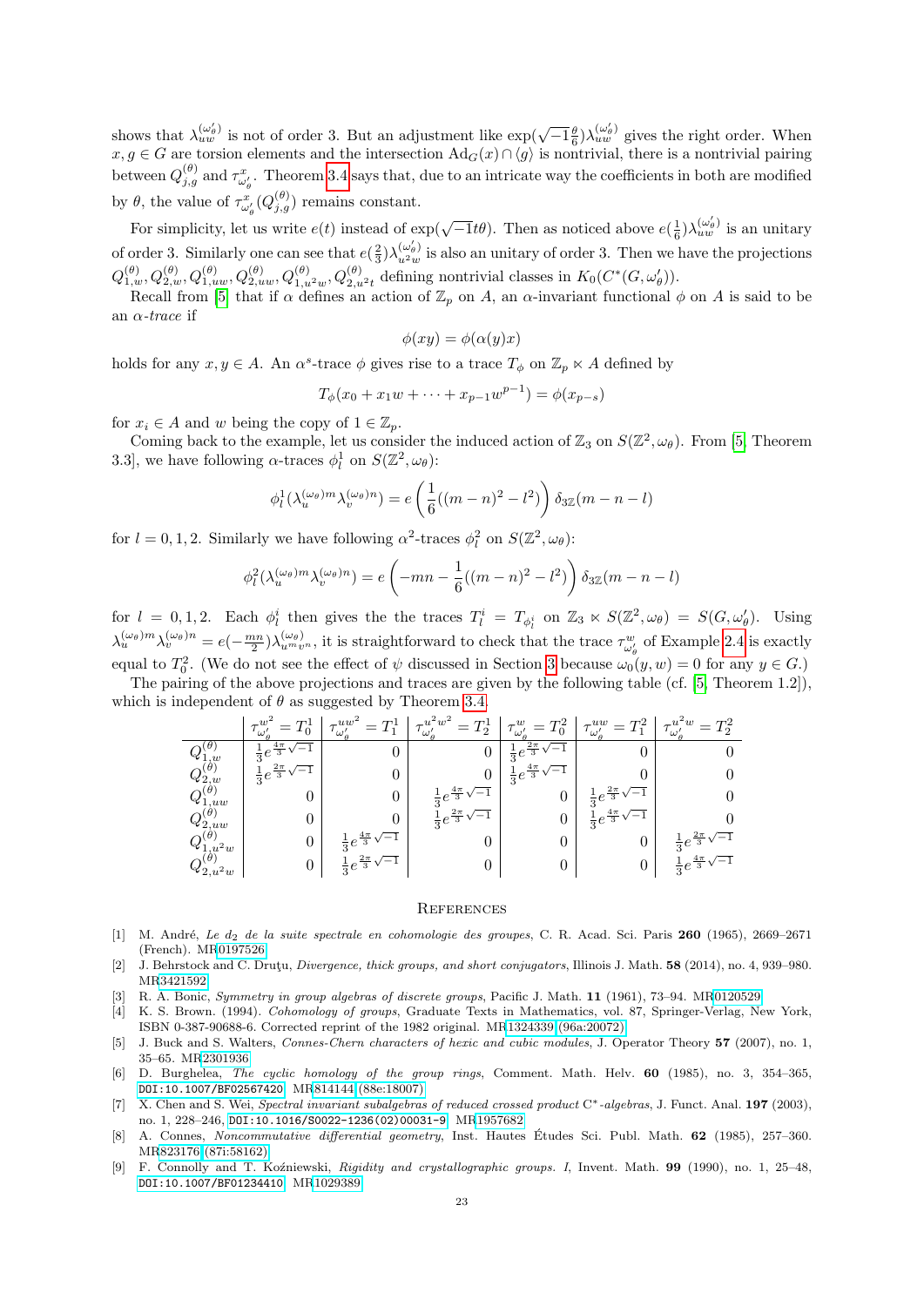shows that $\lambda_{uw}^{(\omega'_\theta)}$ is not of order 3. But an adjustment like $\exp(\sqrt{-1}\frac{\theta}{6})\lambda_{uw}^{(\omega'_\theta)}$ gives the right order. When $x, g \in G$ are torsion elements and the intersection $\mathrm{Ad}_G(x) \cap \langle g \rangle$ is nontrivial, there is a nontrivial pairing between $Q_{j,g}^{(\theta)}$ and $\tau_{\omega'_\theta}^{x}$. Theorem 3.4 says that, due to an intricate way the coefficients in both are modified by $\theta$, the value of $\tau_{\omega'_\theta}^{x}(Q_{j,g}^{(\theta)})$ remains constant.

For simplicity, let us write $e(t)$ instead of $\exp(\sqrt{-1}t\theta)$. Then as noticed above $e(\frac{1}{6})\lambda_{uw}^{(\omega'_\theta)}$ is an unitary of order 3. Similarly one can see that $e(\frac{2}{3})\lambda_{u^2w}^{(\omega'_\theta)}$ is also an unitary of order 3. Then we have the projections $Q_{1,w}^{(\theta)}, Q_{2,w}^{(\theta)}, Q_{1,uw}^{(\theta)}, Q_{2,uw}^{(\theta)}, Q_{1,u^2w}^{(\theta)}, Q_{2,u^2t}^{(\theta)}$ defining nontrivial classes in $K_0(C^*(G, \omega'_\theta))$.

Recall from [5] that if $\alpha$ defines an action of $\mathbb{Z}_p$ on $A$, an $\alpha$-invariant functional $\phi$ on $A$ is said to be an *$\alpha$-trace* if

$$\phi(xy) = \phi(\alpha(y)x)$$

holds for any $x, y \in A$. An $\alpha^s$-trace $\phi$ gives rise to a trace $T_\phi$ on $\mathbb{Z}_p \ltimes A$ defined by

$$T_\phi(x_0 + x_1 w + \cdots + x_{p-1}w^{p-1}) = \phi(x_{p-s})$$

for $x_i \in A$ and $w$ being the copy of $1 \in \mathbb{Z}_p$.

Coming back to the example, let us consider the induced action of $\mathbb{Z}_3$ on $S(\mathbb{Z}^2, \omega_\theta)$. From [5, Theorem 3.3], we have following $\alpha$-traces $\phi_l^1$ on $S(\mathbb{Z}^2, \omega_\theta)$:

$$\phi_l^1(\lambda_u^{(\omega_\theta)m}\lambda_v^{(\omega_\theta)n}) = e\left(\frac{1}{6}((m-n)^2 - l^2)\right)\delta_{3\mathbb{Z}}(m-n-l)$$

for $l = 0, 1, 2$. Similarly we have following $\alpha^2$-traces $\phi_l^2$ on $S(\mathbb{Z}^2, \omega_\theta)$:

$$\phi_l^2(\lambda_u^{(\omega_\theta)m}\lambda_v^{(\omega_\theta)n}) = e\left(-mn - \frac{1}{6}((m-n)^2 - l^2)\right)\delta_{3\mathbb{Z}}(m-n-l)$$

for $l = 0, 1, 2$. Each $\phi_l^i$ then gives the the traces $T_l^i = T_{\phi_l^i}$ on $\mathbb{Z}_3 \ltimes S(\mathbb{Z}^2, \omega_\theta) = S(G, \omega'_\theta)$. Using $\lambda_u^{(\omega_\theta)m}\lambda_v^{(\omega_\theta)n} = e(-\frac{mn}{2})\lambda_{u^m v^n}^{(\omega_\theta)}$, it is straightforward to check that the trace $\tau_{\omega'_\theta}^{w}$ of Example 2.4 is exactly equal to $T_0^2$. (We do not see the effect of $\psi$ discussed in Section 3 because $\omega_0(y, w) = 0$ for any $y \in G$.)

The pairing of the above projections and traces are given by the following table (cf. [5, Theorem 1.2]), which is independent of $\theta$ as suggested by Theorem 3.4.

| | $\tau_{\omega'_\theta}^{w^2} = T_0^1$ | $\tau_{\omega'_\theta}^{uw^2} = T_1^1$ | $\tau_{\omega'_\theta}^{u^2w^2} = T_2^1$ | $\tau_{\omega'_\theta}^{w} = T_0^2$ | $\tau_{\omega'_\theta}^{uw} = T_1^2$ | $\tau_{\omega'_\theta}^{u^2w} = T_2^2$ |
|---|---|---|---|---|---|---|
| $Q_{1,w}^{(\theta)}$ | $\frac{1}{3}e^{\frac{4\pi}{3}\sqrt{-1}}$ | 0 | 0 | $\frac{1}{3}e^{\frac{2\pi}{3}\sqrt{-1}}$ | 0 | 0 |
| $Q_{2,w}^{(\theta)}$ | $\frac{1}{3}e^{\frac{2\pi}{3}\sqrt{-1}}$ | 0 | 0 | $\frac{1}{3}e^{\frac{4\pi}{3}\sqrt{-1}}$ | 0 | 0 |
| $Q_{1,uw}^{(\theta)}$ | 0 | 0 | $\frac{1}{3}e^{\frac{4\pi}{3}\sqrt{-1}}$ | 0 | $\frac{1}{3}e^{\frac{2\pi}{3}\sqrt{-1}}$ | 0 |
| $Q_{2,uw}^{(\theta)}$ | 0 | 0 | $\frac{1}{3}e^{\frac{2\pi}{3}\sqrt{-1}}$ | 0 | $\frac{1}{3}e^{\frac{4\pi}{3}\sqrt{-1}}$ | 0 |
| $Q_{1,u^2w}^{(\theta)}$ | 0 | $\frac{1}{3}e^{\frac{4\pi}{3}\sqrt{-1}}$ | 0 | 0 | 0 | $\frac{1}{3}e^{\frac{2\pi}{3}\sqrt{-1}}$ |
| $Q_{2,u^2w}^{(\theta)}$ | 0 | $\frac{1}{3}e^{\frac{2\pi}{3}\sqrt{-1}}$ | 0 | 0 | 0 | $\frac{1}{3}e^{\frac{4\pi}{3}\sqrt{-1}}$ |

## References

[1] M. André, *Le $d_2$ de la suite spectrale en cohomologie des groupes*, C. R. Acad. Sci. Paris **260** (1965), 2669–2671 (French). MR0197526

[2] J. Behrstock and C. Druţu, *Divergence, thick groups, and short conjugators*, Illinois J. Math. **58** (2014), no. 4, 939–980. MR3421592

[3] R. A. Bonic, *Symmetry in group algebras of discrete groups*, Pacific J. Math. **11** (1961), 73–94. MR0120529

[4] K. S. Brown. (1994). *Cohomology of groups*, Graduate Texts in Mathematics, vol. 87, Springer-Verlag, New York, ISBN 0-387-90688-6. Corrected reprint of the 1982 original. MR1324339 (96a:20072)

[5] J. Buck and S. Walters, *Connes-Chern characters of hexic and cubic modules*, J. Operator Theory **57** (2007), no. 1, 35–65. MR2301936

[6] D. Burghelea, *The cyclic homology of the group rings*, Comment. Math. Helv. **60** (1985), no. 3, 354–365, DOI:10.1007/BF02567420. MR814144 (88e:18007)

[7] X. Chen and S. Wei, *Spectral invariant subalgebras of reduced crossed product C\*-algebras*, J. Funct. Anal. **197** (2003), no. 1, 228–246, DOI:10.1016/S0022-1236(02)00031-9. MR1957682

[8] A. Connes, *Noncommutative differential geometry*, Inst. Hautes Études Sci. Publ. Math. **62** (1985), 257–360. MR823176 (87i:58162)

[9] F. Connolly and T. Koźniewski, *Rigidity and crystallographic groups. I*, Invent. Math. **99** (1990), no. 1, 25–48, DOI:10.1007/BF01234410. MR1029389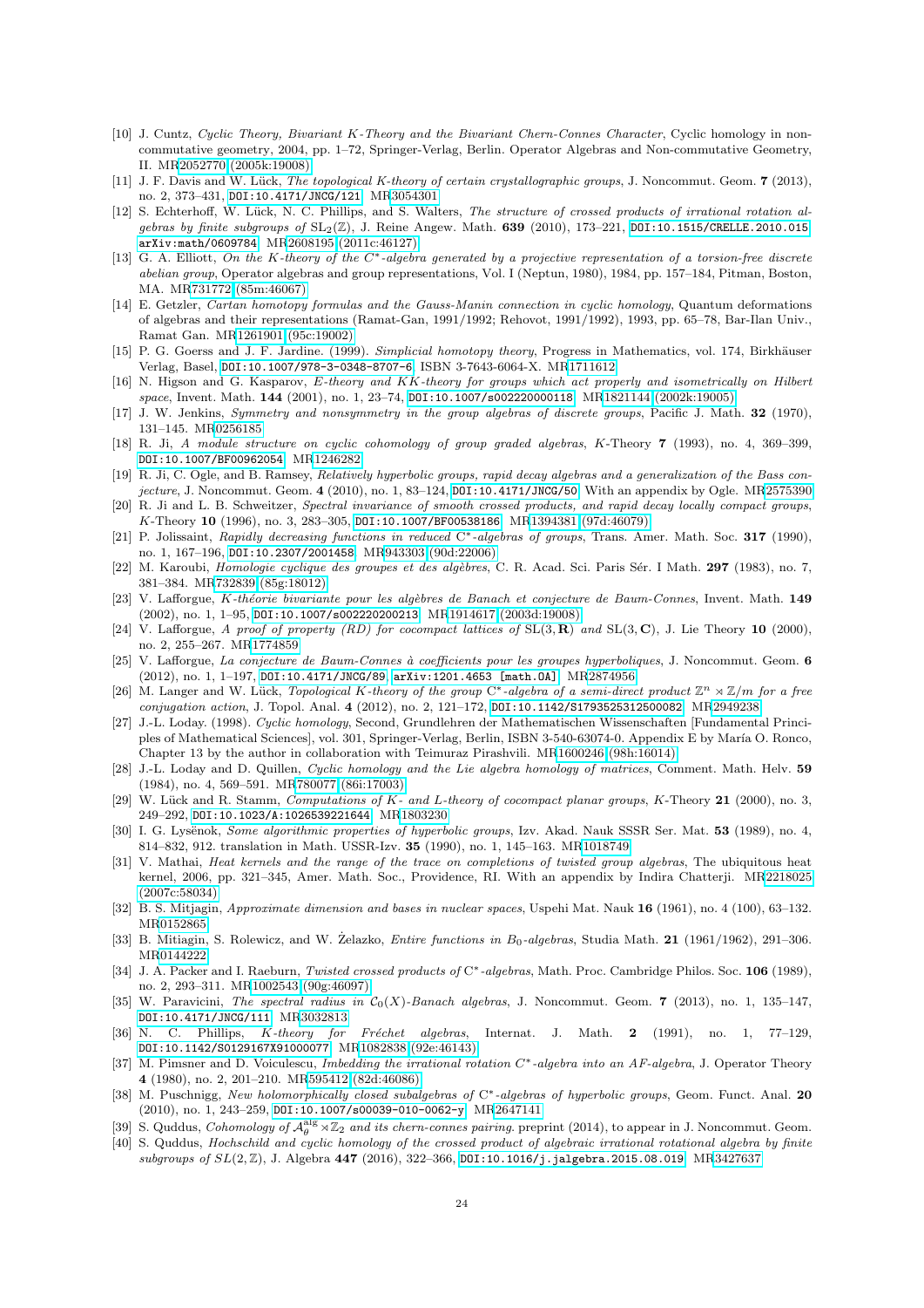[10] J. Cuntz, *Cyclic Theory, Bivariant K-Theory and the Bivariant Chern-Connes Character*, Cyclic homology in non-commutative geometry, 2004, pp. 1–72, Springer-Verlag, Berlin. Operator Algebras and Non-commutative Geometry, II. MR2052770 (2005k:19008)

[11] J. F. Davis and W. Lück, *The topological K-theory of certain crystallographic groups*, J. Noncommut. Geom. **7** (2013), no. 2, 373–431, DOI:10.4171/JNCG/121. MR3054301

[12] S. Echterhoff, W. Lück, N. C. Phillips, and S. Walters, *The structure of crossed products of irrational rotation algebras by finite subgroups of* $\mathrm{SL}_2(\mathbb{Z})$, J. Reine Angew. Math. **639** (2010), 173–221, DOI:10.1515/CRELLE.2010.015, arXiv:math/0609784. MR2608195 (2011c:46127)

[13] G. A. Elliott, *On the K-theory of the* $C^*$*-algebra generated by a projective representation of a torsion-free discrete abelian group*, Operator algebras and group representations, Vol. I (Neptun, 1980), 1984, pp. 157–184, Pitman, Boston, MA. MR731772 (85m:46067)

[14] E. Getzler, *Cartan homotopy formulas and the Gauss-Manin connection in cyclic homology*, Quantum deformations of algebras and their representations (Ramat-Gan, 1991/1992; Rehovot, 1991/1992), 1993, pp. 65–78, Bar-Ilan Univ., Ramat Gan. MR1261901 (95c:19002)

[15] P. G. Goerss and J. F. Jardine. (1999). *Simplicial homotopy theory*, Progress in Mathematics, vol. 174, Birkhäuser Verlag, Basel, DOI:10.1007/978-3-0348-8707-6. ISBN 3-7643-6064-X. MR1711612

[16] N. Higson and G. Kasparov, *E-theory and KK-theory for groups which act properly and isometrically on Hilbert space*, Invent. Math. **144** (2001), no. 1, 23–74, DOI:10.1007/s002220000118. MR1821144 (2002k:19005)

[17] J. W. Jenkins, *Symmetry and nonsymmetry in the group algebras of discrete groups*, Pacific J. Math. **32** (1970), 131–145. MR0256185

[18] R. Ji, *A module structure on cyclic cohomology of group graded algebras*, K-Theory **7** (1993), no. 4, 369–399, DOI:10.1007/BF00962054. MR1246282

[19] R. Ji, C. Ogle, and B. Ramsey, *Relatively hyperbolic groups, rapid decay algebras and a generalization of the Bass conjecture*, J. Noncommut. Geom. **4** (2010), no. 1, 83–124, DOI:10.4171/JNCG/50. With an appendix by Ogle. MR2575390

[20] R. Ji and L. B. Schweitzer, *Spectral invariance of smooth crossed products, and rapid decay locally compact groups*, K-Theory **10** (1996), no. 3, 283–305, DOI:10.1007/BF00538186. MR1394381 (97d:46079)

[21] P. Jolissaint, *Rapidly decreasing functions in reduced* $\mathrm{C}^*$*-algebras of groups*, Trans. Amer. Math. Soc. **317** (1990), no. 1, 167–196, DOI:10.2307/2001458. MR943303 (90d:22006)

[22] M. Karoubi, *Homologie cyclique des groupes et des algèbres*, C. R. Acad. Sci. Paris Sér. I Math. **297** (1983), no. 7, 381–384. MR732839 (85g:18012)

[23] V. Lafforgue, *K-théorie bivariante pour les algèbres de Banach et conjecture de Baum-Connes*, Invent. Math. **149** (2002), no. 1, 1–95, DOI:10.1007/s002220200213. MR1914617 (2003d:19008)

[24] V. Lafforgue, *A proof of property (RD) for cocompact lattices of* $\mathrm{SL}(3,\mathbf{R})$ *and* $\mathrm{SL}(3,\mathbf{C})$, J. Lie Theory **10** (2000), no. 2, 255–267. MR1774859

[25] V. Lafforgue, *La conjecture de Baum-Connes à coefficients pour les groupes hyperboliques*, J. Noncommut. Geom. **6** (2012), no. 1, 1–197, DOI:10.4171/JNCG/89, arXiv:1201.4653 [math.OA]. MR2874956

[26] M. Langer and W. Lück, *Topological K-theory of the group* $\mathrm{C}^*$*-algebra of a semi-direct product* $\mathbb{Z}^n \rtimes \mathbb{Z}/m$ *for a free conjugation action*, J. Topol. Anal. **4** (2012), no. 2, 121–172, DOI:10.1142/S1793525312500082. MR2949238

[27] J.-L. Loday. (1998). *Cyclic homology*, Second, Grundlehren der Mathematischen Wissenschaften [Fundamental Principles of Mathematical Sciences], vol. 301, Springer-Verlag, Berlin, ISBN 3-540-63074-0. Appendix E by María O. Ronco, Chapter 13 by the author in collaboration with Teimuraz Pirashvili. MR1600246 (98h:16014)

[28] J.-L. Loday and D. Quillen, *Cyclic homology and the Lie algebra homology of matrices*, Comment. Math. Helv. **59** (1984), no. 4, 569–591. MR780077 (86i:17003)

[29] W. Lück and R. Stamm, *Computations of K- and L-theory of cocompact planar groups*, K-Theory **21** (2000), no. 3, 249–292, DOI:10.1023/A:1026539221644. MR1803230

[30] I. G. Lysënok, *Some algorithmic properties of hyperbolic groups*, Izv. Akad. Nauk SSSR Ser. Mat. **53** (1989), no. 4, 814–832, 912. translation in Math. USSR-Izv. **35** (1990), no. 1, 145–163. MR1018749

[31] V. Mathai, *Heat kernels and the range of the trace on completions of twisted group algebras*, The ubiquitous heat kernel, 2006, pp. 321–345, Amer. Math. Soc., Providence, RI. With an appendix by Indira Chatterji. MR2218025 (2007c:58034)

[32] B. S. Mitjagin, *Approximate dimension and bases in nuclear spaces*, Uspehi Mat. Nauk **16** (1961), no. 4 (100), 63–132. MR0152865

[33] B. Mitiagin, S. Rolewicz, and W. Żelazko, *Entire functions in* $B_0$*-algebras*, Studia Math. **21** (1961/1962), 291–306. MR0144222

[34] J. A. Packer and I. Raeburn, *Twisted crossed products of* $\mathrm{C}^*$*-algebras*, Math. Proc. Cambridge Philos. Soc. **106** (1989), no. 2, 293–311. MR1002543 (90g:46097)

[35] W. Paravicini, *The spectral radius in* $\mathcal{C}_0(X)$*-Banach algebras*, J. Noncommut. Geom. **7** (2013), no. 1, 135–147, DOI:10.4171/JNCG/111. MR3032813

[36] N. C. Phillips, *K-theory for Fréchet algebras*, Internat. J. Math. **2** (1991), no. 1, 77–129, DOI:10.1142/S0129167X91000077. MR1082838 (92e:46143)

[37] M. Pimsner and D. Voiculescu, *Imbedding the irrational rotation* $C^*$*-algebra into an AF-algebra*, J. Operator Theory **4** (1980), no. 2, 201–210. MR595412 (82d:46086)

[38] M. Puschnigg, *New holomorphically closed subalgebras of* $\mathrm{C}^*$*-algebras of hyperbolic groups*, Geom. Funct. Anal. **20** (2010), no. 1, 243–259, DOI:10.1007/s00039-010-0062-y. MR2647141

[39] S. Quddus, *Cohomology of* $\mathcal{A}_\theta^{\mathrm{alg}} \rtimes \mathbb{Z}_2$ *and its chern-connes pairing*. preprint (2014), to appear in J. Noncommut. Geom.

[40] S. Quddus, *Hochschild and cyclic homology of the crossed product of algebraic irrational rotational algebra by finite subgroups of* $SL(2,\mathbb{Z})$, J. Algebra **447** (2016), 322–366, DOI:10.1016/j.jalgebra.2015.08.019. MR3427637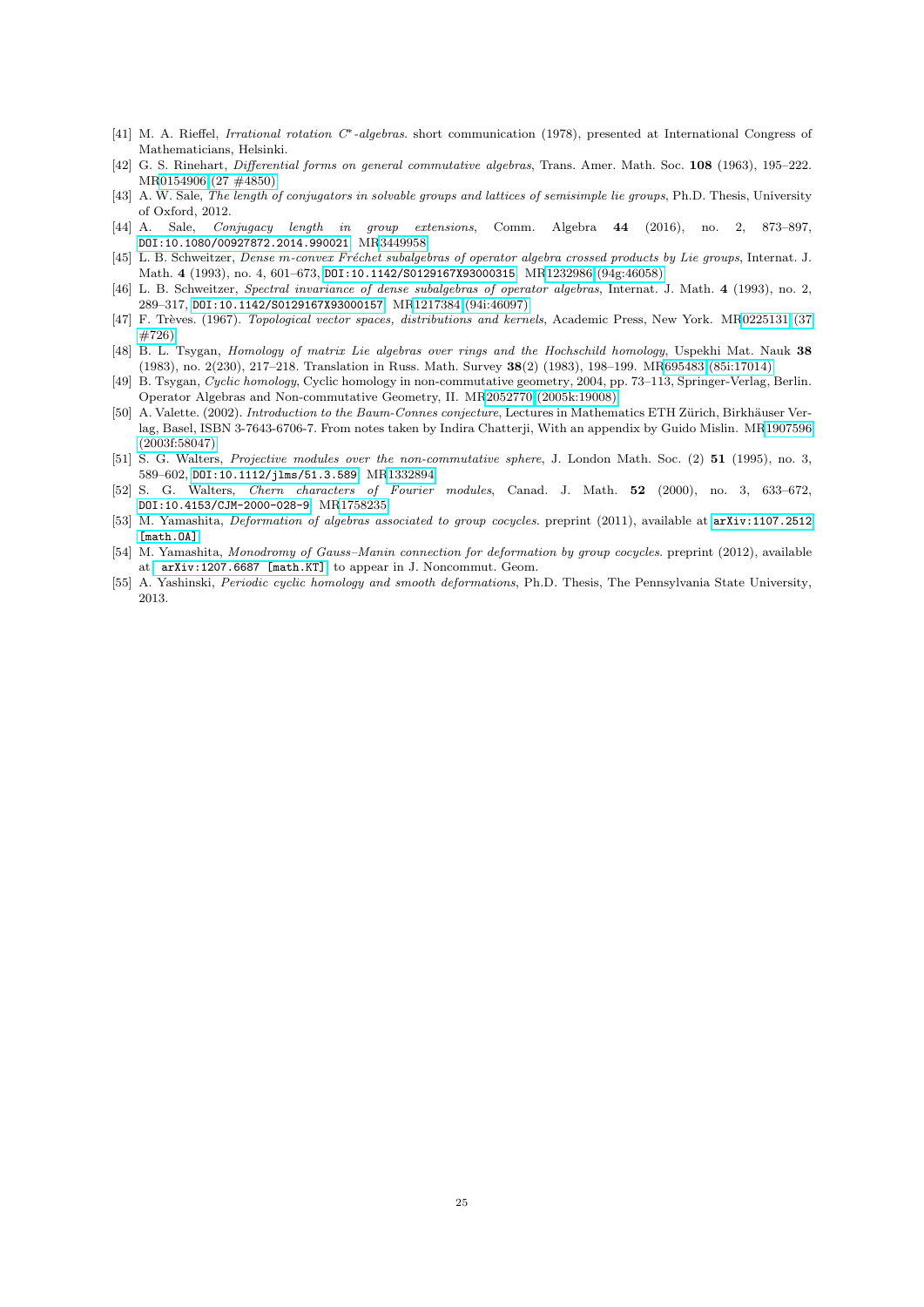[41] M. A. Rieffel, *Irrational rotation $C^*$-algebras*. short communication (1978), presented at International Congress of Mathematicians, Helsinki.

[42] G. S. Rinehart, *Differential forms on general commutative algebras*, Trans. Amer. Math. Soc. **108** (1963), 195–222. MR0154906 (27 #4850)

[43] A. W. Sale, *The length of conjugators in solvable groups and lattices of semisimple lie groups*, Ph.D. Thesis, University of Oxford, 2012.

[44] A. Sale, *Conjugacy length in group extensions*, Comm. Algebra **44** (2016), no. 2, 873–897, DOI:10.1080/00927872.2014.990021. MR3449958

[45] L. B. Schweitzer, *Dense m-convex Fréchet subalgebras of operator algebra crossed products by Lie groups*, Internat. J. Math. **4** (1993), no. 4, 601–673, DOI:10.1142/S0129167X93000315. MR1232986 (94g:46058)

[46] L. B. Schweitzer, *Spectral invariance of dense subalgebras of operator algebras*, Internat. J. Math. **4** (1993), no. 2, 289–317, DOI:10.1142/S0129167X93000157. MR1217384 (94i:46097)

[47] F. Trèves. (1967). *Topological vector spaces, distributions and kernels*, Academic Press, New York. MR0225131 (37 #726)

[48] B. L. Tsygan, *Homology of matrix Lie algebras over rings and the Hochschild homology*, Uspekhi Mat. Nauk **38** (1983), no. 2(230), 217–218. Translation in Russ. Math. Survey **38**(2) (1983), 198–199. MR695483 (85i:17014)

[49] B. Tsygan, *Cyclic homology*, Cyclic homology in non-commutative geometry, 2004, pp. 73–113, Springer-Verlag, Berlin. Operator Algebras and Non-commutative Geometry, II. MR2052770 (2005k:19008)

[50] A. Valette. (2002). *Introduction to the Baum-Connes conjecture*, Lectures in Mathematics ETH Zürich, Birkhäuser Verlag, Basel, ISBN 3-7643-6706-7. From notes taken by Indira Chatterji, With an appendix by Guido Mislin. MR1907596 (2003f:58047)

[51] S. G. Walters, *Projective modules over the non-commutative sphere*, J. London Math. Soc. (2) **51** (1995), no. 3, 589–602, DOI:10.1112/jlms/51.3.589. MR1332894

[52] S. G. Walters, *Chern characters of Fourier modules*, Canad. J. Math. **52** (2000), no. 3, 633–672, DOI:10.4153/CJM-2000-028-9. MR1758235

[53] M. Yamashita, *Deformation of algebras associated to group cocycles*. preprint (2011), available at arXiv:1107.2512 [math.OA].

[54] M. Yamashita, *Monodromy of Gauss–Manin connection for deformation by group cocycles*. preprint (2012), available at arXiv:1207.6687 [math.KT], to appear in J. Noncommut. Geom.

[55] A. Yashinski, *Periodic cyclic homology and smooth deformations*, Ph.D. Thesis, The Pennsylvania State University, 2013.